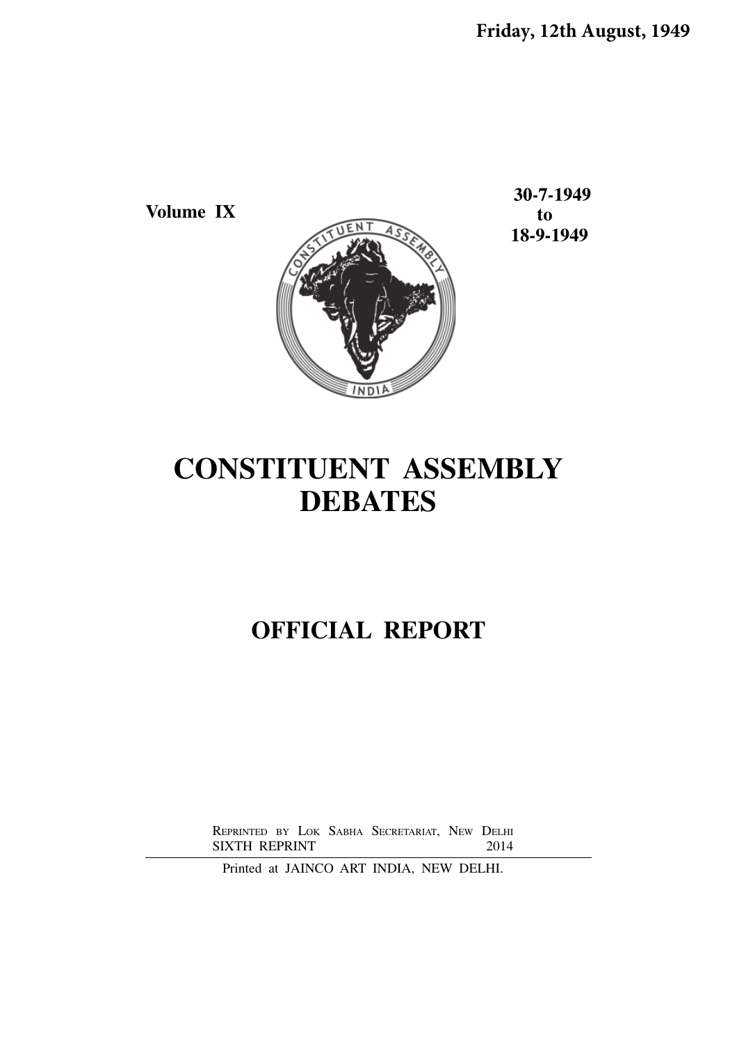**Friday, 12th August, 1949**

**Volume IX**

**30-7-1949**
**to**
**18-9-1949**

# CONSTITUENT ASSEMBLY DEBATES

## OFFICIAL REPORT

REPRINTED BY LOK SABHA SECRETARIAT, NEW DELHI
SIXTH REPRINT 2014

Printed at JAINCO ART INDIA, NEW DELHI.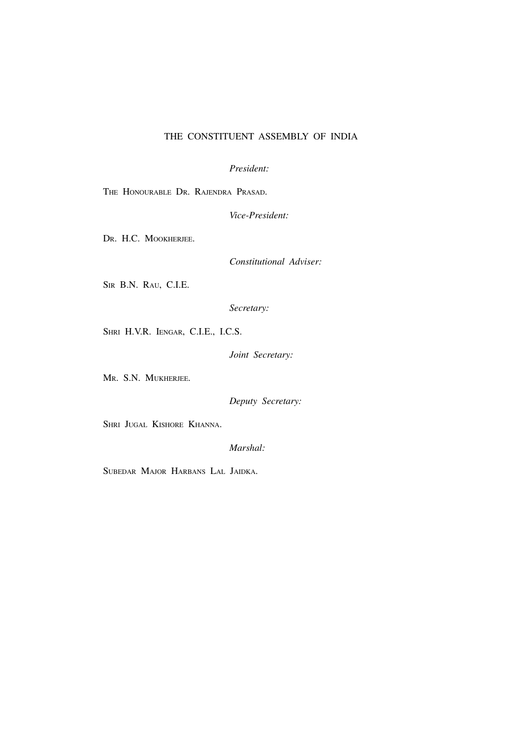# THE CONSTITUENT ASSEMBLY OF INDIA

*President:*

THE HONOURABLE DR. RAJENDRA PRASAD.

*Vice-President:*

DR. H.C. MOOKHERJEE.

*Constitutional Adviser:*

SIR B.N. RAU, C.I.E.

*Secretary:*

SHRI H.V.R. IENGAR, C.I.E., I.C.S.

*Joint Secretary:*

MR. S.N. MUKHERJEE.

*Deputy Secretary:*

SHRI JUGAL KISHORE KHANNA.

*Marshal:*

SUBEDAR MAJOR HARBANS LAL JAIDKA.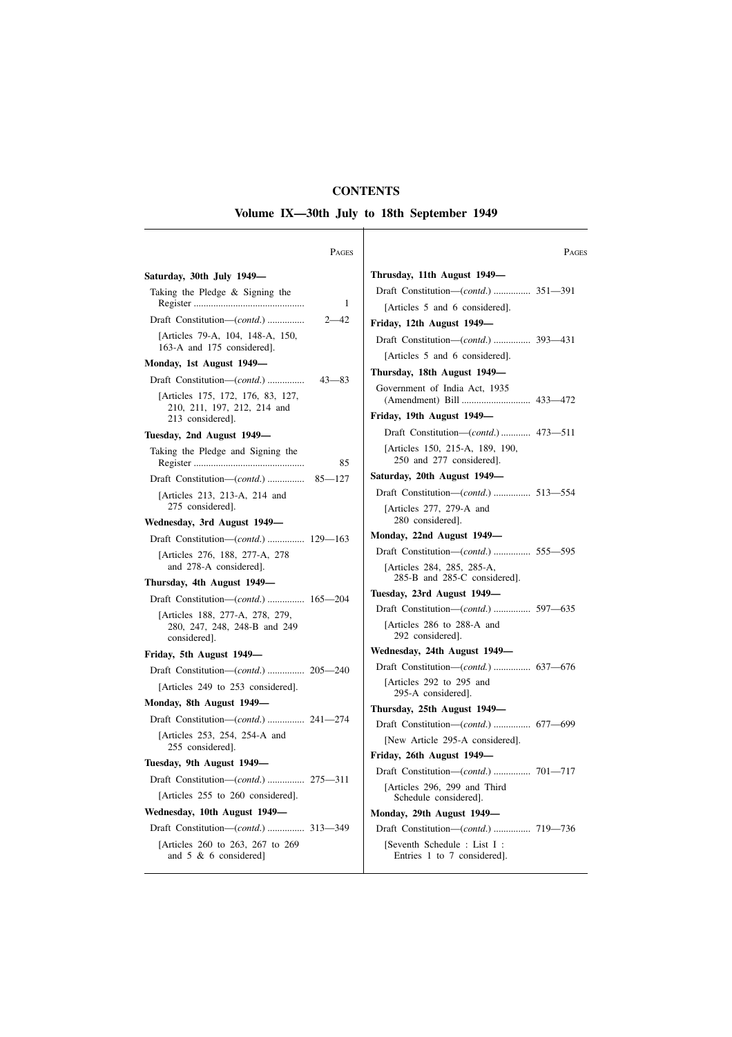# CONTENTS

## Volume IX—30th July to 18th September 1949

| | PAGES |
|---|---|
| **Saturday, 30th July 1949—** | |
| Taking the Pledge & Signing the Register | 1 |
| Draft Constitution—(*contd.*) | 2—42 |
| [Articles 79-A, 104, 148-A, 150, 163-A and 175 considered]. | |
| **Monday, 1st August 1949—** | |
| Draft Constitution—(*contd.*) | 43—83 |
| [Articles 175, 172, 176, 83, 127, 210, 211, 197, 212, 214 and 213 considered]. | |
| **Tuesday, 2nd August 1949—** | |
| Taking the Pledge and Signing the Register | 85 |
| Draft Constitution—(*contd.*) | 85—127 |
| [Articles 213, 213-A, 214 and 275 considered]. | |
| **Wednesday, 3rd August 1949—** | |
| Draft Constitution—(*contd.*) | 129—163 |
| [Articles 276, 188, 277-A, 278 and 278-A considered]. | |
| **Thursday, 4th August 1949—** | |
| Draft Constitution—(*contd.*) | 165—204 |
| [Articles 188, 277-A, 278, 279, 280, 247, 248, 248-B and 249 considered]. | |
| **Friday, 5th August 1949—** | |
| Draft Constitution—(*contd.*) | 205—240 |
| [Articles 249 to 253 considered]. | |
| **Monday, 8th August 1949—** | |
| Draft Constitution—(*contd.*) | 241—274 |
| [Articles 253, 254, 254-A and 255 considered]. | |
| **Tuesday, 9th August 1949—** | |
| Draft Constitution—(*contd.*) | 275—311 |
| [Articles 255 to 260 considered]. | |
| **Wednesday, 10th August 1949—** | |
| Draft Constitution—(*contd.*) | 313—349 |
| [Articles 260 to 263, 267 to 269 and 5 & 6 considered] | |
| **Thursday, 11th August 1949—** | |
| Draft Constitution—(*contd.*) | 351—391 |
| [Articles 5 and 6 considered]. | |
| **Friday, 12th August 1949—** | |
| Draft Constitution—(*contd.*) | 393—431 |
| [Articles 5 and 6 considered]. | |
| **Thursday, 18th August 1949—** | |
| Government of India Act, 1935 (Amendment) Bill | 433—472 |
| **Friday, 19th August 1949—** | |
| Draft Constitution—(*contd.*) | 473—511 |
| [Articles 150, 215-A, 189, 190, 250 and 277 considered]. | |
| **Saturday, 20th August 1949—** | |
| Draft Constitution—(*contd.*) | 513—554 |
| [Articles 277, 279-A and 280 considered]. | |
| **Monday, 22nd August 1949—** | |
| Draft Constitution—(*contd.*) | 555—595 |
| [Articles 284, 285, 285-A, 285-B and 285-C considered]. | |
| **Tuesday, 23rd August 1949—** | |
| Draft Constitution—(*contd.*) | 597—635 |
| [Articles 286 to 288-A and 292 considered]. | |
| **Wednesday, 24th August 1949—** | |
| Draft Constitution—(*contd.*) | 637—676 |
| [Articles 292 to 295 and 295-A considered]. | |
| **Thursday, 25th August 1949—** | |
| Draft Constitution—(*contd.*) | 677—699 |
| [New Article 295-A considered]. | |
| **Friday, 26th August 1949—** | |
| Draft Constitution—(*contd.*) | 701—717 |
| [Articles 296, 299 and Third Schedule considered]. | |
| **Monday, 29th August 1949—** | |
| Draft Constitution—(*contd.*) | 719—736 |
| [Seventh Schedule : List I : Entries 1 to 7 considered]. | |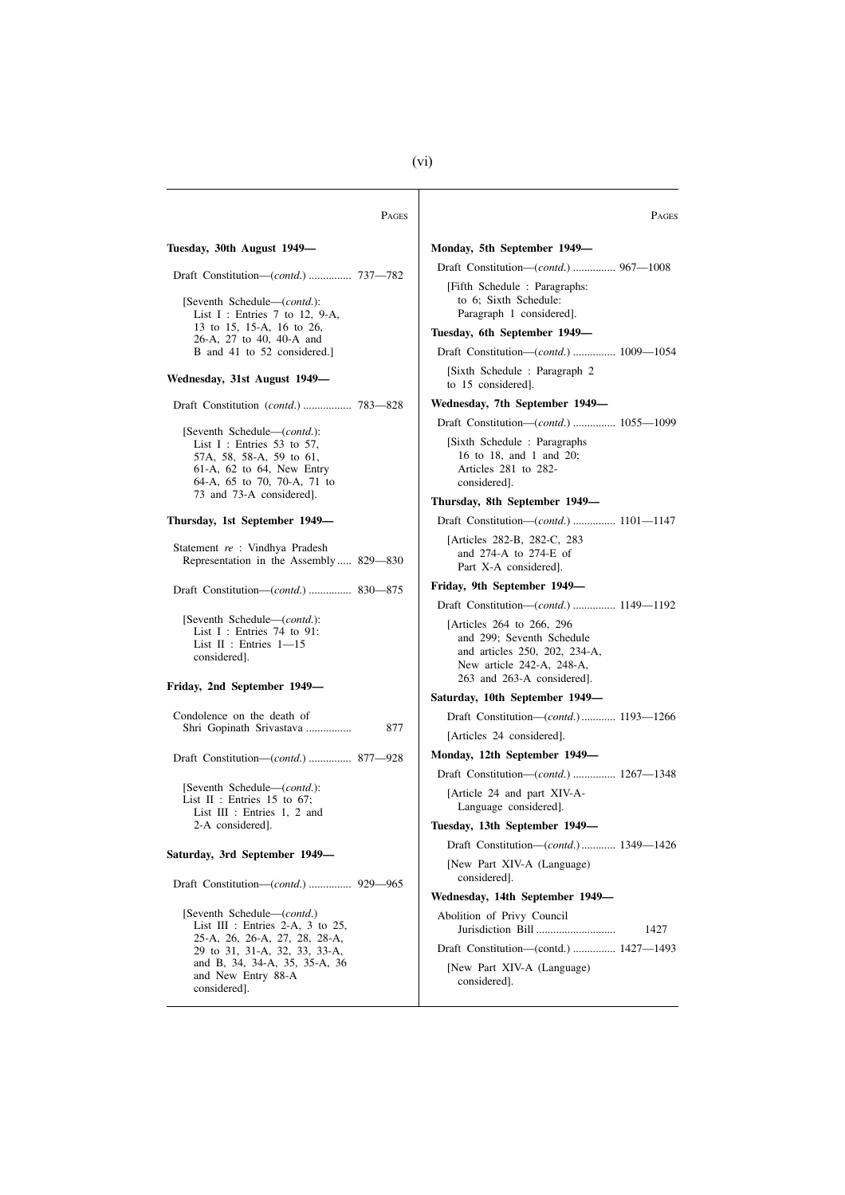| | PAGES |
|---|---|
| **Tuesday, 30th August 1949—** | |
| Draft Constitution—(*contd.*) | 737—782 |
| [Seventh Schedule—(*contd.*): List I : Entries 7 to 12, 9-A, 13 to 15, 15-A, 16 to 26, 26-A, 27 to 40, 40-A and B and 41 to 52 considered.] | |
| **Wednesday, 31st August 1949—** | |
| Draft Constitution (*contd.*) | 783—828 |
| [Seventh Schedule—(*contd.*): List I : Entries 53 to 57, 57A, 58, 58-A, 59 to 61, 61-A, 62 to 64, New Entry 64-A, 65 to 70, 70-A, 71 to 73 and 73-A considered]. | |
| **Thursday, 1st September 1949—** | |
| Statement *re* : Vindhya Pradesh Representation in the Assembly | 829—830 |
| Draft Constitution—(*contd.*) | 830—875 |
| [Seventh Schedule—(*contd.*): List I : Entries 74 to 91: List II : Entries 1—15 considered]. | |
| **Friday, 2nd September 1949—** | |
| Condolence on the death of Shri Gopinath Srivastava | 877 |
| Draft Constitution—(*contd.*) | 877—928 |
| [Seventh Schedule—(*contd.*): List II : Entries 15 to 67; List III : Entries 1, 2 and 2-A considered]. | |
| **Saturday, 3rd September 1949—** | |
| Draft Constitution—(*contd.*) | 929—965 |
| [Seventh Schedule—(*contd.*) List III : Entries 2-A, 3 to 25, 25-A, 26, 26-A, 27, 28, 28-A, 29 to 31, 31-A, 32, 33, 33-A, and B, 34, 34-A, 35, 35-A, 36 and New Entry 88-A considered]. | |
| **Monday, 5th September 1949—** | |
| Draft Constitution—(*contd.*) | 967—1008 |
| [Fifth Schedule : Paragraphs: to 6; Sixth Schedule: Paragraph 1 considered]. | |
| **Tuesday, 6th September 1949—** | |
| Draft Constitution—(*contd.*) | 1009—1054 |
| [Sixth Schedule : Paragraph 2 to 15 considered]. | |
| **Wednesday, 7th September 1949—** | |
| Draft Constitution—(*contd.*) | 1055—1099 |
| [Sixth Schedule : Paragraphs 16 to 18, and 1 and 20; Articles 281 to 282- considered]. | |
| **Thursday, 8th September 1949—** | |
| Draft Constitution—(*contd.*) | 1101—1147 |
| [Articles 282-B, 282-C, 283 and 274-A to 274-E of Part X-A considered]. | |
| **Friday, 9th September 1949—** | |
| Draft Constitution—(*contd.*) | 1149—1192 |
| [Articles 264 to 266, 296 and 299; Seventh Schedule and articles 250, 202, 234-A, New article 242-A, 248-A, 263 and 263-A considered]. | |
| **Saturday, 10th September 1949—** | |
| Draft Constitution—(*contd.*) | 1193—1266 |
| [Articles 24 considered]. | |
| **Monday, 12th September 1949—** | |
| Draft Constitution—(*contd.*) | 1267—1348 |
| [Article 24 and part XIV-A- Language considered]. | |
| **Tuesday, 13th September 1949—** | |
| Draft Constitution—(*contd.*) | 1349—1426 |
| [New Part XIV-A (Language) considered]. | |
| **Wednesday, 14th September 1949—** | |
| Abolition of Privy Council Jurisdiction Bill | 1427 |
| Draft Constitution—(contd.) | 1427—1493 |
| [New Part XIV-A (Language) considered]. | |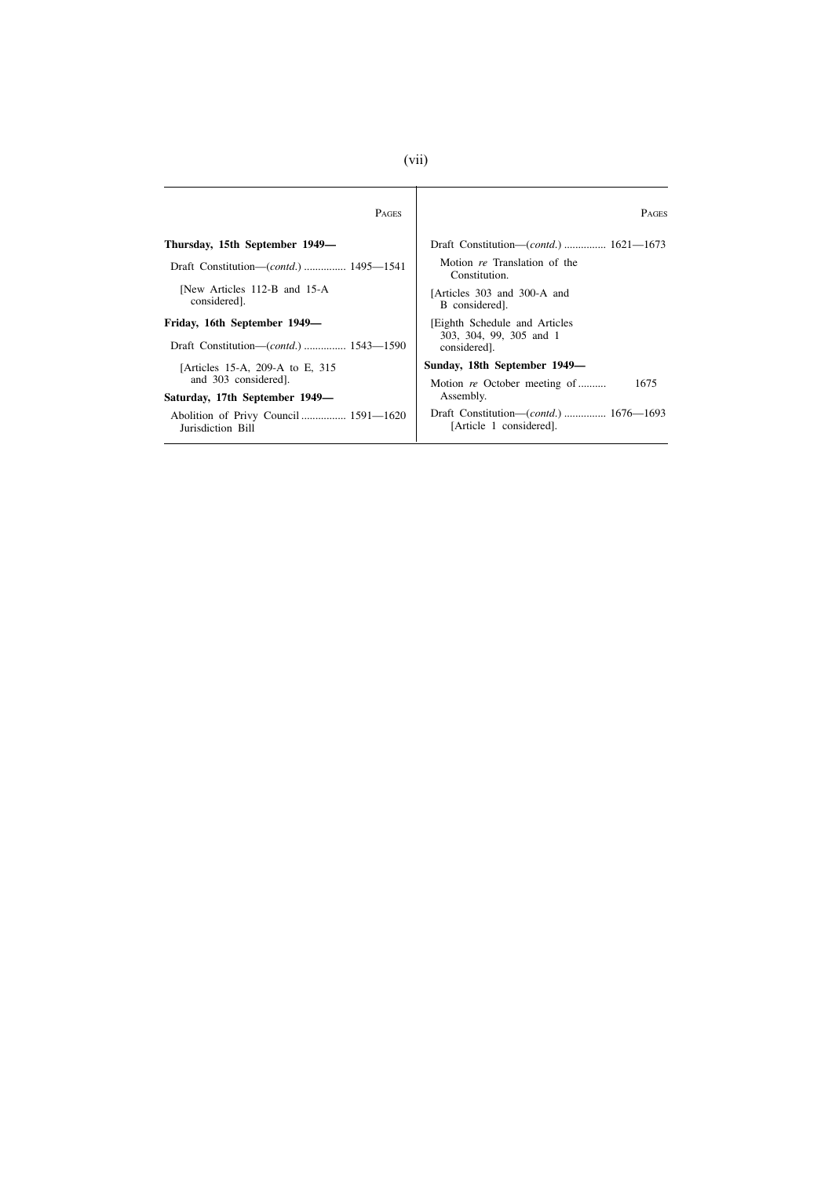| | PAGES |
|---|---|
| **Thursday, 15th September 1949—** | |
| Draft Constitution—(*contd.*) .............. | 1495—1541 |
| [New Articles 112-B and 15-A considered]. | |
| **Friday, 16th September 1949—** | |
| Draft Constitution—(*contd.*) .............. | 1543—1590 |
| [Articles 15-A, 209-A to E, 315 and 303 considered]. | |
| **Saturday, 17th September 1949—** | |
| Abolition of Privy Council Jurisdiction Bill ............... | 1591—1620 |
| Draft Constitution—(*contd.*) .............. | 1621—1673 |
| Motion *re* Translation of the Constitution. | |
| [Articles 303 and 300-A and B considered]. | |
| [Eighth Schedule and Articles 303, 304, 99, 305 and 1 considered]. | |
| **Sunday, 18th September 1949—** | |
| Motion *re* October meeting of Assembly. .......... | 1675 |
| Draft Constitution—(*contd.*) .............. [Article 1 considered]. | 1676—1693 |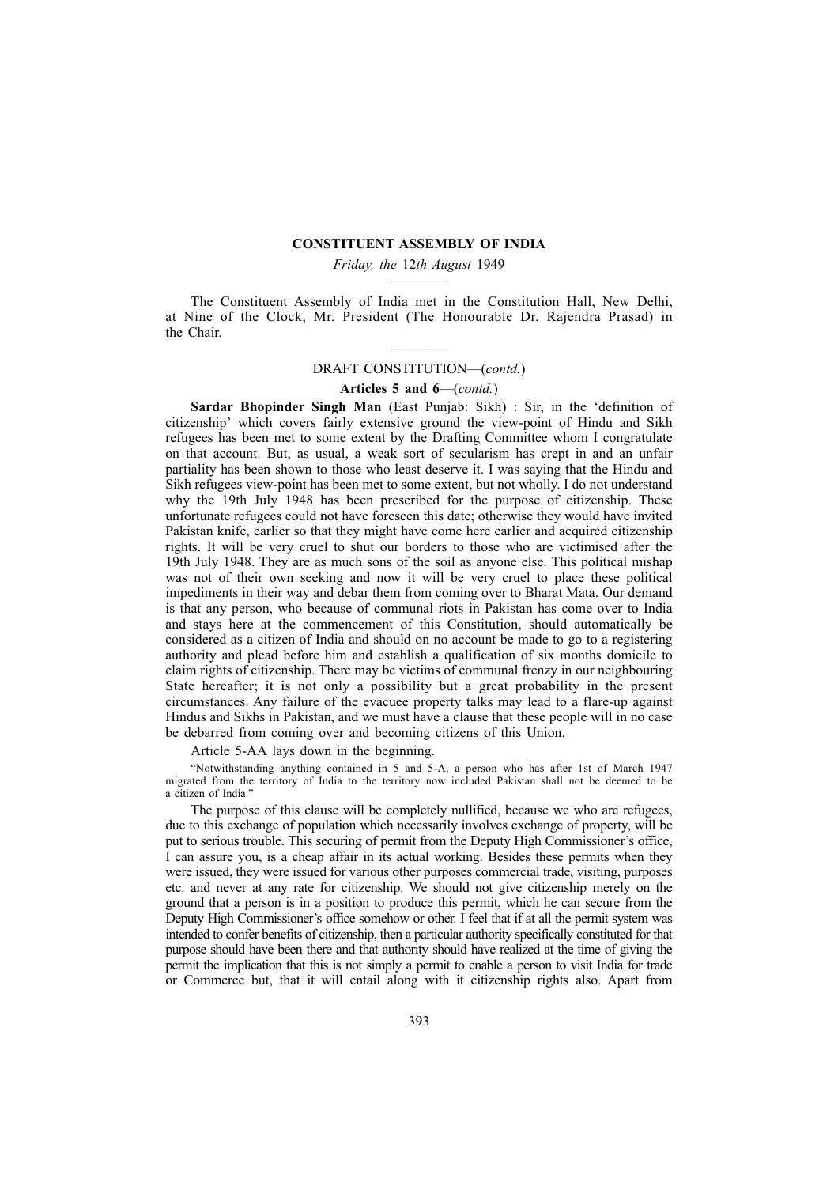# CONSTITUENT ASSEMBLY OF INDIA

*Friday, the 12th August 1949*

The Constituent Assembly of India met in the Constitution Hall, New Delhi, at Nine of the Clock, Mr. President (The Honourable Dr. Rajendra Prasad) in the Chair.

## DRAFT CONSTITUTION—(*contd.*)

### Articles 5 and 6—(*contd.*)

**Sardar Bhopinder Singh Man** (East Punjab: Sikh) : Sir, in the 'definition of citizenship' which covers fairly extensive ground the view-point of Hindu and Sikh refugees has been met to some extent by the Drafting Committee whom I congratulate on that account. But, as usual, a weak sort of secularism has crept in and an unfair partiality has been shown to those who least deserve it. I was saying that the Hindu and Sikh refugees view-point has been met to some extent, but not wholly. I do not understand why the 19th July 1948 has been prescribed for the purpose of citizenship. These unfortunate refugees could not have foreseen this date; otherwise they would have invited Pakistan knife, earlier so that they might have come here earlier and acquired citizenship rights. It will be very cruel to shut our borders to those who are victimised after the 19th July 1948. They are as much sons of the soil as anyone else. This political mishap was not of their own seeking and now it will be very cruel to place these political impediments in their way and debar them from coming over to Bharat Mata. Our demand is that any person, who because of communal riots in Pakistan has come over to India and stays here at the commencement of this Constitution, should automatically be considered as a citizen of India and should on no account be made to go to a registering authority and plead before him and establish a qualification of six months domicile to claim rights of citizenship. There may be victims of communal frenzy in our neighbouring State hereafter; it is not only a possibility but a great probability in the present circumstances. Any failure of the evacuee property talks may lead to a flare-up against Hindus and Sikhs in Pakistan, and we must have a clause that these people will in no case be debarred from coming over and becoming citizens of this Union.

Article 5-AA lays down in the beginning.

> "Notwithstanding anything contained in 5 and 5-A, a person who has after 1st of March 1947 migrated from the territory of India to the territory now included Pakistan shall not be deemed to be a citizen of India."

The purpose of this clause will be completely nullified, because we who are refugees, due to this exchange of population which necessarily involves exchange of property, will be put to serious trouble. This securing of permit from the Deputy High Commissioner's office, I can assure you, is a cheap affair in its actual working. Besides these permits when they were issued, they were issued for various other purposes commercial trade, visiting, purposes etc. and never at any rate for citizenship. We should not give citizenship merely on the ground that a person is in a position to produce this permit, which he can secure from the Deputy High Commissioner's office somehow or other. I feel that if at all the permit system was intended to confer benefits of citizenship, then a particular authority specifically constituted for that purpose should have been there and that authority should have realized at the time of giving the permit the implication that this is not simply a permit to enable a person to visit India for trade or Commerce but, that it will entail along with it citizenship rights also. Apart from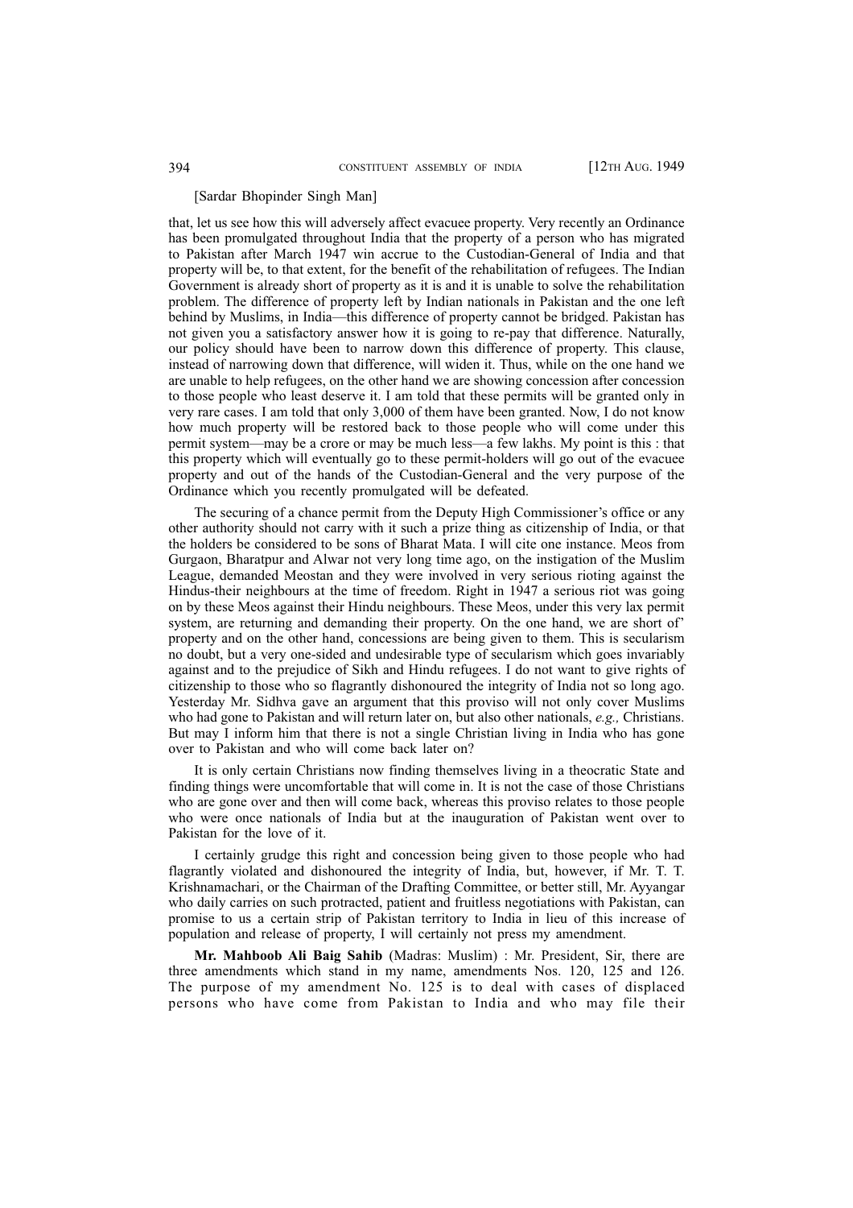[Sardar Bhopinder Singh Man]

that, let us see how this will adversely affect evacuee property. Very recently an Ordinance has been promulgated throughout India that the property of a person who has migrated to Pakistan after March 1947 win accrue to the Custodian-General of India and that property will be, to that extent, for the benefit of the rehabilitation of refugees. The Indian Government is already short of property as it is and it is unable to solve the rehabilitation problem. The difference of property left by Indian nationals in Pakistan and the one left behind by Muslims, in India—this difference of property cannot be bridged. Pakistan has not given you a satisfactory answer how it is going to re-pay that difference. Naturally, our policy should have been to narrow down this difference of property. This clause, instead of narrowing down that difference, will widen it. Thus, while on the one hand we are unable to help refugees, on the other hand we are showing concession after concession to those people who least deserve it. I am told that these permits will be granted only in very rare cases. I am told that only 3,000 of them have been granted. Now, I do not know how much property will be restored back to those people who will come under this permit system—may be a crore or may be much less—a few lakhs. My point is this : that this property which will eventually go to these permit-holders will go out of the evacuee property and out of the hands of the Custodian-General and the very purpose of the Ordinance which you recently promulgated will be defeated.

The securing of a chance permit from the Deputy High Commissioner's office or any other authority should not carry with it such a prize thing as citizenship of India, or that the holders be considered to be sons of Bharat Mata. I will cite one instance. Meos from Gurgaon, Bharatpur and Alwar not very long time ago, on the instigation of the Muslim League, demanded Meostan and they were involved in very serious rioting against the Hindus-their neighbours at the time of freedom. Right in 1947 a serious riot was going on by these Meos against their Hindu neighbours. These Meos, under this very lax permit system, are returning and demanding their property. On the one hand, we are short of' property and on the other hand, concessions are being given to them. This is secularism no doubt, but a very one-sided and undesirable type of secularism which goes invariably against and to the prejudice of Sikh and Hindu refugees. I do not want to give rights of citizenship to those who so flagrantly dishonoured the integrity of India not so long ago. Yesterday Mr. Sidhva gave an argument that this proviso will not only cover Muslims who had gone to Pakistan and will return later on, but also other nationals, *e.g.,* Christians. But may I inform him that there is not a single Christian living in India who has gone over to Pakistan and who will come back later on?

It is only certain Christians now finding themselves living in a theocratic State and finding things were uncomfortable that will come in. It is not the case of those Christians who are gone over and then will come back, whereas this proviso relates to those people who were once nationals of India but at the inauguration of Pakistan went over to Pakistan for the love of it.

I certainly grudge this right and concession being given to those people who had flagrantly violated and dishonoured the integrity of India, but, however, if Mr. T. T. Krishnamachari, or the Chairman of the Drafting Committee, or better still, Mr. Ayyangar who daily carries on such protracted, patient and fruitless negotiations with Pakistan, can promise to us a certain strip of Pakistan territory to India in lieu of this increase of population and release of property, I will certainly not press my amendment.

**Mr. Mahboob Ali Baig Sahib** (Madras: Muslim) : Mr. President, Sir, there are three amendments which stand in my name, amendments Nos. 120, 125 and 126. The purpose of my amendment No. 125 is to deal with cases of displaced persons who have come from Pakistan to India and who may file their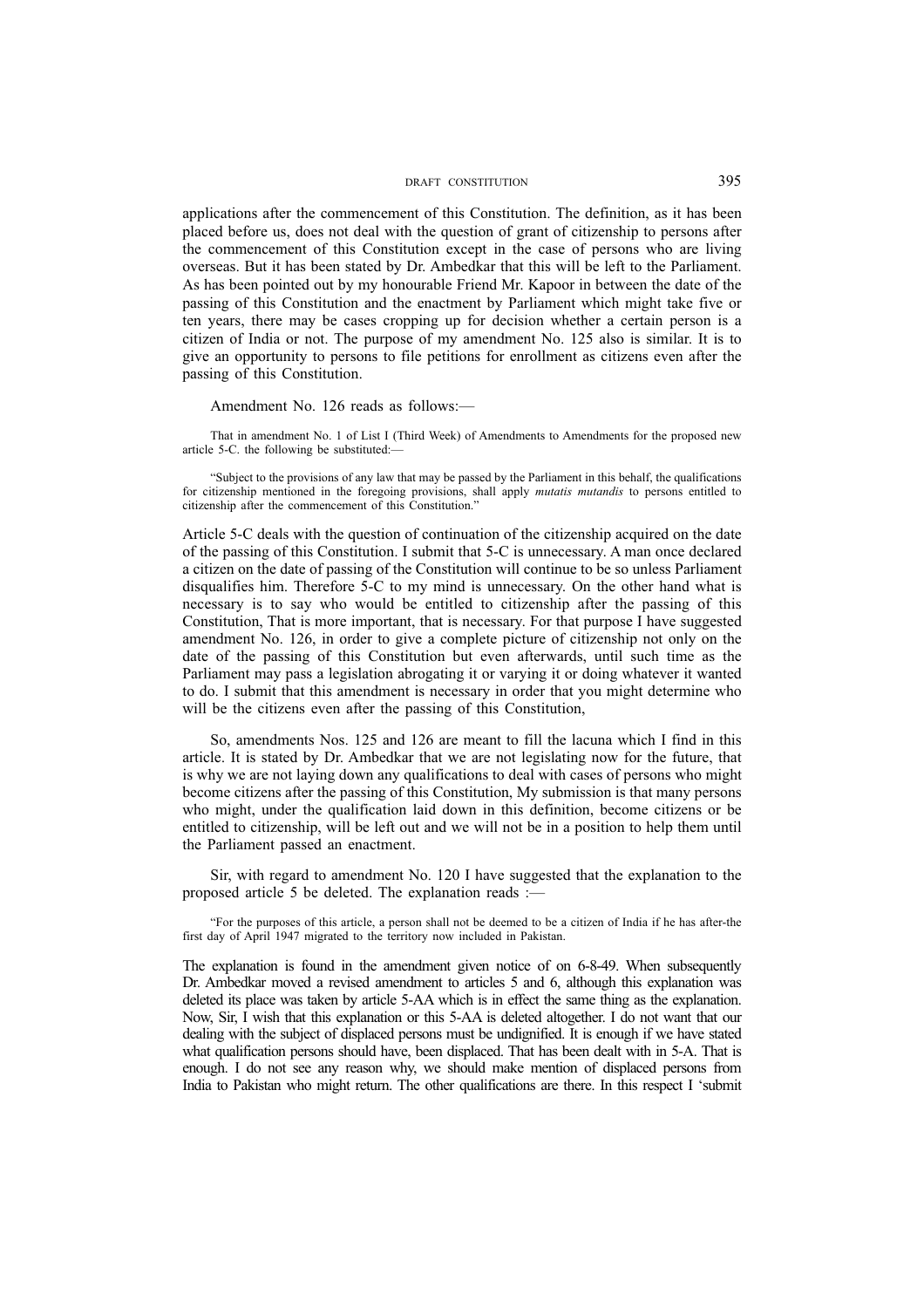applications after the commencement of this Constitution. The definition, as it has been placed before us, does not deal with the question of grant of citizenship to persons after the commencement of this Constitution except in the case of persons who are living overseas. But it has been stated by Dr. Ambedkar that this will be left to the Parliament. As has been pointed out by my honourable Friend Mr. Kapoor in between the date of the passing of this Constitution and the enactment by Parliament which might take five or ten years, there may be cases cropping up for decision whether a certain person is a citizen of India or not. The purpose of my amendment No. 125 also is similar. It is to give an opportunity to persons to file petitions for enrollment as citizens even after the passing of this Constitution.

Amendment No. 126 reads as follows:—

> That in amendment No. 1 of List I (Third Week) of Amendments to Amendments for the proposed new article 5-C. the following be substituted:—
>
> "Subject to the provisions of any law that may be passed by the Parliament in this behalf, the qualifications for citizenship mentioned in the foregoing provisions, shall apply *mutatis mutandis* to persons entitled to citizenship after the commencement of this Constitution."

Article 5-C deals with the question of continuation of the citizenship acquired on the date of the passing of this Constitution. I submit that 5-C is unnecessary. A man once declared a citizen on the date of passing of the Constitution will continue to be so unless Parliament disqualifies him. Therefore 5-C to my mind is unnecessary. On the other hand what is necessary is to say who would be entitled to citizenship after the passing of this Constitution, That is more important, that is necessary. For that purpose I have suggested amendment No. 126, in order to give a complete picture of citizenship not only on the date of the passing of this Constitution but even afterwards, until such time as the Parliament may pass a legislation abrogating it or varying it or doing whatever it wanted to do. I submit that this amendment is necessary in order that you might determine who will be the citizens even after the passing of this Constitution,

So, amendments Nos. 125 and 126 are meant to fill the lacuna which I find in this article. It is stated by Dr. Ambedkar that we are not legislating now for the future, that is why we are not laying down any qualifications to deal with cases of persons who might become citizens after the passing of this Constitution, My submission is that many persons who might, under the qualification laid down in this definition, become citizens or be entitled to citizenship, will be left out and we will not be in a position to help them until the Parliament passed an enactment.

Sir, with regard to amendment No. 120 I have suggested that the explanation to the proposed article 5 be deleted. The explanation reads :—

> "For the purposes of this article, a person shall not be deemed to be a citizen of India if he has after-the first day of April 1947 migrated to the territory now included in Pakistan.

The explanation is found in the amendment given notice of on 6-8-49. When subsequently Dr. Ambedkar moved a revised amendment to articles 5 and 6, although this explanation was deleted its place was taken by article 5-AA which is in effect the same thing as the explanation. Now, Sir, I wish that this explanation or this 5-AA is deleted altogether. I do not want that our dealing with the subject of displaced persons must be undignified. It is enough if we have stated what qualification persons should have, been displaced. That has been dealt with in 5-A. That is enough. I do not see any reason why, we should make mention of displaced persons from India to Pakistan who might return. The other qualifications are there. In this respect I 'submit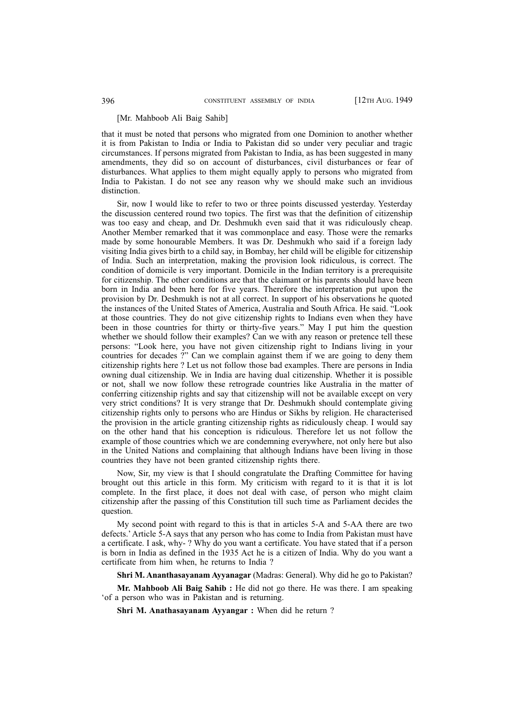[Mr. Mahboob Ali Baig Sahib]

that it must be noted that persons who migrated from one Dominion to another whether it is from Pakistan to India or India to Pakistan did so under very peculiar and tragic circumstances. If persons migrated from Pakistan to India, as has been suggested in many amendments, they did so on account of disturbances, civil disturbances or fear of disturbances. What applies to them might equally apply to persons who migrated from India to Pakistan. I do not see any reason why we should make such an invidious distinction.

Sir, now I would like to refer to two or three points discussed yesterday. Yesterday the discussion centered round two topics. The first was that the definition of citizenship was too easy and cheap, and Dr. Deshmukh even said that it was ridiculously cheap. Another Member remarked that it was commonplace and easy. Those were the remarks made by some honourable Members. It was Dr. Deshmukh who said if a foreign lady visiting India gives birth to a child say, in Bombay, her child will be eligible for citizenship of India. Such an interpretation, making the provision look ridiculous, is correct. The condition of domicile is very important. Domicile in the Indian territory is a prerequisite for citizenship. The other conditions are that the claimant or his parents should have been born in India and been here for five years. Therefore the interpretation put upon the provision by Dr. Deshmukh is not at all correct. In support of his observations he quoted the instances of the United States of America, Australia and South Africa. He said. "Look at those countries. They do not give citizenship rights to Indians even when they have been in those countries for thirty or thirty-five years." May I put him the question whether we should follow their examples? Can we with any reason or pretence tell these persons: "Look here, you have not given citizenship right to Indians living in your countries for decades ?" Can we complain against them if we are going to deny them citizenship rights here ? Let us not follow those bad examples. There are persons in India owning dual citizenship. We in India are having dual citizenship. Whether it is possible or not, shall we now follow these retrograde countries like Australia in the matter of conferring citizenship rights and say that citizenship will not be available except on very very strict conditions? It is very strange that Dr. Deshmukh should contemplate giving citizenship rights only to persons who are Hindus or Sikhs by religion. He characterised the provision in the article granting citizenship rights as ridiculously cheap. I would say on the other hand that his conception is ridiculous. Therefore let us not follow the example of those countries which we are condemning everywhere, not only here but also in the United Nations and complaining that although Indians have been living in those countries for decades they have not been granted citizenship rights there.

Now, Sir, my view is that I should congratulate the Drafting Committee for having brought out this article in this form. My criticism with regard to it is that it is lot complete. In the first place, it does not deal with case, of person who might claim citizenship after the passing of this Constitution till such time as Parliament decides the question.

My second point with regard to this is that in articles 5-A and 5-AA there are two defects.' Article 5-A says that any person who has come to India from Pakistan must have a certificate. I ask, why- ? Why do you want a certificate. You have stated that if a person is born in India as defined in the 1935 Act he is a citizen of India. Why do you want a certificate from him when, he returns to India ?

**Shri M. Ananthasayanam Ayyanagar** (Madras: General). Why did he go to Pakistan?

**Mr. Mahboob Ali Baig Sahib :** He did not go there. He was there. I am speaking 'of a person who was in Pakistan and is returning.

**Shri M. Anathasayanam Ayyangar :** When did he return ?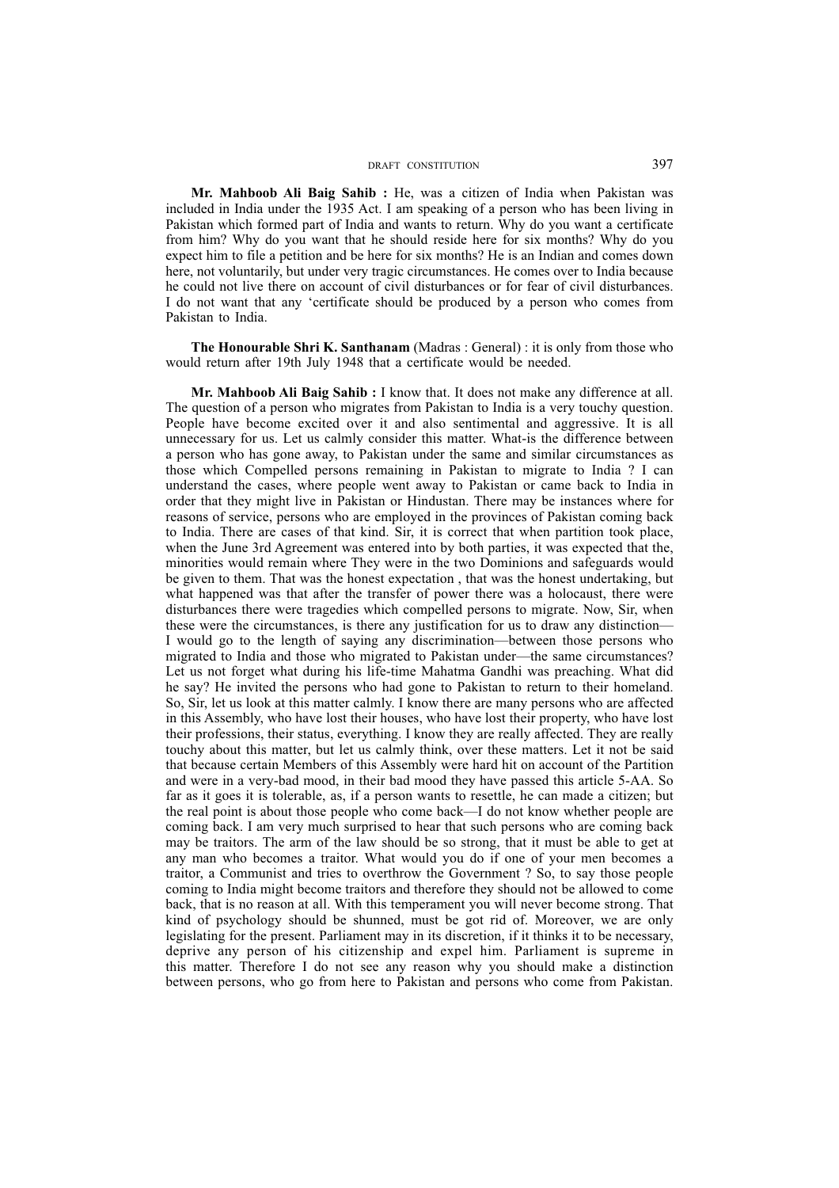**Mr. Mahboob Ali Baig Sahib :** He, was a citizen of India when Pakistan was included in India under the 1935 Act. I am speaking of a person who has been living in Pakistan which formed part of India and wants to return. Why do you want a certificate from him? Why do you want that he should reside here for six months? Why do you expect him to file a petition and be here for six months? He is an Indian and comes down here, not voluntarily, but under very tragic circumstances. He comes over to India because he could not live there on account of civil disturbances or for fear of civil disturbances. I do not want that any 'certificate should be produced by a person who comes from Pakistan to India.

**The Honourable Shri K. Santhanam** (Madras : General) : it is only from those who would return after 19th July 1948 that a certificate would be needed.

**Mr. Mahboob Ali Baig Sahib :** I know that. It does not make any difference at all. The question of a person who migrates from Pakistan to India is a very touchy question. People have become excited over it and also sentimental and aggressive. It is all unnecessary for us. Let us calmly consider this matter. What-is the difference between a person who has gone away, to Pakistan under the same and similar circumstances as those which Compelled persons remaining in Pakistan to migrate to India ? I can understand the cases, where people went away to Pakistan or came back to India in order that they might live in Pakistan or Hindustan. There may be instances where for reasons of service, persons who are employed in the provinces of Pakistan coming back to India. There are cases of that kind. Sir, it is correct that when partition took place, when the June 3rd Agreement was entered into by both parties, it was expected that the, minorities would remain where They were in the two Dominions and safeguards would be given to them. That was the honest expectation , that was the honest undertaking, but what happened was that after the transfer of power there was a holocaust, there were disturbances there were tragedies which compelled persons to migrate. Now, Sir, when these were the circumstances, is there any justification for us to draw any distinction—I would go to the length of saying any discrimination—between those persons who migrated to India and those who migrated to Pakistan under—the same circumstances? Let us not forget what during his life-time Mahatma Gandhi was preaching. What did he say? He invited the persons who had gone to Pakistan to return to their homeland. So, Sir, let us look at this matter calmly. I know there are many persons who are affected in this Assembly, who have lost their houses, who have lost their property, who have lost their professions, their status, everything. I know they are really affected. They are really touchy about this matter, but let us calmly think, over these matters. Let it not be said that because certain Members of this Assembly were hard hit on account of the Partition and were in a very-bad mood, in their bad mood they have passed this article 5-AA. So far as it goes it is tolerable, as, if a person wants to resettle, he can made a citizen; but the real point is about those people who come back—I do not know whether people are coming back. I am very much surprised to hear that such persons who are coming back may be traitors. The arm of the law should be so strong, that it must be able to get at any man who becomes a traitor. What would you do if one of your men becomes a traitor, a Communist and tries to overthrow the Government ? So, to say those people coming to India might become traitors and therefore they should not be allowed to come back, that is no reason at all. With this temperament you will never become strong. That kind of psychology should be shunned, must be got rid of. Moreover, we are only legislating for the present. Parliament may in its discretion, if it thinks it to be necessary, deprive any person of his citizenship and expel him. Parliament is supreme in this matter. Therefore I do not see any reason why you should make a distinction between persons, who go from here to Pakistan and persons who come from Pakistan.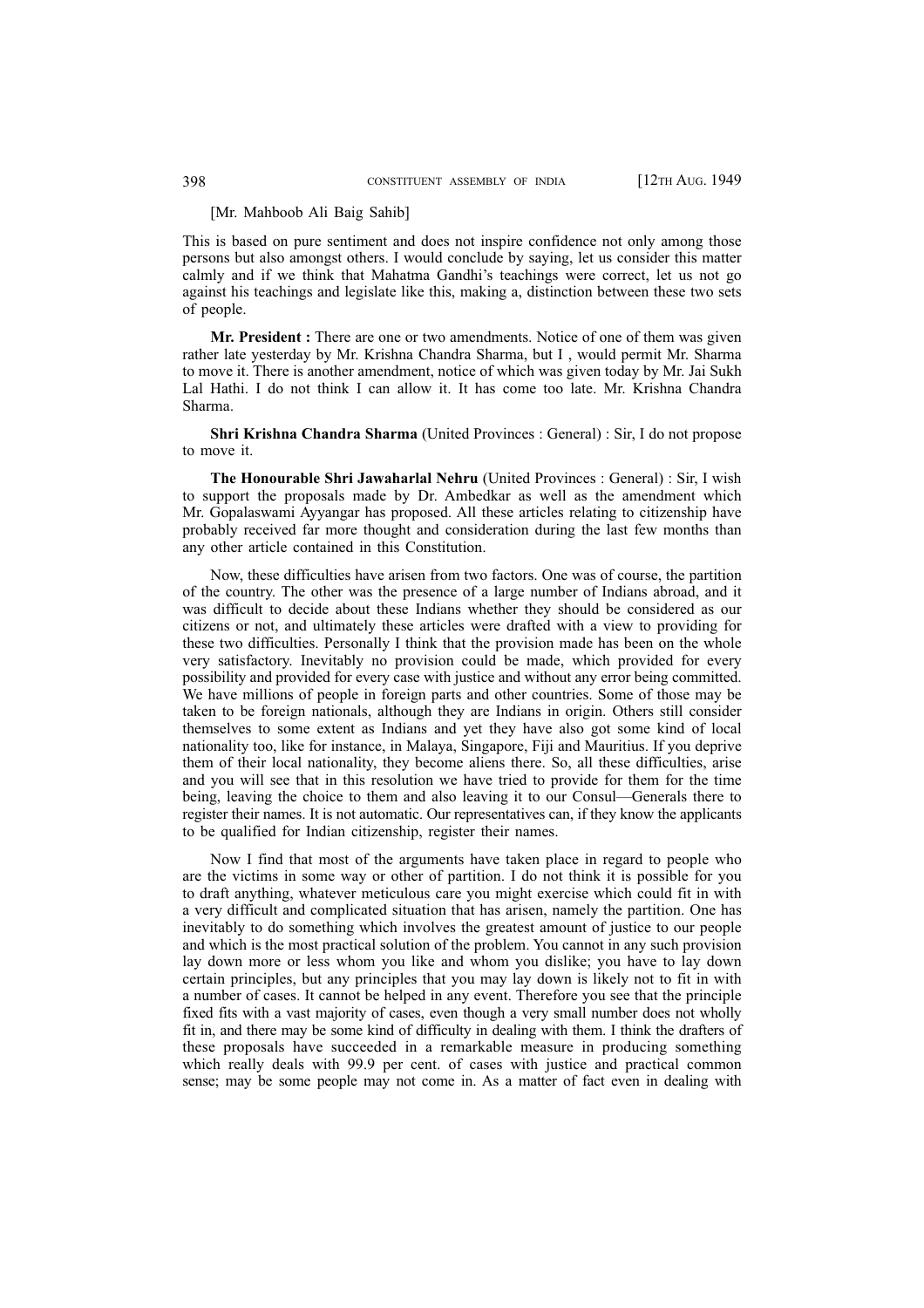[Mr. Mahboob Ali Baig Sahib]

This is based on pure sentiment and does not inspire confidence not only among those persons but also amongst others. I would conclude by saying, let us consider this matter calmly and if we think that Mahatma Gandhi's teachings were correct, let us not go against his teachings and legislate like this, making a, distinction between these two sets of people.

**Mr. President :** There are one or two amendments. Notice of one of them was given rather late yesterday by Mr. Krishna Chandra Sharma, but I , would permit Mr. Sharma to move it. There is another amendment, notice of which was given today by Mr. Jai Sukh Lal Hathi. I do not think I can allow it. It has come too late. Mr. Krishna Chandra Sharma.

**Shri Krishna Chandra Sharma** (United Provinces : General) : Sir, I do not propose to move it.

**The Honourable Shri Jawaharlal Nehru** (United Provinces : General) : Sir, I wish to support the proposals made by Dr. Ambedkar as well as the amendment which Mr. Gopalaswami Ayyangar has proposed. All these articles relating to citizenship have probably received far more thought and consideration during the last few months than any other article contained in this Constitution.

Now, these difficulties have arisen from two factors. One was of course, the partition of the country. The other was the presence of a large number of Indians abroad, and it was difficult to decide about these Indians whether they should be considered as our citizens or not, and ultimately these articles were drafted with a view to providing for these two difficulties. Personally I think that the provision made has been on the whole very satisfactory. Inevitably no provision could be made, which provided for every possibility and provided for every case with justice and without any error being committed. We have millions of people in foreign parts and other countries. Some of those may be taken to be foreign nationals, although they are Indians in origin. Others still consider themselves to some extent as Indians and yet they have also got some kind of local nationality too, like for instance, in Malaya, Singapore, Fiji and Mauritius. If you deprive them of their local nationality, they become aliens there. So, all these difficulties, arise and you will see that in this resolution we have tried to provide for them for the time being, leaving the choice to them and also leaving it to our Consul—Generals there to register their names. It is not automatic. Our representatives can, if they know the applicants to be qualified for Indian citizenship, register their names.

Now I find that most of the arguments have taken place in regard to people who are the victims in some way or other of partition. I do not think it is possible for you to draft anything, whatever meticulous care you might exercise which could fit in with a very difficult and complicated situation that has arisen, namely the partition. One has inevitably to do something which involves the greatest amount of justice to our people and which is the most practical solution of the problem. You cannot in any such provision lay down more or less whom you like and whom you dislike; you have to lay down certain principles, but any principles that you may lay down is likely not to fit in with a number of cases. It cannot be helped in any event. Therefore you see that the principle fixed fits with a vast majority of cases, even though a very small number does not wholly fit in, and there may be some kind of difficulty in dealing with them. I think the drafters of these proposals have succeeded in a remarkable measure in producing something which really deals with 99.9 per cent. of cases with justice and practical common sense; may be some people may not come in. As a matter of fact even in dealing with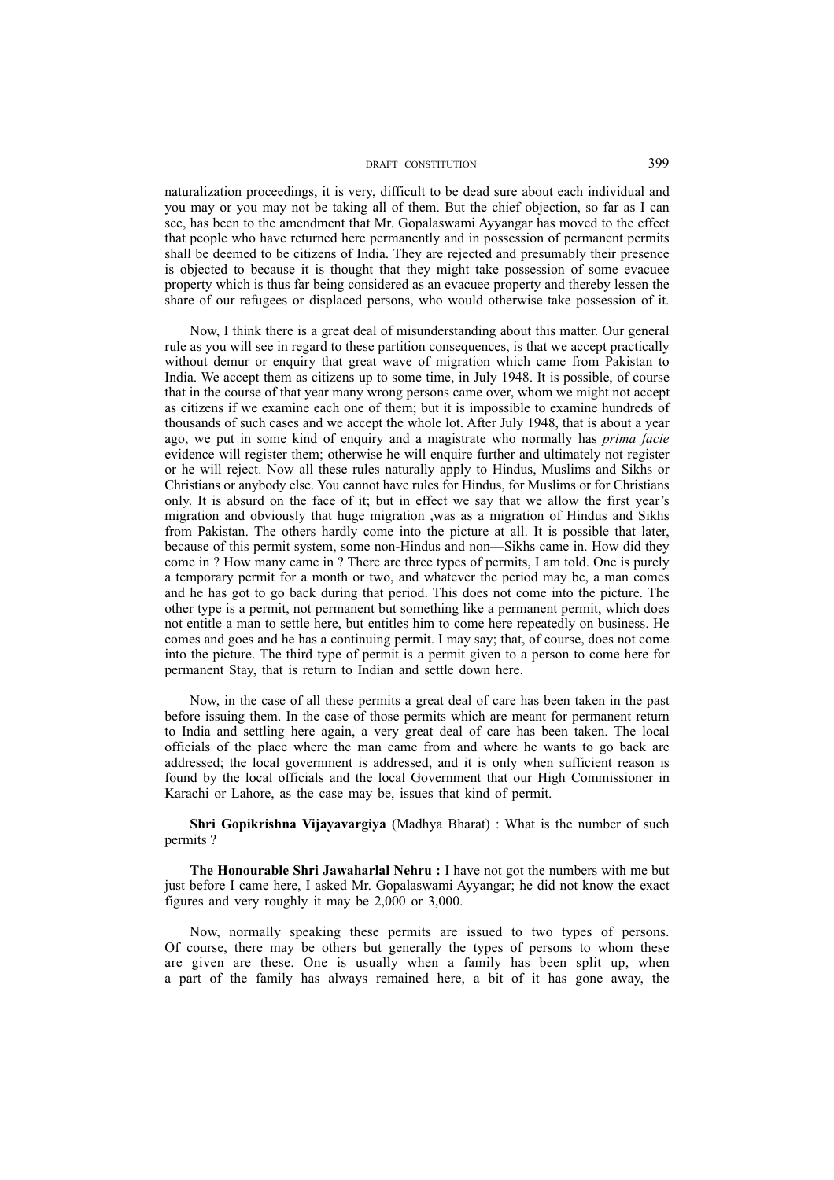naturalization proceedings, it is very, difficult to be dead sure about each individual and you may or you may not be taking all of them. But the chief objection, so far as I can see, has been to the amendment that Mr. Gopalaswami Ayyangar has moved to the effect that people who have returned here permanently and in possession of permanent permits shall be deemed to be citizens of India. They are rejected and presumably their presence is objected to because it is thought that they might take possession of some evacuee property which is thus far being considered as an evacuee property and thereby lessen the share of our refugees or displaced persons, who would otherwise take possession of it.

Now, I think there is a great deal of misunderstanding about this matter. Our general rule as you will see in regard to these partition consequences, is that we accept practically without demur or enquiry that great wave of migration which came from Pakistan to India. We accept them as citizens up to some time, in July 1948. It is possible, of course that in the course of that year many wrong persons came over, whom we might not accept as citizens if we examine each one of them; but it is impossible to examine hundreds of thousands of such cases and we accept the whole lot. After July 1948, that is about a year ago, we put in some kind of enquiry and a magistrate who normally has *prima facie* evidence will register them; otherwise he will enquire further and ultimately not register or he will reject. Now all these rules naturally apply to Hindus, Muslims and Sikhs or Christians or anybody else. You cannot have rules for Hindus, for Muslims or for Christians only. It is absurd on the face of it; but in effect we say that we allow the first year's migration and obviously that huge migration ,was as a migration of Hindus and Sikhs from Pakistan. The others hardly come into the picture at all. It is possible that later, because of this permit system, some non-Hindus and non—Sikhs came in. How did they come in ? How many came in ? There are three types of permits, I am told. One is purely a temporary permit for a month or two, and whatever the period may be, a man comes and he has got to go back during that period. This does not come into the picture. The other type is a permit, not permanent but something like a permanent permit, which does not entitle a man to settle here, but entitles him to come here repeatedly on business. He comes and goes and he has a continuing permit. I may say; that, of course, does not come into the picture. The third type of permit is a permit given to a person to come here for permanent Stay, that is return to Indian and settle down here.

Now, in the case of all these permits a great deal of care has been taken in the past before issuing them. In the case of those permits which are meant for permanent return to India and settling here again, a very great deal of care has been taken. The local officials of the place where the man came from and where he wants to go back are addressed; the local government is addressed, and it is only when sufficient reason is found by the local officials and the local Government that our High Commissioner in Karachi or Lahore, as the case may be, issues that kind of permit.

**Shri Gopikrishna Vijayavargiya** (Madhya Bharat) : What is the number of such permits ?

**The Honourable Shri Jawaharlal Nehru :** I have not got the numbers with me but just before I came here, I asked Mr. Gopalaswami Ayyangar; he did not know the exact figures and very roughly it may be 2,000 or 3,000.

Now, normally speaking these permits are issued to two types of persons. Of course, there may be others but generally the types of persons to whom these are given are these. One is usually when a family has been split up, when a part of the family has always remained here, a bit of it has gone away, the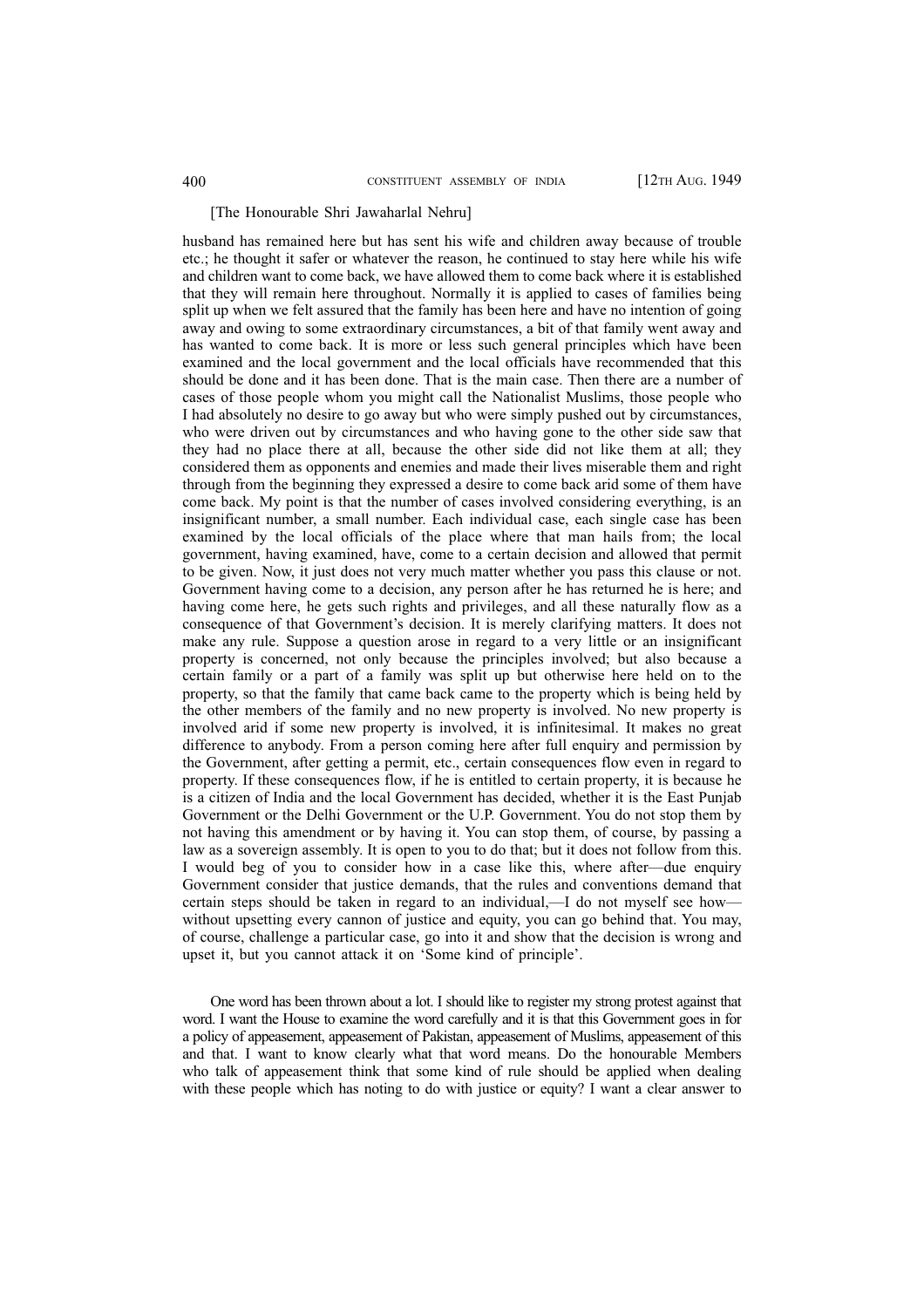[The Honourable Shri Jawaharlal Nehru]

husband has remained here but has sent his wife and children away because of trouble etc.; he thought it safer or whatever the reason, he continued to stay here while his wife and children want to come back, we have allowed them to come back where it is established that they will remain here throughout. Normally it is applied to cases of families being split up when we felt assured that the family has been here and have no intention of going away and owing to some extraordinary circumstances, a bit of that family went away and has wanted to come back. It is more or less such general principles which have been examined and the local government and the local officials have recommended that this should be done and it has been done. That is the main case. Then there are a number of cases of those people whom you might call the Nationalist Muslims, those people who I had absolutely no desire to go away but who were simply pushed out by circumstances, who were driven out by circumstances and who having gone to the other side saw that they had no place there at all, because the other side did not like them at all; they considered them as opponents and enemies and made their lives miserable them and right through from the beginning they expressed a desire to come back arid some of them have come back. My point is that the number of cases involved considering everything, is an insignificant number, a small number. Each individual case, each single case has been examined by the local officials of the place where that man hails from; the local government, having examined, have, come to a certain decision and allowed that permit to be given. Now, it just does not very much matter whether you pass this clause or not. Government having come to a decision, any person after he has returned he is here; and having come here, he gets such rights and privileges, and all these naturally flow as a consequence of that Government's decision. It is merely clarifying matters. It does not make any rule. Suppose a question arose in regard to a very little or an insignificant property is concerned, not only because the principles involved; but also because a certain family or a part of a family was split up but otherwise here held on to the property, so that the family that came back came to the property which is being held by the other members of the family and no new property is involved. No new property is involved arid if some new property is involved, it is infinitesimal. It makes no great difference to anybody. From a person coming here after full enquiry and permission by the Government, after getting a permit, etc., certain consequences flow even in regard to property. If these consequences flow, if he is entitled to certain property, it is because he is a citizen of India and the local Government has decided, whether it is the East Punjab Government or the Delhi Government or the U.P. Government. You do not stop them by not having this amendment or by having it. You can stop them, of cource, by passing a law as a sovereign assembly. It is open to you to do that; but it does not follow from this. I would beg of you to consider how in a case like this, where after—due enquiry Government consider that justice demands, that the rules and conventions demand that certain steps should be taken in regard to an individual,—I do not myself see how—without upsetting every cannon of justice and equity, you can go behind that. You may, of course, challenge a particular case, go into it and show that the decision is wrong and upset it, but you cannot attack it on 'Some kind of principle'.

One word has been thrown about a lot. I should like to register my strong protest against that word. I want the House to examine the word carefully and it is that this Government goes in for a policy of appeasement, appeasement of Pakistan, appeasement of Muslims, appeasement of this and that. I want to know clearly what that word means. Do the honourable Members who talk of appeasement think that some kind of rule should be applied when dealing with these people which has noting to do with justice or equity? I want a clear answer to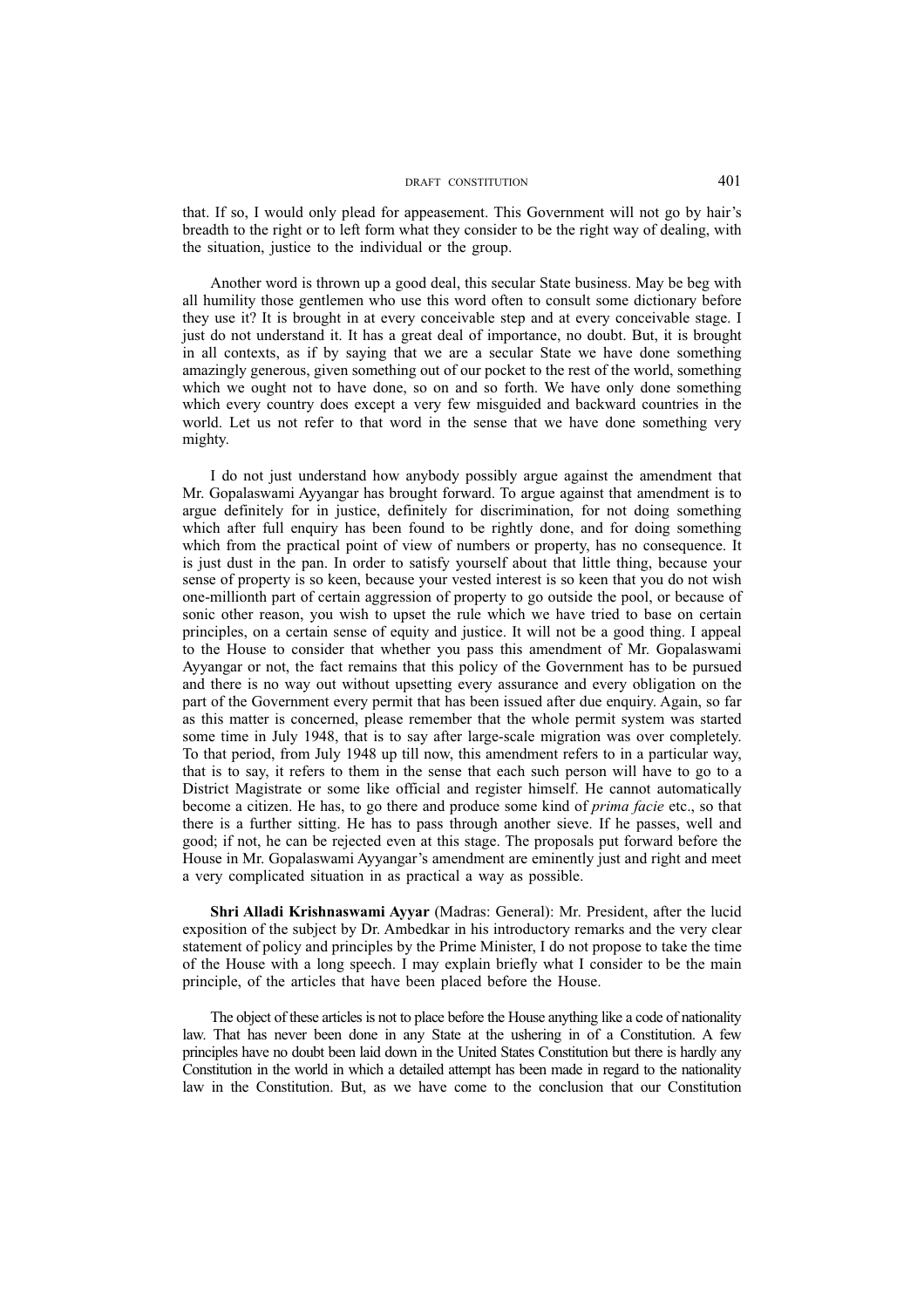that. If so, I would only plead for appeasement. This Government will not go by hair's breadth to the right or to left form what they consider to be the right way of dealing, with the situation, justice to the individual or the group.

Another word is thrown up a good deal, this secular State business. May be beg with all humility those gentlemen who use this word often to consult some dictionary before they use it? It is brought in at every conceivable step and at every conceivable stage. I just do not understand it. It has a great deal of importance, no doubt. But, it is brought in all contexts, as if by saying that we are a secular State we have done something amazingly generous, given something out of our pocket to the rest of the world, something which we ought not to have done, so on and so forth. We have only done something which every country does except a very few misguided and backward countries in the world. Let us not refer to that word in the sense that we have done something very mighty.

I do not just understand how anybody possibly argue against the amendment that Mr. Gopalaswami Ayyangar has brought forward. To argue against that amendment is to argue definitely for in justice, definitely for discrimination, for not doing something which after full enquiry has been found to be rightly done, and for doing something which from the practical point of view of numbers or property, has no consequence. It is just dust in the pan. In order to satisfy yourself about that little thing, because your sense of property is so keen, because your vested interest is so keen that you do not wish one-millionth part of certain aggression of property to go outside the pool, or because of sonic other reason, you wish to upset the rule which we have tried to base on certain principles, on a certain sense of equity and justice. It will not be a good thing. I appeal to the House to consider that whether you pass this amendment of Mr. Gopalaswami Ayyangar or not, the fact remains that this policy of the Government has to be pursued and there is no way out without upsetting every assurance and every obligation on the part of the Government every permit that has been issued after due enquiry. Again, so far as this matter is concerned, please remember that the whole permit system was started some time in July 1948, that is to say after large-scale migration was over completely. To that period, from July 1948 up till now, this amendment refers to in a particular way, that is to say, it refers to them in the sense that each such person will have to go to a District Magistrate or some like official and register himself. He cannot automatically become a citizen. He has, to go there and produce some kind of *prima facie* etc., so that there is a further sitting. He has to pass through another sieve. If he passes, well and good; if not, he can be rejected even at this stage. The proposals put forward before the House in Mr. Gopalaswami Ayyangar's amendment are eminently just and right and meet a very complicated situation in as practical a way as possible.

**Shri Alladi Krishnaswami Ayyar** (Madras: General): Mr. President, after the lucid exposition of the subject by Dr. Ambedkar in his introductory remarks and the very clear statement of policy and principles by the Prime Minister, I do not propose to take the time of the House with a long speech. I may explain briefly what I consider to be the main principle, of the articles that have been placed before the House.

The object of these articles is not to place before the House anything like a code of nationality law. That has never been done in any State at the ushering in of a Constitution. A few principles have no doubt been laid down in the United States Constitution but there is hardly any Constitution in the world in which a detailed attempt has been made in regard to the nationality law in the Constitution. But, as we have come to the conclusion that our Constitution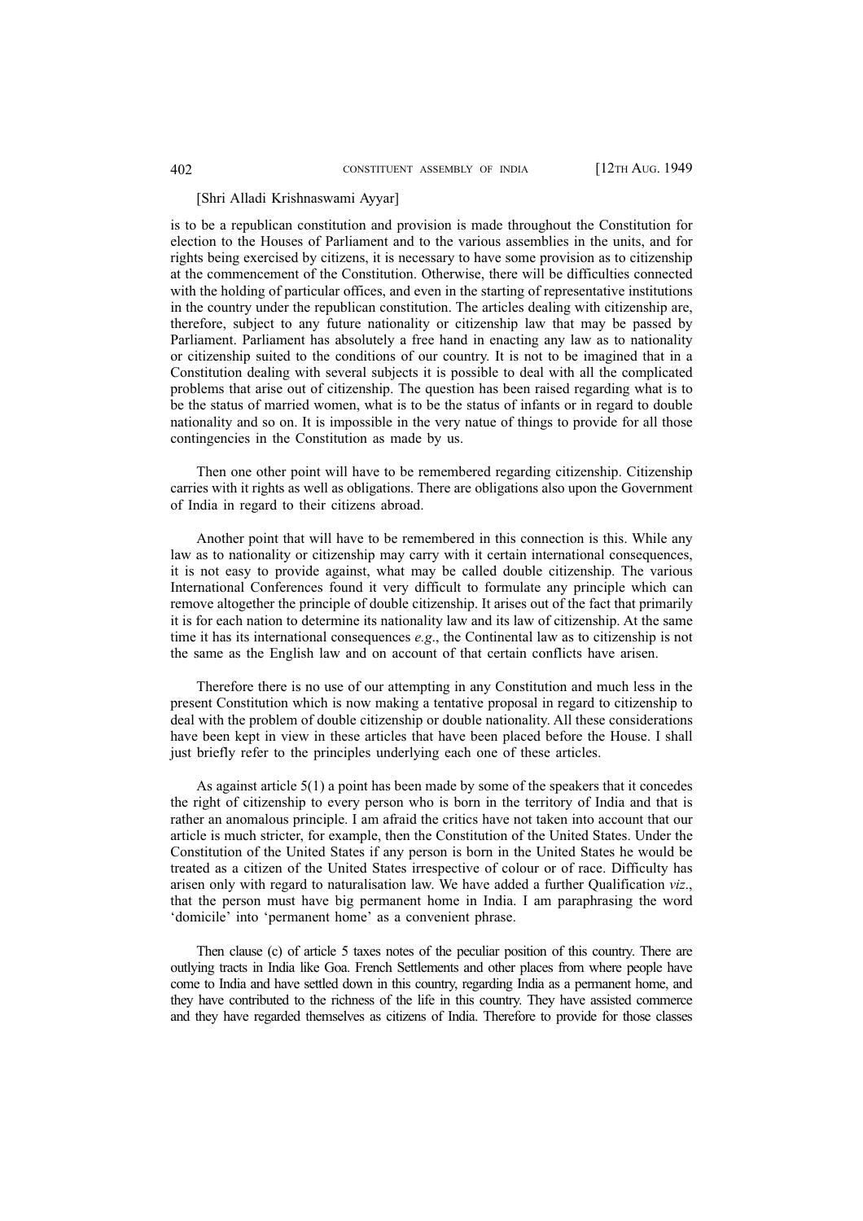[Shri Alladi Krishnaswami Ayyar]

is to be a republican constitution and provision is made throughout the Constitution for election to the Houses of Parliament and to the various assemblies in the units, and for rights being exercised by citizens, it is necessary to have some provision as to citizenship at the commencement of the Constitution. Otherwise, there will be difficulties connected with the holding of particular offices, and even in the starting of representative institutions in the country under the republican constitution. The articles dealing with citizenship are, therefore, subject to any future nationality or citizenship law that may be passed by Parliament. Parliament has absolutely a free hand in enacting any law as to nationality or citizenship suited to the conditions of our country. It is not to be imagined that in a Constitution dealing with several subjects it is possible to deal with all the complicated problems that arise out of citizenship. The question has been raised regarding what is to be the status of married women, what is to be the status of infants or in regard to double nationality and so on. It is impossible in the very natue of things to provide for all those contingencies in the Constitution as made by us.

Then one other point will have to be remembered regarding citizenship. Citizenship carries with it rights as well as obligations. There are obligations also upon the Government of India in regard to their citizens abroad.

Another point that will have to be remembered in this connection is this. While any law as to nationality or citizenship may carry with it certain international consequences, it is not easy to provide against, what may be called double citizenship. The various International Conferences found it very difficult to formulate any principle which can remove altogether the principle of double citizenship. It arises out of the fact that primarily it is for each nation to determine its nationality law and its law of citizenship. At the same time it has its international consequences *e.g*., the Continental law as to citizenship is not the same as the English law and on account of that certain conflicts have arisen.

Therefore there is no use of our attempting in any Constitution and much less in the present Constitution which is now making a tentative proposal in regard to citizenship to deal with the problem of double citizenship or double nationality. All these considerations have been kept in view in these articles that have been placed before the House. I shall just briefly refer to the principles underlying each one of these articles.

As against article 5(1) a point has been made by some of the speakers that it concedes the right of citizenship to every person who is born in the territory of India and that is rather an anomalous principle. I am afraid the critics have not taken into account that our article is much stricter, for example, then the Constitution of the United States. Under the Constitution of the United States if any person is born in the United States he would be treated as a citizen of the United States irrespective of colour or of race. Difficulty has arisen only with regard to naturalisation law. We have added a further Qualification *viz*., that the person must have big permanent home in India. I am paraphrasing the word 'domicile' into 'permanent home' as a convenient phrase.

Then clause (c) of article 5 taxes notes of the peculiar position of this country. There are outlying tracts in India like Goa. French Settlements and other places from where people have come to India and have settled down in this country, regarding India as a permanent home, and they have contributed to the richness of the life in this country. They have assisted commerce and they have regarded themselves as citizens of India. Therefore to provide for those classes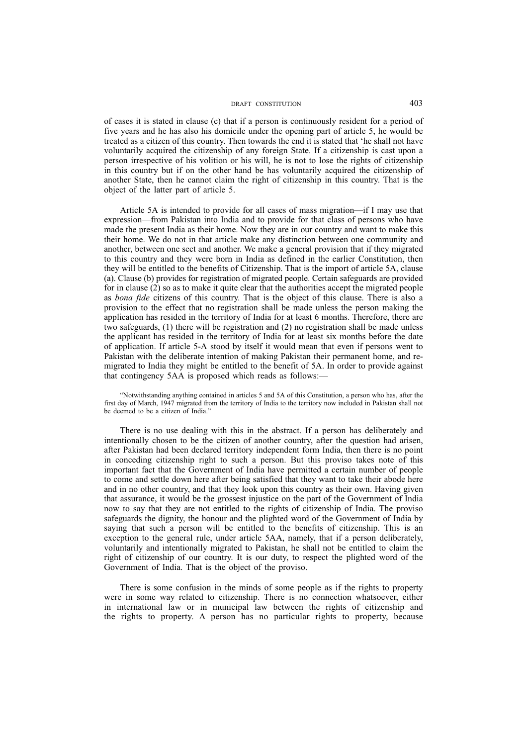of cases it is stated in clause (c) that if a person is continuously resident for a period of five years and he has also his domicile under the opening part of article 5, he would be treated as a citizen of this country. Then towards the end it is stated that 'he shall not have voluntarily acquired the citizenship of any foreign State. If a citizenship is cast upon a person irrespective of his volition or his will, he is not to lose the rights of citizenship in this country but if on the other hand be has voluntarily acquired the citizenship of another State, then he cannot claim the right of citizenship in this country. That is the object of the latter part of article 5.

Article 5A is intended to provide for all cases of mass migration—if I may use that expression—from Pakistan into India and to provide for that class of persons who have made the present India as their home. Now they are in our country and want to make this their home. We do not in that article make any distinction between one community and another, between one sect and another. We make a general provision that if they migrated to this country and they were born in India as defined in the earlier Constitution, then they will be entitled to the benefits of Citizenship. That is the import of article 5A, clause (a). Clause (b) provides for registration of migrated people. Certain safeguards are provided for in clause (2) so as to make it quite clear that the authorities accept the migrated people as *bona fide* citizens of this country. That is the object of this clause. There is also a provision to the effect that no registration shall be made unless the person making the application has resided in the territory of India for at least 6 months. Therefore, there are two safeguards, (1) there will be registration and (2) no registration shall be made unless the applicant has resided in the territory of India for at least six months before the date of application. If article 5-A stood by itself it would mean that even if persons went to Pakistan with the deliberate intention of making Pakistan their permanent home, and re-migrated to India they might be entitled to the benefit of 5A. In order to provide against that contingency 5AA is proposed which reads as follows:—

> "Notwithstanding anything contained in articles 5 and 5A of this Constitution, a person who has, after the first day of March, 1947 migrated from the territory of India to the territory now included in Pakistan shall not be deemed to be a citizen of India."

There is no use dealing with this in the abstract. If a person has deliberately and intentionally chosen to be the citizen of another country, after the question had arisen, after Pakistan had been declared territory independent form India, then there is no point in conceding citizenship right to such a person. But this proviso takes note of this important fact that the Government of India have permitted a certain number of people to come and settle down here after being satisfied that they want to take their abode here and in no other country, and that they look upon this country as their own. Having given that assurance, it would be the grossest injustice on the part of the Government of India now to say that they are not entitled to the rights of citizenship of India. The proviso safeguards the dignity, the honour and the plighted word of the Government of India by saying that such a person will be entitled to the benefits of citizenship. This is an exception to the general rule, under article 5AA, namely, that if a person deliberately, voluntarily and intentionally migrated to Pakistan, he shall not be entitled to claim the right of citizenship of our country. It is our duty, to respect the plighted word of the Government of India. That is the object of the proviso.

There is some confusion in the minds of some people as if the rights to property were in some way related to citizenship. There is no connection whatsoever, either in international law or in municipal law between the rights of citizenship and the rights to property. A person has no particular rights to property, because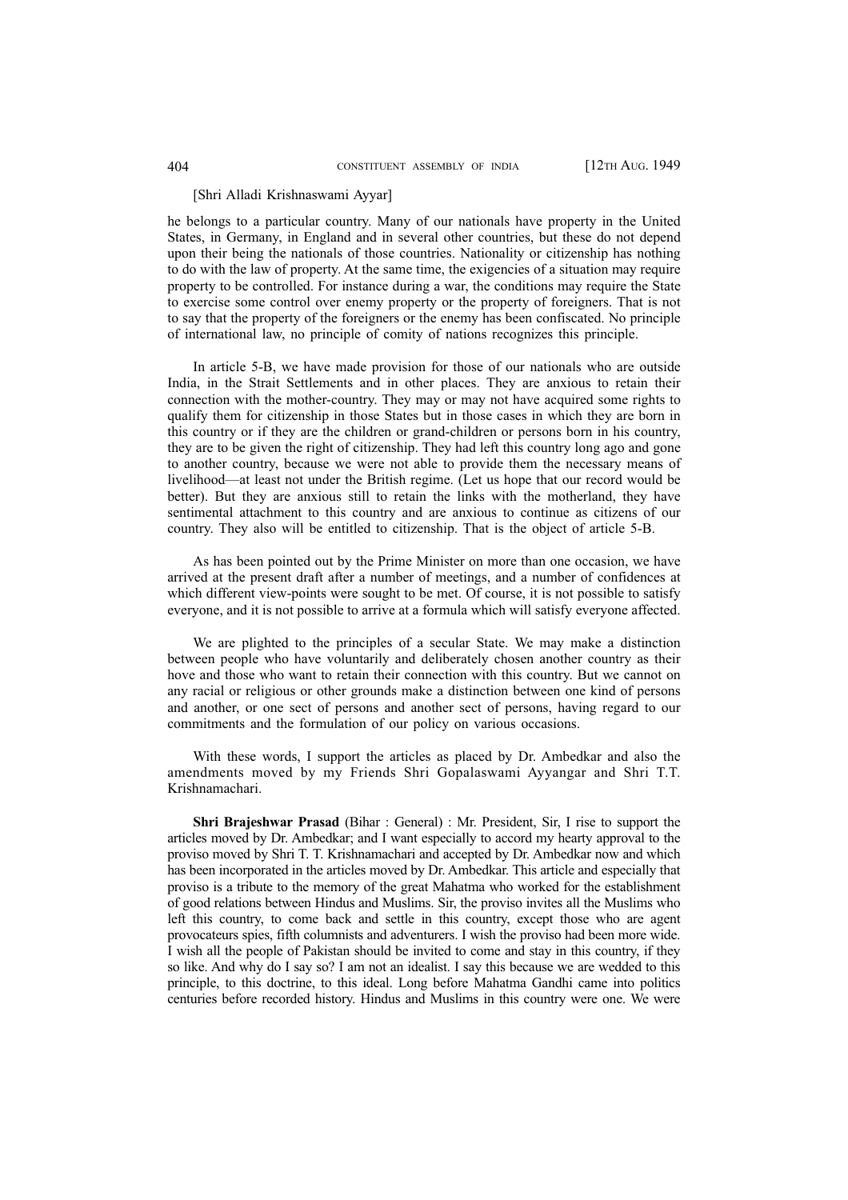[Shri Alladi Krishnaswami Ayyar]

he belongs to a particular country. Many of our nationals have property in the United States, in Germany, in England and in several other countries, but these do not depend upon their being the nationals of those countries. Nationality or citizenship has nothing to do with the law of property. At the same time, the exigencies of a situation may require property to be controlled. For instance during a war, the conditions may require the State to exercise some control over enemy property or the property of foreigners. That is not to say that the property of the foreigners or the enemy has been confiscated. No principle of international law, no principle of comity of nations recognizes this principle.

In article 5-B, we have made provision for those of our nationals who are outside India, in the Strait Settlements and in other places. They are anxious to retain their connection with the mother-country. They may or may not have acquired some rights to qualify them for citizenship in those States but in those cases in which they are born in this country or if they are the children or grand-children or persons born in his country, they are to be given the right of citizenship. They had left this country long ago and gone to another country, because we were not able to provide them the necessary means of livelihood—at least not under the British regime. (Let us hope that our record would be better). But they are anxious still to retain the links with the motherland, they have sentimental attachment to this country and are anxious to continue as citizens of our country. They also will be entitled to citizenship. That is the object of article 5-B.

As has been pointed out by the Prime Minister on more than one occasion, we have arrived at the present draft after a number of meetings, and a number of confidences at which different view-points were sought to be met. Of course, it is not possible to satisfy everyone, and it is not possible to arrive at a formula which will satisfy everyone affected.

We are plighted to the principles of a secular State. We may make a distinction between people who have voluntarily and deliberately chosen another country as their hove and those who want to retain their connection with this country. But we cannot on any racial or religious or other grounds make a distinction between one kind of persons and another, or one sect of persons and another sect of persons, having regard to our commitments and the formulation of our policy on various occasions.

With these words, I support the articles as placed by Dr. Ambedkar and also the amendments moved by my Friends Shri Gopalaswami Ayyangar and Shri T.T. Krishnamachari.

**Shri Brajeshwar Prasad** (Bihar : General) : Mr. President, Sir, I rise to support the articles moved by Dr. Ambedkar; and I want especially to accord my hearty approval to the proviso moved by Shri T. T. Krishnamachari and accepted by Dr. Ambedkar now and which has been incorporated in the articles moved by Dr. Ambedkar. This article and especially that proviso is a tribute to the memory of the great Mahatma who worked for the establishment of good relations between Hindus and Muslims. Sir, the proviso invites all the Muslims who left this country, to come back and settle in this country, except those who are agent provocateurs spies, fifth columnists and adventurers. I wish the proviso had been more wide. I wish all the people of Pakistan should be invited to come and stay in this country, if they so like. And why do I say so? I am not an idealist. I say this because we are wedded to this principle, to this doctrine, to this ideal. Long before Mahatma Gandhi came into politics centuries before recorded history. Hindus and Muslims in this country were one. We were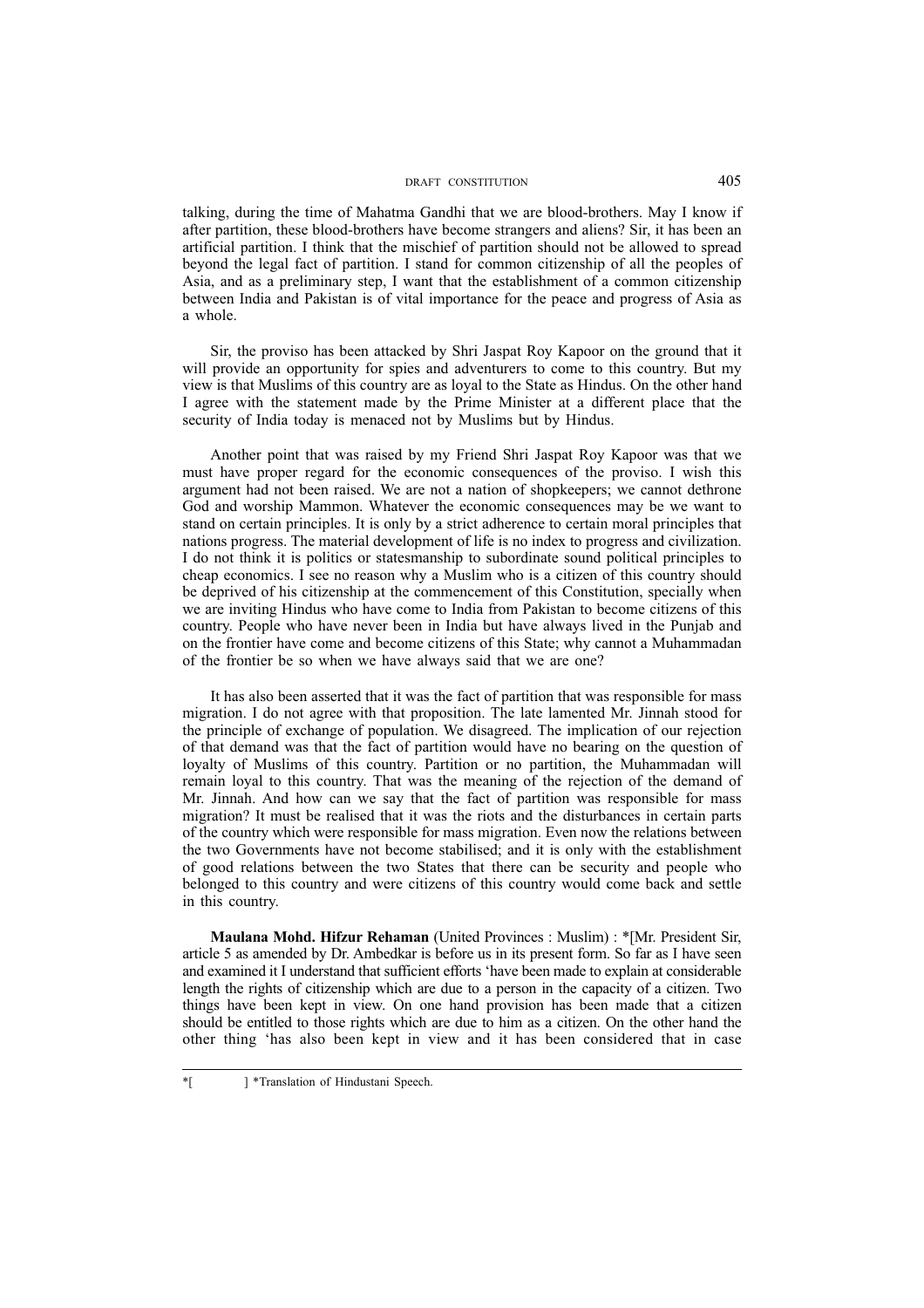talking, during the time of Mahatma Gandhi that we are blood-brothers. May I know if after partition, these blood-brothers have become strangers and aliens? Sir, it has been an artificial partition. I think that the mischief of partition should not be allowed to spread beyond the legal fact of partition. I stand for common citizenship of all the peoples of Asia, and as a preliminary step, I want that the establishment of a common citizenship between India and Pakistan is of vital importance for the peace and progress of Asia as a whole.

Sir, the proviso has been attacked by Shri Jaspat Roy Kapoor on the ground that it will provide an opportunity for spies and adventurers to come to this country. But my view is that Muslims of this country are as loyal to the State as Hindus. On the other hand I agree with the statement made by the Prime Minister at a different place that the security of India today is menaced not by Muslims but by Hindus.

Another point that was raised by my Friend Shri Jaspat Roy Kapoor was that we must have proper regard for the economic consequences of the proviso. I wish this argument had not been raised. We are not a nation of shopkeepers; we cannot dethrone God and worship Mammon. Whatever the economic consequences may be we want to stand on certain principles. It is only by a strict adherence to certain moral principles that nations progress. The material development of life is no index to progress and civilization. I do not think it is politics or statesmanship to subordinate sound political principles to cheap economics. I see no reason why a Muslim who is a citizen of this country should be deprived of his citizenship at the commencement of this Constitution, specially when we are inviting Hindus who have come to India from Pakistan to become citizens of this country. People who have never been in India but have always lived in the Punjab and on the frontier have come and become citizens of this State; why cannot a Muhammadan of the frontier be so when we have always said that we are one?

It has also been asserted that it was the fact of partition that was responsible for mass migration. I do not agree with that proposition. The late lamented Mr. Jinnah stood for the principle of exchange of population. We disagreed. The implication of our rejection of that demand was that the fact of partition would have no bearing on the question of loyalty of Muslims of this country. Partition or no partition, the Muhammadan will remain loyal to this country. That was the meaning of the rejection of the demand of Mr. Jinnah. And how can we say that the fact of partition was responsible for mass migration? It must be realised that it was the riots and the disturbances in certain parts of the country which were responsible for mass migration. Even now the relations between the two Governments have not become stabilised; and it is only with the establishment of good relations between the two States that there can be security and people who belonged to this country and were citizens of this country would come back and settle in this country.

**Maulana Mohd. Hifzur Rehaman** (United Provinces : Muslim) : *[Mr. President Sir, article 5 as amended by Dr. Ambedkar is before us in its present form. So far as I have seen and examined it I understand that sufficient efforts 'have been made to explain at considerable length the rights of citizenship which are due to a person in the capacity of a citizen. Two things have been kept in view. On one hand provision has been made that a citizen should be entitled to those rights which are due to him as a citizen. On the other hand the other thing 'has also been kept in view and it has been considered that in case

*[ ] *Translation of Hindustani Speech.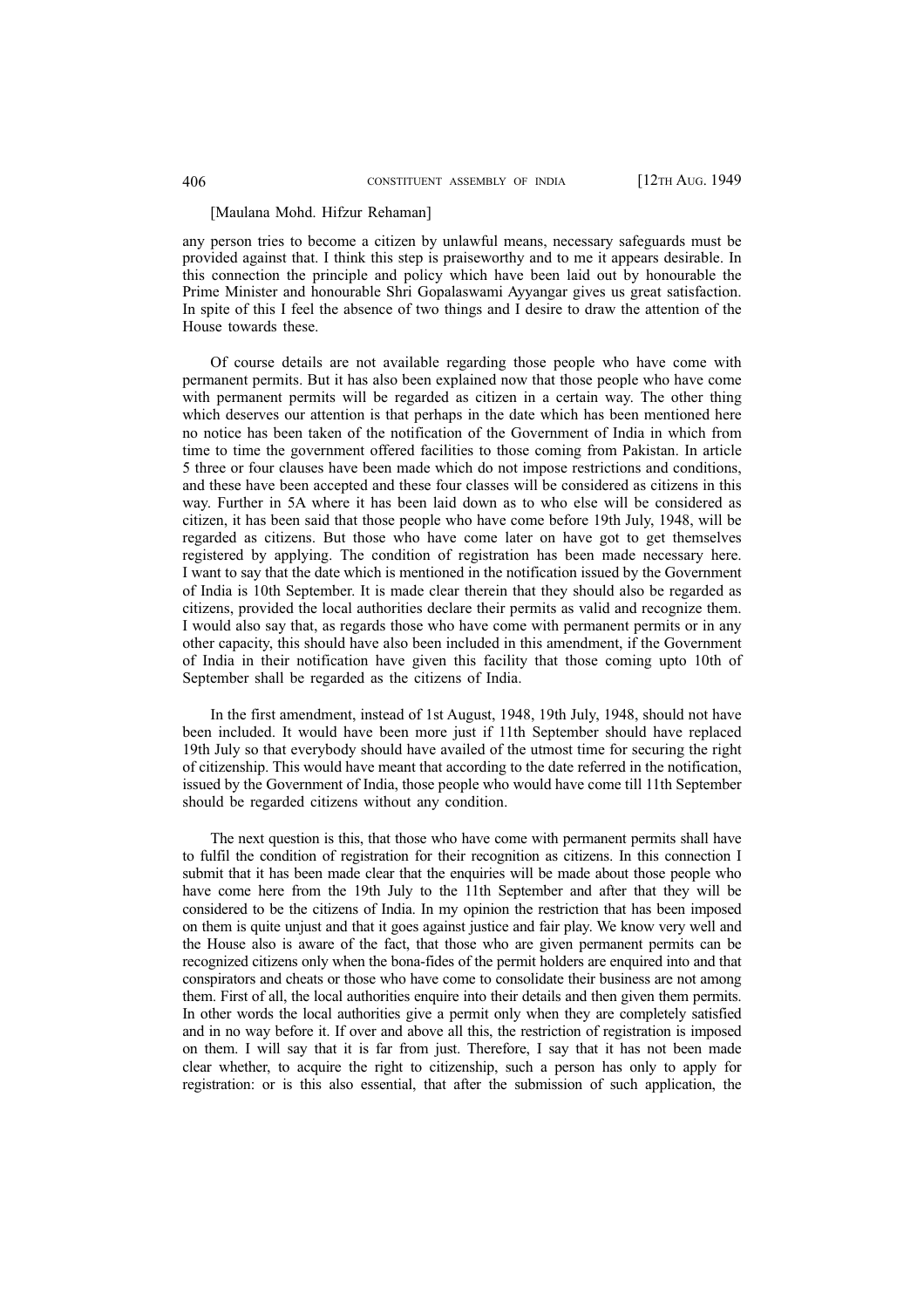[Maulana Mohd. Hifzur Rehaman]

any person tries to become a citizen by unlawful means, necessary safeguards must be provided against that. I think this step is praiseworthy and to me it appears desirable. In this connection the principle and policy which have been laid out by honourable the Prime Minister and honourable Shri Gopalaswami Ayyangar gives us great satisfaction. In spite of this I feel the absence of two things and I desire to draw the attention of the House towards these.

Of course details are not available regarding those people who have come with permanent permits. But it has also been explained now that those people who have come with permanent permits will be regarded as citizen in a certain way. The other thing which deserves our attention is that perhaps in the date which has been mentioned here no notice has been taken of the notification of the Government of India in which from time to time the government offered facilities to those coming from Pakistan. In article 5 three or four clauses have been made which do not impose restrictions and conditions, and these have been accepted and these four classes will be considered as citizens in this way. Further in 5A where it has been laid down as to who else will be considered as citizen, it has been said that those people who have come before 19th July, 1948, will be regarded as citizens. But those who have come later on have got to get themselves registered by applying. The condition of registration has been made necessary here. I want to say that the date which is mentioned in the notification issued by the Government of India is 10th September. It is made clear therein that they should also be regarded as citizens, provided the local authorities declare their permits as valid and recognize them. I would also say that, as regards those who have come with permanent permits or in any other capacity, this should have also been included in this amendment, if the Government of India in their notification have given this facility that those coming upto 10th of September shall be regarded as the citizens of India.

In the first amendment, instead of 1st August, 1948, 19th July, 1948, should not have been included. It would have been more just if 11th September should have replaced 19th July so that everybody should have availed of the utmost time for securing the right of citizenship. This would have meant that according to the date referred in the notification, issued by the Government of India, those people who would have come till 11th September should be regarded citizens without any condition.

The next question is this, that those who have come with permanent permits shall have to fulfil the condition of registration for their recognition as citizens. In this connection I submit that it has been made clear that the enquiries will be made about those people who have come here from the 19th July to the 11th September and after that they will be considered to be the citizens of India. In my opinion the restriction that has been imposed on them is quite unjust and that it goes against justice and fair play. We know very well and the House also is aware of the fact, that those who are given permanent permits can be recognized citizens only when the bona-fides of the permit holders are enquired into and that conspirators and cheats or those who have come to consolidate their business are not among them. First of all, the local authorities enquire into their details and then given them permits. In other words the local authorities give a permit only when they are completely satisfied and in no way before it. If over and above all this, the restriction of registration is imposed on them. I will say that it is far from just. Therefore, I say that it has not been made clear whether, to acquire the right to citizenship, such a person has only to apply for registration: or is this also essential, that after the submission of such application, the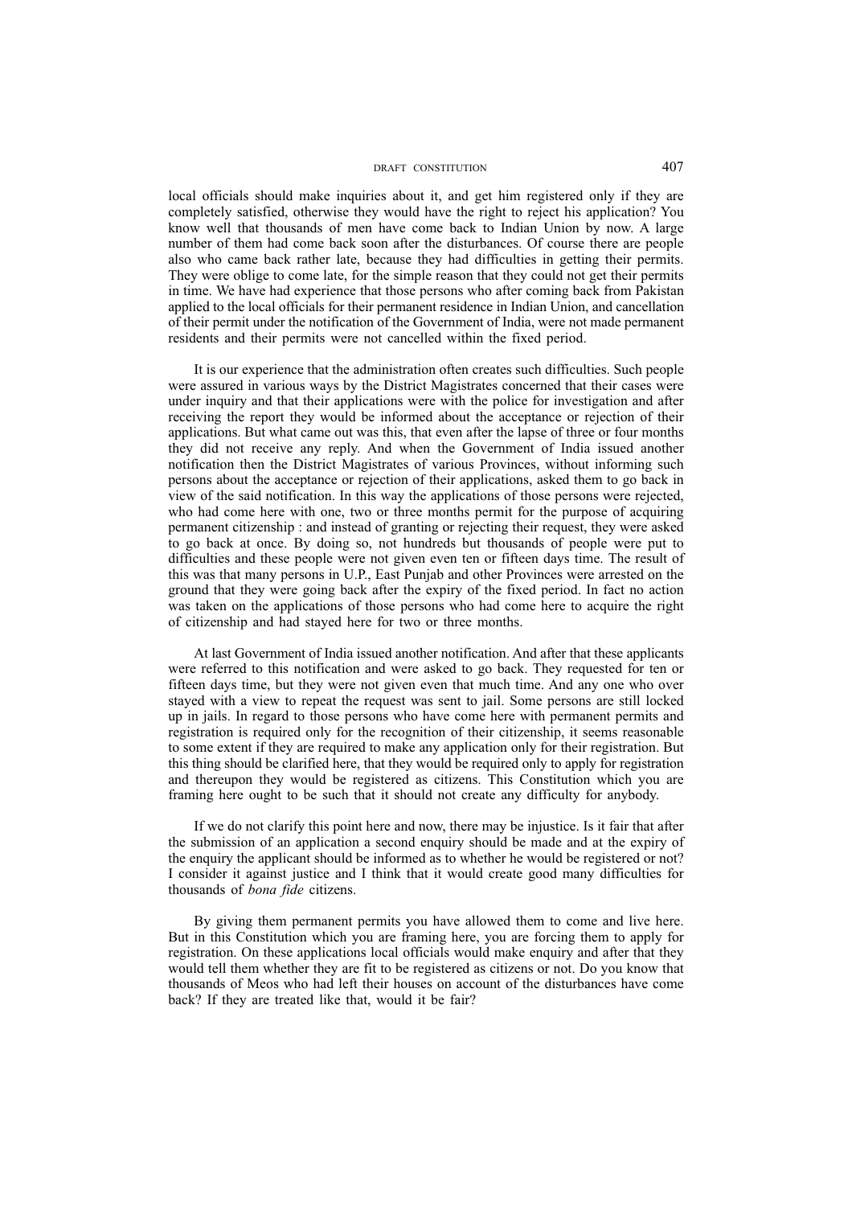local officials should make inquiries about it, and get him registered only if they are completely satisfied, otherwise they would have the right to reject his application? You know well that thousands of men have come back to Indian Union by now. A large number of them had come back soon after the disturbances. Of course there are people also who came back rather late, because they had difficulties in getting their permits. They were oblige to come late, for the simple reason that they could not get their permits in time. We have had experience that those persons who after coming back from Pakistan applied to the local officials for their permanent residence in Indian Union, and cancellation of their permit under the notification of the Government of India, were not made permanent residents and their permits were not cancelled within the fixed period.

It is our experience that the administration often creates such difficulties. Such people were assured in various ways by the District Magistrates concerned that their cases were under inquiry and that their applications were with the police for investigation and after receiving the report they would be informed about the acceptance or rejection of their applications. But what came out was this, that even after the lapse of three or four months they did not receive any reply. And when the Government of India issued another notification then the District Magistrates of various Provinces, without informing such persons about the acceptance or rejection of their applications, asked them to go back in view of the said notification. In this way the applications of those persons were rejected, who had come here with one, two or three months permit for the purpose of acquiring permanent citizenship : and instead of granting or rejecting their request, they were asked to go back at once. By doing so, not hundreds but thousands of people were put to difficulties and these people were not given even ten or fifteen days time. The result of this was that many persons in U.P., East Punjab and other Provinces were arrested on the ground that they were going back after the expiry of the fixed period. In fact no action was taken on the applications of those persons who had come here to acquire the right of citizenship and had stayed here for two or three months.

At last Government of India issued another notification. And after that these applicants were referred to this notification and were asked to go back. They requested for ten or fifteen days time, but they were not given even that much time. And any one who over stayed with a view to repeat the request was sent to jail. Some persons are still locked up in jails. In regard to those persons who have come here with permanent permits and registration is required only for the recognition of their citizenship, it seems reasonable to some extent if they are required to make any application only for their registration. But this thing should be clarified here, that they would be required only to apply for registration and thereupon they would be registered as citizens. This Constitution which you are framing here ought to be such that it should not create any difficulty for anybody.

If we do not clarify this point here and now, there may be injustice. Is it fair that after the submission of an application a second enquiry should be made and at the expiry of the enquiry the applicant should be informed as to whether he would be registered or not? I consider it against justice and I think that it would create good many difficulties for thousands of *bona fide* citizens.

By giving them permanent permits you have allowed them to come and live here. But in this Constitution which you are framing here, you are forcing them to apply for registration. On these applications local officials would make enquiry and after that they would tell them whether they are fit to be registered as citizens or not. Do you know that thousands of Meos who had left their houses on account of the disturbances have come back? If they are treated like that, would it be fair?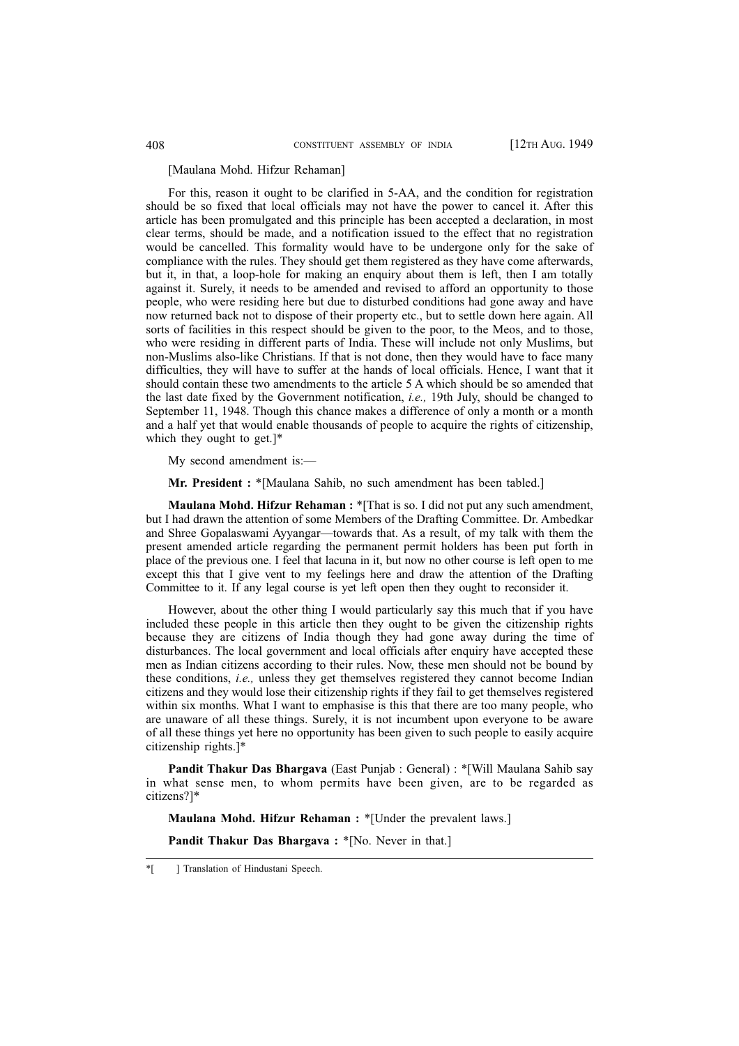[Maulana Mohd. Hifzur Rehaman]

For this, reason it ought to be clarified in 5-AA, and the condition for registration should be so fixed that local officials may not have the power to cancel it. After this article has been promulgated and this principle has been accepted a declaration, in most clear terms, should be made, and a notification issued to the effect that no registration would be cancelled. This formality would have to be undergone only for the sake of compliance with the rules. They should get them registered as they have come afterwards, but it, in that, a loop-hole for making an enquiry about them is left, then I am totally against it. Surely, it needs to be amended and revised to afford an opportunity to those people, who were residing here but due to disturbed conditions had gone away and have now returned back not to dispose of their property etc., but to settle down here again. All sorts of facilities in this respect should be given to the poor, to the Meos, and to those, who were residing in different parts of India. These will include not only Muslims, but non-Muslims also-like Christians. If that is not done, then they would have to face many difficulties, they will have to suffer at the hands of local officials. Hence, I want that it should contain these two amendments to the article 5 A which should be so amended that the last date fixed by the Government notification, *i.e.,* 19th July, should be changed to September 11, 1948. Though this chance makes a difference of only a month or a month and a half yet that would enable thousands of people to acquire the rights of citizenship, which they ought to get.]*

My second amendment is:—

**Mr. President :** *[Maulana Sahib, no such amendment has been tabled.]

**Maulana Mohd. Hifzur Rehaman :** *[That is so. I did not put any such amendment, but I had drawn the attention of some Members of the Drafting Committee. Dr. Ambedkar and Shree Gopalaswami Ayyangar—towards that. As a result, of my talk with them the present amended article regarding the permanent permit holders has been put forth in place of the previous one. I feel that lacuna in it, but now no other course is left open to me except this that I give vent to my feelings here and draw the attention of the Drafting Committee to it. If any legal course is yet left open then they ought to reconsider it.

However, about the other thing I would particularly say this much that if you have included these people in this article then they ought to be given the citizenship rights because they are citizens of India though they had gone away during the time of disturbances. The local government and local officials after enquiry have accepted these men as Indian citizens according to their rules. Now, these men should not be bound by these conditions, *i.e.,* unless they get themselves registered they cannot become Indian citizens and they would lose their citizenship rights if they fail to get themselves registered within six months. What I want to emphasise is this that there are too many people, who are unaware of all these things. Surely, it is not incumbent upon everyone to be aware of all these things yet here no opportunity has been given to such people to easily acquire citizenship rights.]*

**Pandit Thakur Das Bhargava** (East Punjab : General) : *[Will Maulana Sahib say in what sense men, to whom permits have been given, are to be regarded as citizens?]*

**Maulana Mohd. Hifzur Rehaman :** *[Under the prevalent laws.]

**Pandit Thakur Das Bhargava :** *[No. Never in that.]

---

*[ ] Translation of Hindustani Speech.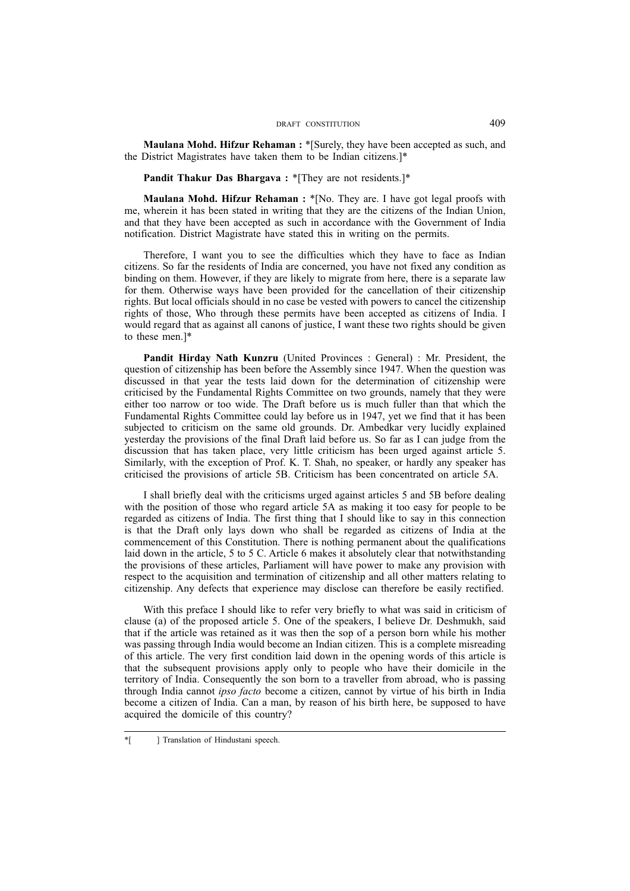**Maulana Mohd. Hifzur Rehaman :** *[Surely, they have been accepted as such, and the District Magistrates have taken them to be Indian citizens.]*

**Pandit Thakur Das Bhargava :** *[They are not residents.]*

**Maulana Mohd. Hifzur Rehaman :** *[No. They are. I have got legal proofs with me, wherein it has been stated in writing that they are the citizens of the Indian Union, and that they have been accepted as such in accordance with the Government of India notification. District Magistrate have stated this in writing on the permits.

Therefore, I want you to see the difficulties which they have to face as Indian citizens. So far the residents of India are concerned, you have not fixed any condition as binding on them. However, if they are likely to migrate from here, there is a separate law for them. Otherwise ways have been provided for the cancellation of their citizenship rights. But local officials should in no case be vested with powers to cancel the citizenship rights of those, Who through these permits have been accepted as citizens of India. I would regard that as against all canons of justice, I want these two rights should be given to these men.]*

**Pandit Hirday Nath Kunzru** (United Provinces : General) : Mr. President, the question of citizenship has been before the Assembly since 1947. When the question was discussed in that year the tests laid down for the determination of citizenship were criticised by the Fundamental Rights Committee on two grounds, namely that they were either too narrow or too wide. The Draft before us is much fuller than that which the Fundamental Rights Committee could lay before us in 1947, yet we find that it has been subjected to criticism on the same old grounds. Dr. Ambedkar very lucidly explained yesterday the provisions of the final Draft laid before us. So far as I can judge from the discussion that has taken place, very little criticism has been urged against article 5. Similarly, with the exception of Prof. K. T. Shah, no speaker, or hardly any speaker has criticised the provisions of article 5B. Criticism has been concentrated on article 5A.

I shall briefly deal with the criticisms urged against articles 5 and 5B before dealing with the position of those who regard article 5A as making it too easy for people to be regarded as citizens of India. The first thing that I should like to say in this connection is that the Draft only lays down who shall be regarded as citizens of India at the commencement of this Constitution. There is nothing permanent about the qualifications laid down in the article, 5 to 5 C. Article 6 makes it absolutely clear that notwithstanding the provisions of these articles, Parliament will have power to make any provision with respect to the acquisition and termination of citizenship and all other matters relating to citizenship. Any defects that experience may disclose can therefore be easily rectified.

With this preface I should like to refer very briefly to what was said in criticism of clause (a) of the proposed article 5. One of the speakers, I believe Dr. Deshmukh, said that if the article was retained as it was then the sop of a person born while his mother was passing through India would become an Indian citizen. This is a complete misreading of this article. The very first condition laid down in the opening words of this article is that the subsequent provisions apply only to people who have their domicile in the territory of India. Consequently the son born to a traveller from abroad, who is passing through India cannot *ipso facto* become a citizen, cannot by virtue of his birth in India become a citizen of India. Can a man, by reason of his birth here, be supposed to have acquired the domicile of this country?

---

*[ ] Translation of Hindustani speech.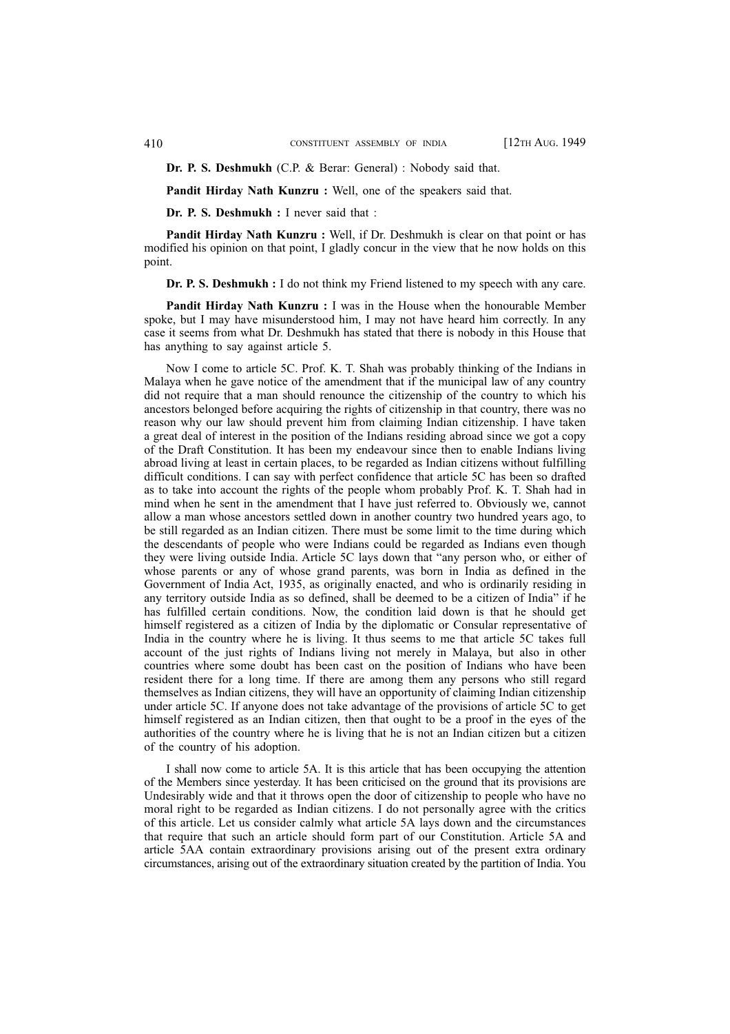**Dr. P. S. Deshmukh** (C.P. & Berar: General) : Nobody said that.

**Pandit Hirday Nath Kunzru :** Well, one of the speakers said that.

**Dr. P. S. Deshmukh :** I never said that :

**Pandit Hirday Nath Kunzru :** Well, if Dr. Deshmukh is clear on that point or has modified his opinion on that point, I gladly concur in the view that he now holds on this point.

**Dr. P. S. Deshmukh :** I do not think my Friend listened to my speech with any care.

**Pandit Hirday Nath Kunzru :** I was in the House when the honourable Member spoke, but I may have misunderstood him, I may not have heard him correctly. In any case it seems from what Dr. Deshmukh has stated that there is nobody in this House that has anything to say against article 5.

Now I come to article 5C. Prof. K. T. Shah was probably thinking of the Indians in Malaya when he gave notice of the amendment that if the municipal law of any country did not require that a man should renounce the citizenship of the country to which his ancestors belonged before acquiring the rights of citizenship in that country, there was no reason why our law should prevent him from claiming Indian citizenship. I have taken a great deal of interest in the position of the Indians residing abroad since we got a copy of the Draft Constitution. It has been my endeavour since then to enable Indians living abroad living at least in certain places, to be regarded as Indian citizens without fulfilling difficult conditions. I can say with perfect confidence that article 5C has been so drafted as to take into account the rights of the people whom probably Prof. K. T. Shah had in mind when he sent in the amendment that I have just referred to. Obviously we, cannot allow a man whose ancestors settled down in another country two hundred years ago, to be still regarded as an Indian citizen. There must be some limit to the time during which the descendants of people who were Indians could be regarded as Indians even though they were living outside India. Article 5C lays down that "any person who, or either of whose parents or any of whose grand parents, was born in India as defined in the Government of India Act, 1935, as originally enacted, and who is ordinarily residing in any territory outside India as so defined, shall be deemed to be a citizen of India" if he has fulfilled certain conditions. Now, the condition laid down is that he should get himself registered as a citizen of India by the diplomatic or Consular representative of India in the country where he is living. It thus seems to me that article 5C takes full account of the just rights of Indians living not merely in Malaya, but also in other countries where some doubt has been cast on the position of Indians who have been resident there for a long time. If there are among them any persons who still regard themselves as Indian citizens, they will have an opportunity of claiming Indian citizenship under article 5C. If anyone does not take advantage of the provisions of article 5C to get himself registered as an Indian citizen, then that ought to be a proof in the eyes of the authorities of the country where he is living that he is not an Indian citizen but a citizen of the country of his adoption.

I shall now come to article 5A. It is this article that has been occupying the attention of the Members since yesterday. It has been criticised on the ground that its provisions are Undesirably wide and that it throws open the door of citizenship to people who have no moral right to be regarded as Indian citizens. I do not personally agree with the critics of this article. Let us consider calmly what article 5A lays down and the circumstances that require that such an article should form part of our Constitution. Article 5A and article 5AA contain extraordinary provisions arising out of the present extra ordinary circumstances, arising out of the extraordinary situation created by the partition of India. You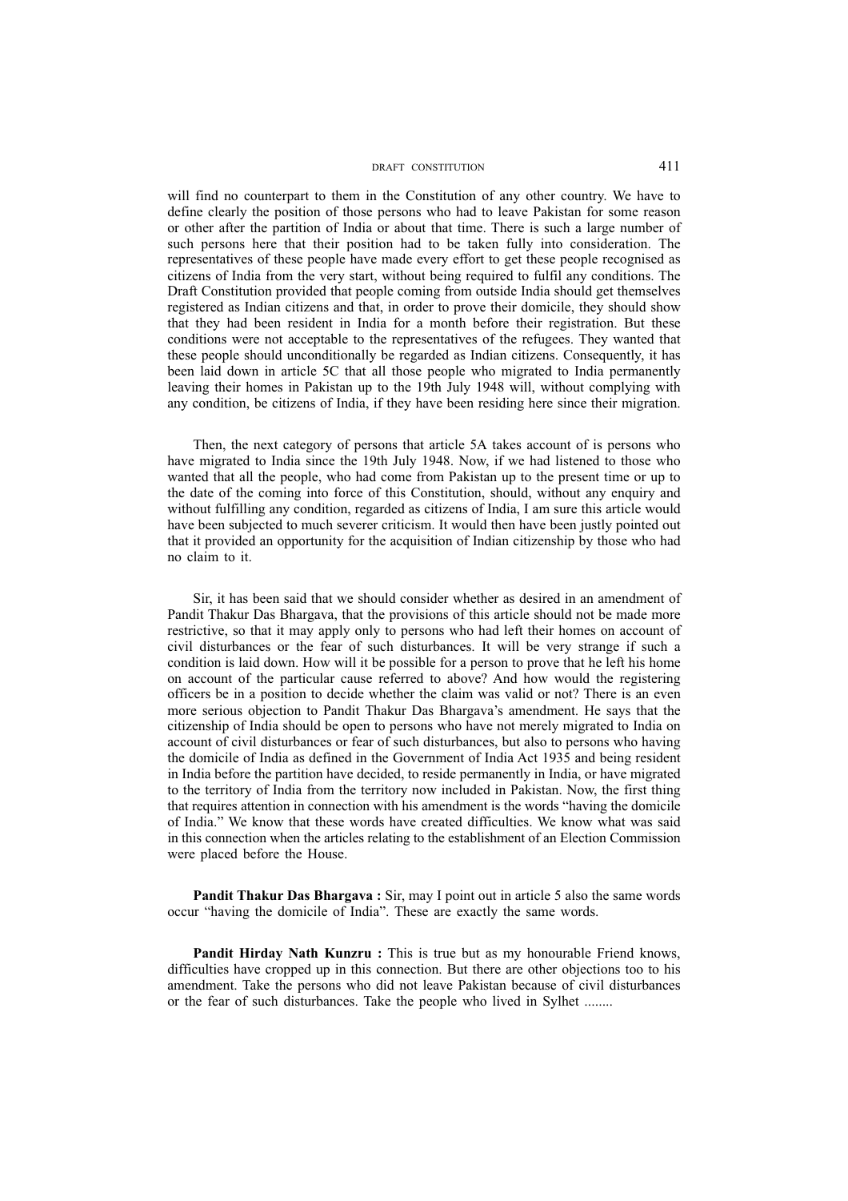will find no counterpart to them in the Constitution of any other country. We have to define clearly the position of those persons who had to leave Pakistan for some reason or other after the partition of India or about that time. There is such a large number of such persons here that their position had to be taken fully into consideration. The representatives of these people have made every effort to get these people recognised as citizens of India from the very start, without being required to fulfil any conditions. The Draft Constitution provided that people coming from outside India should get themselves registered as Indian citizens and that, in order to prove their domicile, they should show that they had been resident in India for a month before their registration. But these conditions were not acceptable to the representatives of the refugees. They wanted that these people should unconditionally be regarded as Indian citizens. Consequently, it has been laid down in article 5C that all those people who migrated to India permanently leaving their homes in Pakistan up to the 19th July 1948 will, without complying with any condition, be citizens of India, if they have been residing here since their migration.

Then, the next category of persons that article 5A takes account of is persons who have migrated to India since the 19th July 1948. Now, if we had listened to those who wanted that all the people, who had come from Pakistan up to the present time or up to the date of the coming into force of this Constitution, should, without any enquiry and without fulfilling any condition, regarded as citizens of India, I am sure this article would have been subjected to much severer criticism. It would then have been justly pointed out that it provided an opportunity for the acquisition of Indian citizenship by those who had no claim to it.

Sir, it has been said that we should consider whether as desired in an amendment of Pandit Thakur Das Bhargava, that the provisions of this article should not be made more restrictive, so that it may apply only to persons who had left their homes on account of civil disturbances or the fear of such disturbances. It will be very strange if such a condition is laid down. How will it be possible for a person to prove that he left his home on account of the particular cause referred to above? And how would the registering officers be in a position to decide whether the claim was valid or not? There is an even more serious objection to Pandit Thakur Das Bhargava's amendment. He says that the citizenship of India should be open to persons who have not merely migrated to India on account of civil disturbances or fear of such disturbances, but also to persons who having the domicile of India as defined in the Government of India Act 1935 and being resident in India before the partition have decided, to reside permanently in India, or have migrated to the territory of India from the territory now included in Pakistan. Now, the first thing that requires attention in connection with his amendment is the words "having the domicile of India." We know that these words have created difficulties. We know what was said in this connection when the articles relating to the establishment of an Election Commission were placed before the House.

**Pandit Thakur Das Bhargava :** Sir, may I point out in article 5 also the same words occur "having the domicile of India". These are exactly the same words.

**Pandit Hirday Nath Kunzru :** This is true but as my honourable Friend knows, difficulties have cropped up in this connection. But there are other objections too to his amendment. Take the persons who did not leave Pakistan because of civil disturbances or the fear of such disturbances. Take the people who lived in Sylhet ........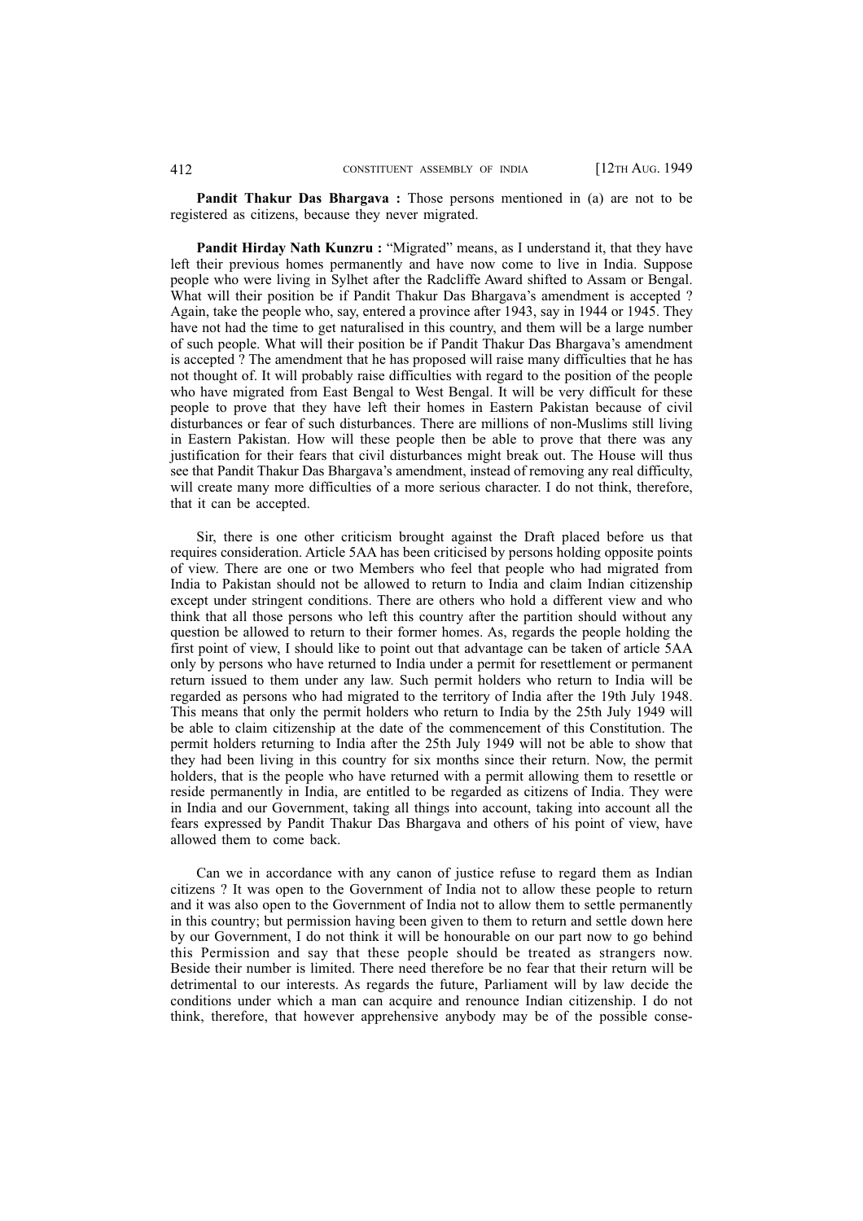**Pandit Thakur Das Bhargava :** Those persons mentioned in (a) are not to be registered as citizens, because they never migrated.

**Pandit Hirday Nath Kunzru :** "Migrated" means, as I understand it, that they have left their previous homes permanently and have now come to live in India. Suppose people who were living in Sylhet after the Radcliffe Award shifted to Assam or Bengal. What will their position be if Pandit Thakur Das Bhargava's amendment is accepted ? Again, take the people who, say, entered a province after 1943, say in 1944 or 1945. They have not had the time to get naturalised in this country, and them will be a large number of such people. What will their position be if Pandit Thakur Das Bhargava's amendment is accepted ? The amendment that he has proposed will raise many difficulties that he has not thought of. It will probably raise difficulties with regard to the position of the people who have migrated from East Bengal to West Bengal. It will be very difficult for these people to prove that they have left their homes in Eastern Pakistan because of civil disturbances or fear of such disturbances. There are millions of non-Muslims still living in Eastern Pakistan. How will these people then be able to prove that there was any justification for their fears that civil disturbances might break out. The House will thus see that Pandit Thakur Das Bhargava's amendment, instead of removing any real difficulty, will create many more difficulties of a more serious character. I do not think, therefore, that it can be accepted.

Sir, there is one other criticism brought against the Draft placed before us that requires consideration. Article 5AA has been criticised by persons holding opposite points of view. There are one or two Members who feel that people who had migrated from India to Pakistan should not be allowed to return to India and claim Indian citizenship except under stringent conditions. There are others who hold a different view and who think that all those persons who left this country after the partition should without any question be allowed to return to their former homes. As, regards the people holding the first point of view, I should like to point out that advantage can be taken of article 5AA only by persons who have returned to India under a permit for resettlement or permanent return issued to them under any law. Such permit holders who return to India will be regarded as persons who had migrated to the territory of India after the 19th July 1948. This means that only the permit holders who return to India by the 25th July 1949 will be able to claim citizenship at the date of the commencement of this Constitution. The permit holders returning to India after the 25th July 1949 will not be able to show that they had been living in this country for six months since their return. Now, the permit holders, that is the people who have returned with a permit allowing them to resettle or reside permanently in India, are entitled to be regarded as citizens of India. They were in India and our Government, taking all things into account, taking into account all the fears expressed by Pandit Thakur Das Bhargava and others of his point of view, have allowed them to come back.

Can we in accordance with any canon of justice refuse to regard them as Indian citizens ? It was open to the Government of India not to allow these people to return and it was also open to the Government of India not to allow them to settle permanently in this country; but permission having been given to them to return and settle down here by our Government, I do not think it will be honourable on our part now to go behind this Permission and say that these people should be treated as strangers now. Beside their number is limited. There need therefore be no fear that their return will be detrimental to our interests. As regards the future, Parliament will by law decide the conditions under which a man can acquire and renounce Indian citizenship. I do not think, therefore, that however apprehensive anybody may be of the possible conse-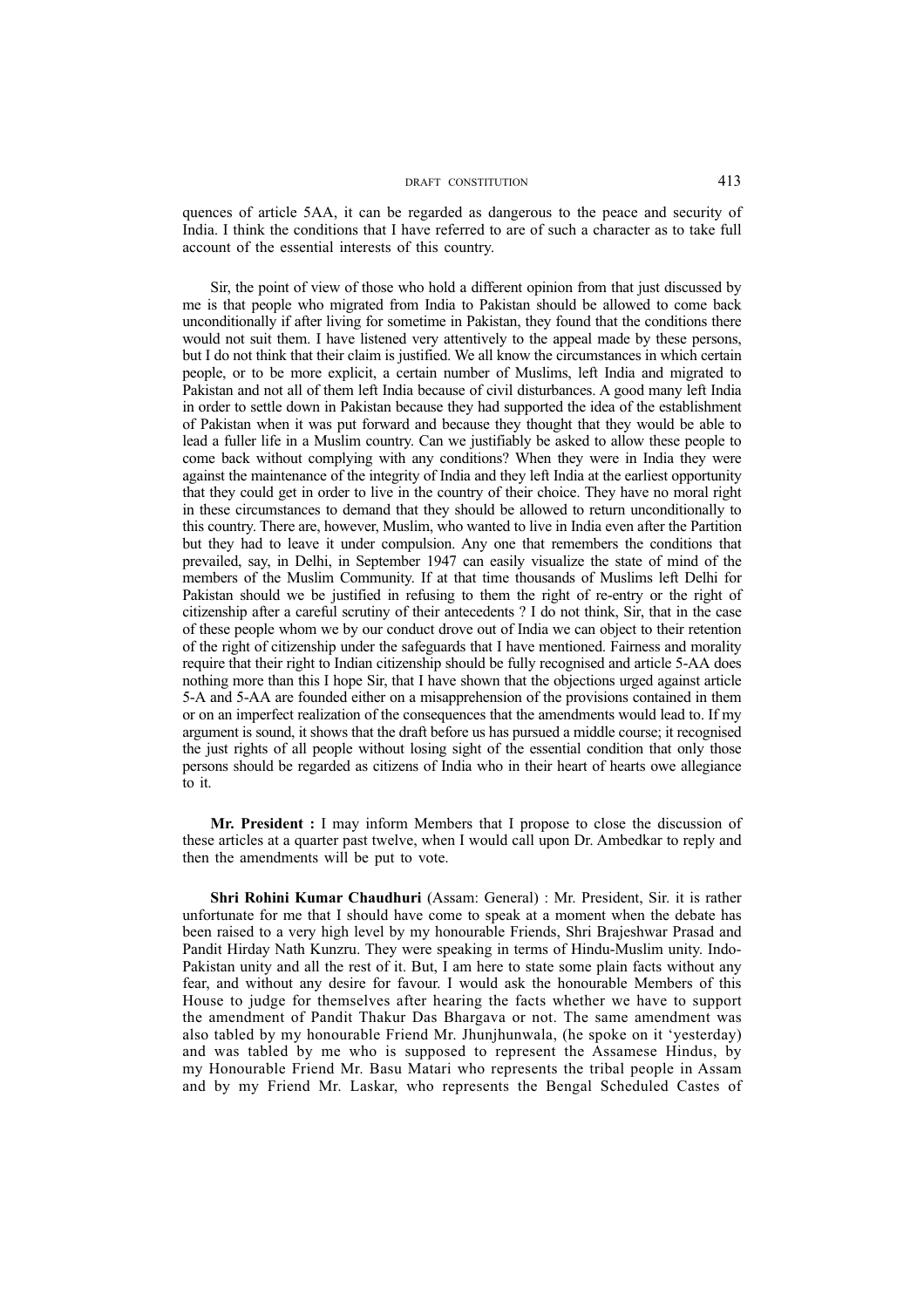quences of article 5AA, it can be regarded as dangerous to the peace and security of India. I think the conditions that I have referred to are of such a character as to take full account of the essential interests of this country.

Sir, the point of view of those who hold a different opinion from that just discussed by me is that people who migrated from India to Pakistan should be allowed to come back unconditionally if after living for sometime in Pakistan, they found that the conditions there would not suit them. I have listened very attentively to the appeal made by these persons, but I do not think that their claim is justified. We all know the circumstances in which certain people, or to be more explicit, a certain number of Muslims, left India and migrated to Pakistan and not all of them left India because of civil disturbances. A good many left India in order to settle down in Pakistan because they had supported the idea of the establishment of Pakistan when it was put forward and because they thought that they would be able to lead a fuller life in a Muslim country. Can we justifiably be asked to allow these people to come back without complying with any conditions? When they were in India they were against the maintenance of the integrity of India and they left India at the earliest opportunity that they could get in order to live in the country of their choice. They have no moral right in these circumstances to demand that they should be allowed to return unconditionally to this country. There are, however, Muslim, who wanted to live in India even after the Partition but they had to leave it under compulsion. Any one that remembers the conditions that prevailed, say, in Delhi, in September 1947 can easily visualize the state of mind of the members of the Muslim Community. If at that time thousands of Muslims left Delhi for Pakistan should we be justified in refusing to them the right of re-entry or the right of citizenship after a careful scrutiny of their antecedents ? I do not think, Sir, that in the case of these people whom we by our conduct drove out of India we can object to their retention of the right of citizenship under the safeguards that I have mentioned. Fairness and morality require that their right to Indian citizenship should be fully recognised and article 5-AA does nothing more than this I hope Sir, that I have shown that the objections urged against article 5-A and 5-AA are founded either on a misapprehension of the provisions contained in them or on an imperfect realization of the consequences that the amendments would lead to. If my argument is sound, it shows that the draft before us has pursued a middle course; it recognised the just rights of all people without losing sight of the essential condition that only those persons should be regarded as citizens of India who in their heart of hearts owe allegiance to it.

**Mr. President :** I may inform Members that I propose to close the discussion of these articles at a quarter past twelve, when I would call upon Dr. Ambedkar to reply and then the amendments will be put to vote.

**Shri Rohini Kumar Chaudhuri** (Assam: General) : Mr. President, Sir. it is rather unfortunate for me that I should have come to speak at a moment when the debate has been raised to a very high level by my honourable Friends, Shri Brajeshwar Prasad and Pandit Hirday Nath Kunzru. They were speaking in terms of Hindu-Muslim unity. Indo-Pakistan unity and all the rest of it. But, I am here to state some plain facts without any fear, and without any desire for favour. I would ask the honourable Members of this House to judge for themselves after hearing the facts whether we have to support the amendment of Pandit Thakur Das Bhargava or not. The same amendment was also tabled by my honourable Friend Mr. Jhunjhunwala, (he spoke on it 'yesterday) and was tabled by me who is supposed to represent the Assamese Hindus, by my Honourable Friend Mr. Basu Matari who represents the tribal people in Assam and by my Friend Mr. Laskar, who represents the Bengal Scheduled Castes of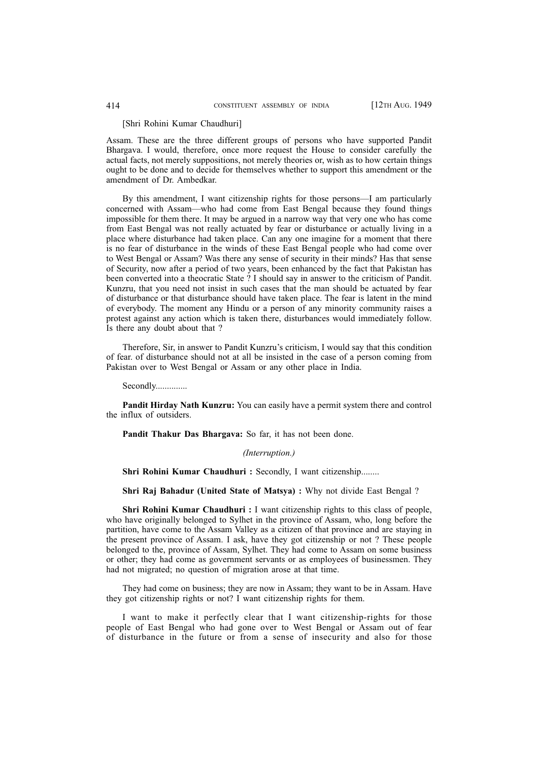[Shri Rohini Kumar Chaudhuri]

Assam. These are the three different groups of persons who have supported Pandit Bhargava. I would, therefore, once more request the House to consider carefully the actual facts, not merely suppositions, not merely theories or, wish as to how certain things ought to be done and to decide for themselves whether to support this amendment or the amendment of Dr. Ambedkar.

By this amendment, I want citizenship rights for those persons—I am particularly concerned with Assam—who had come from East Bengal because they found things impossible for them there. It may be argued in a narrow way that very one who has come from East Bengal was not really actuated by fear or disturbance or actually living in a place where disturbance had taken place. Can any one imagine for a moment that there is no fear of disturbance in the winds of these East Bengal people who had come over to West Bengal or Assam? Was there any sense of security in their minds? Has that sense of Security, now after a period of two years, been enhanced by the fact that Pakistan has been converted into a theocratic State ? I should say in answer to the criticism of Pandit. Kunzru, that you need not insist in such cases that the man should be actuated by fear of disturbance or that disturbance should have taken place. The fear is latent in the mind of everybody. The moment any Hindu or a person of any minority community raises a protest against any action which is taken there, disturbances would immediately follow. Is there any doubt about that ?

Therefore, Sir, in answer to Pandit Kunzru's criticism, I would say that this condition of fear. of disturbance should not at all be insisted in the case of a person coming from Pakistan over to West Bengal or Assam or any other place in India.

Secondly..............

**Pandit Hirday Nath Kunzru:** You can easily have a permit system there and control the influx of outsiders.

**Pandit Thakur Das Bhargava:** So far, it has not been done.

*(Interruption.)*

**Shri Rohini Kumar Chaudhuri :** Secondly, I want citizenship........

**Shri Raj Bahadur (United State of Matsya) :** Why not divide East Bengal ?

**Shri Rohini Kumar Chaudhuri :** I want citizenship rights to this class of people, who have originally belonged to Sylhet in the province of Assam, who, long before the partition, have come to the Assam Valley as a citizen of that province and are staying in the present province of Assam. I ask, have they got citizenship or not ? These people belonged to the, province of Assam, Sylhet. They had come to Assam on some business or other; they had come as government servants or as employees of businessmen. They had not migrated; no question of migration arose at that time.

They had come on business; they are now in Assam; they want to be in Assam. Have they got citizenship rights or not? I want citizenship rights for them.

I want to make it perfectly clear that I want citizenship-rights for those people of East Bengal who had gone over to West Bengal or Assam out of fear of disturbance in the future or from a sense of insecurity and also for those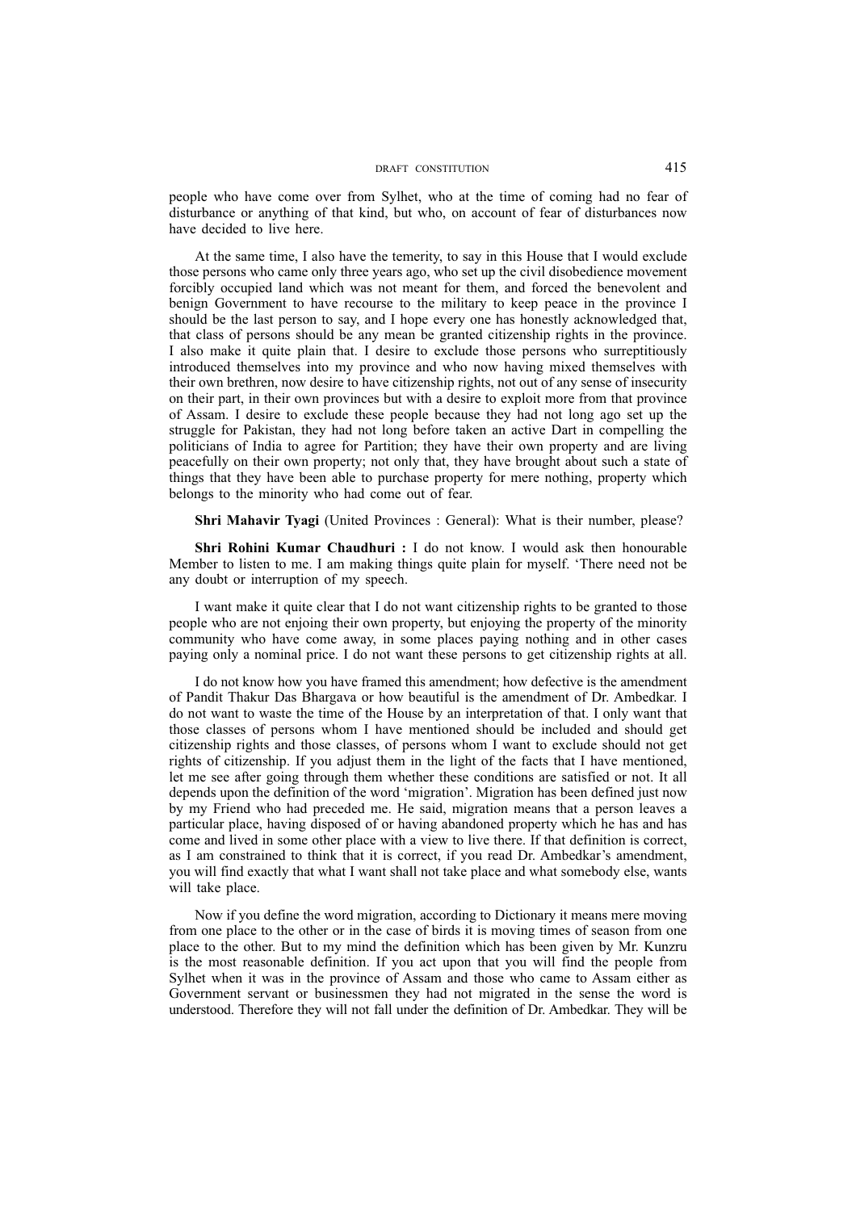people who have come over from Sylhet, who at the time of coming had no fear of disturbance or anything of that kind, but who, on account of fear of disturbances now have decided to live here.

At the same time, I also have the temerity, to say in this House that I would exclude those persons who came only three years ago, who set up the civil disobedience movement forcibly occupied land which was not meant for them, and forced the benevolent and benign Government to have recourse to the military to keep peace in the province I should be the last person to say, and I hope every one has honestly acknowledged that, that class of persons should be any mean be granted citizenship rights in the province. I also make it quite plain that. I desire to exclude those persons who surreptitiously introduced themselves into my province and who now having mixed themselves with their own brethren, now desire to have citizenship rights, not out of any sense of insecurity on their part, in their own provinces but with a desire to exploit more from that province of Assam. I desire to exclude these people because they had not long ago set up the struggle for Pakistan, they had not long before taken an active Dart in compelling the politicians of India to agree for Partition; they have their own property and are living peacefully on their own property; not only that, they have brought about such a state of things that they have been able to purchase property for mere nothing, property which belongs to the minority who had come out of fear.

**Shri Mahavir Tyagi** (United Provinces : General): What is their number, please?

**Shri Rohini Kumar Chaudhuri :** I do not know. I would ask then honourable Member to listen to me. I am making things quite plain for myself. 'There need not be any doubt or interruption of my speech.

I want make it quite clear that I do not want citizenship rights to be granted to those people who are not enjoing their own property, but enjoying the property of the minority community who have come away, in some places paying nothing and in other cases paying only a nominal price. I do not want these persons to get citizenship rights at all.

I do not know how you have framed this amendment; how defective is the amendment of Pandit Thakur Das Bhargava or how beautiful is the amendment of Dr. Ambedkar. I do not want to waste the time of the House by an interpretation of that. I only want that those classes of persons whom I have mentioned should be included and should get citizenship rights and those classes, of persons whom I want to exclude should not get rights of citizenship. If you adjust them in the light of the facts that I have mentioned, let me see after going through them whether these conditions are satisfied or not. It all depends upon the definition of the word 'migration'. Migration has been defined just now by my Friend who had preceded me. He said, migration means that a person leaves a particular place, having disposed of or having abandoned property which he has and has come and lived in some other place with a view to live there. If that definition is correct, as I am constrained to think that it is correct, if you read Dr. Ambedkar's amendment, you will find exactly that what I want shall not take place and what somebody else, wants will take place.

Now if you define the word migration, according to Dictionary it means mere moving from one place to the other or in the case of birds it is moving times of season from one place to the other. But to my mind the definition which has been given by Mr. Kunzru is the most reasonable definition. If you act upon that you will find the people from Sylhet when it was in the province of Assam and those who came to Assam either as Government servant or businessmen they had not migrated in the sense the word is understood. Therefore they will not fall under the definition of Dr. Ambedkar. They will be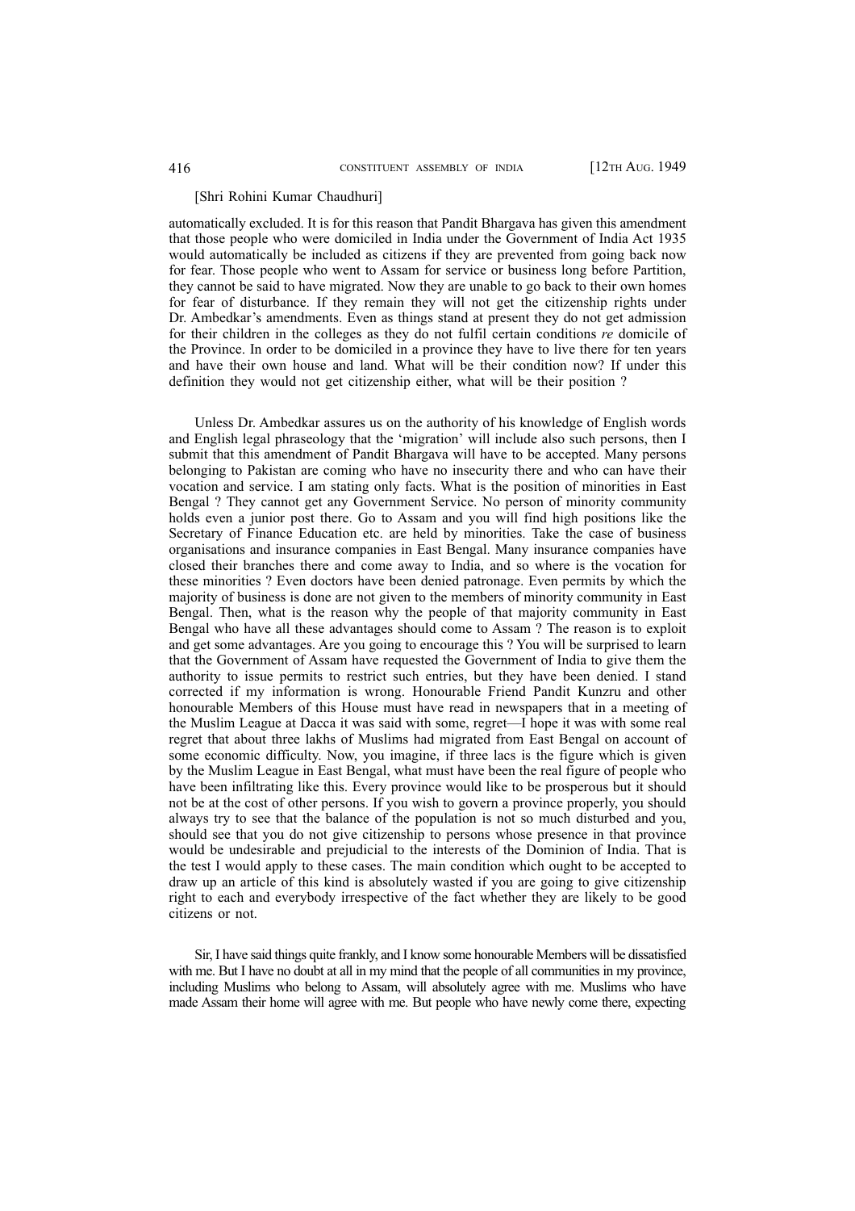[Shri Rohini Kumar Chaudhuri]

automatically excluded. It is for this reason that Pandit Bhargava has given this amendment that those people who were domiciled in India under the Government of India Act 1935 would automatically be included as citizens if they are prevented from going back now for fear. Those people who went to Assam for service or business long before Partition, they cannot be said to have migrated. Now they are unable to go back to their own homes for fear of disturbance. If they remain they will not get the citizenship rights under Dr. Ambedkar's amendments. Even as things stand at present they do not get admission for their children in the colleges as they do not fulfil certain conditions *re* domicile of the Province. In order to be domiciled in a province they have to live there for ten years and have their own house and land. What will be their condition now? If under this definition they would not get citizenship either, what will be their position ?

Unless Dr. Ambedkar assures us on the authority of his knowledge of English words and English legal phraseology that the 'migration' will include also such persons, then I submit that this amendment of Pandit Bhargava will have to be accepted. Many persons belonging to Pakistan are coming who have no insecurity there and who can have their vocation and service. I am stating only facts. What is the position of minorities in East Bengal ? They cannot get any Government Service. No person of minority community holds even a junior post there. Go to Assam and you will find high positions like the Secretary of Finance Education etc. are held by minorities. Take the case of business organisations and insurance companies in East Bengal. Many insurance companies have closed their branches there and come away to India, and so where is the vocation for these minorities ? Even doctors have been denied patronage. Even permits by which the majority of business is done are not given to the members of minority community in East Bengal. Then, what is the reason why the people of that majority community in East Bengal who have all these advantages should come to Assam ? The reason is to exploit and get some advantages. Are you going to encourage this ? You will be surprised to learn that the Government of Assam have requested the Government of India to give them the authority to issue permits to restrict such entries, but they have been denied. I stand corrected if my information is wrong. Honourable Friend Pandit Kunzru and other honourable Members of this House must have read in newspapers that in a meeting of the Muslim League at Dacca it was said with some, regret—I hope it was with some real regret that about three lakhs of Muslims had migrated from East Bengal on account of some economic difficulty. Now, you imagine, if three lacs is the figure which is given by the Muslim League in East Bengal, what must have been the real figure of people who have been infiltrating like this. Every province would like to be prosperous but it should not be at the cost of other persons. If you wish to govern a province properly, you should always try to see that the balance of the population is not so much disturbed and you, should see that you do not give citizenship to persons whose presence in that province would be undesirable and prejudicial to the interests of the Dominion of India. That is the test I would apply to these cases. The main condition which ought to be accepted to draw up an article of this kind is absolutely wasted if you are going to give citizenship right to each and everybody irrespective of the fact whether they are likely to be good citizens or not.

Sir, I have said things quite frankly, and I know some honourable Members will be dissatisfied with me. But I have no doubt at all in my mind that the people of all communities in my province, including Muslims who belong to Assam, will absolutely agree with me. Muslims who have made Assam their home will agree with me. But people who have newly come there, expecting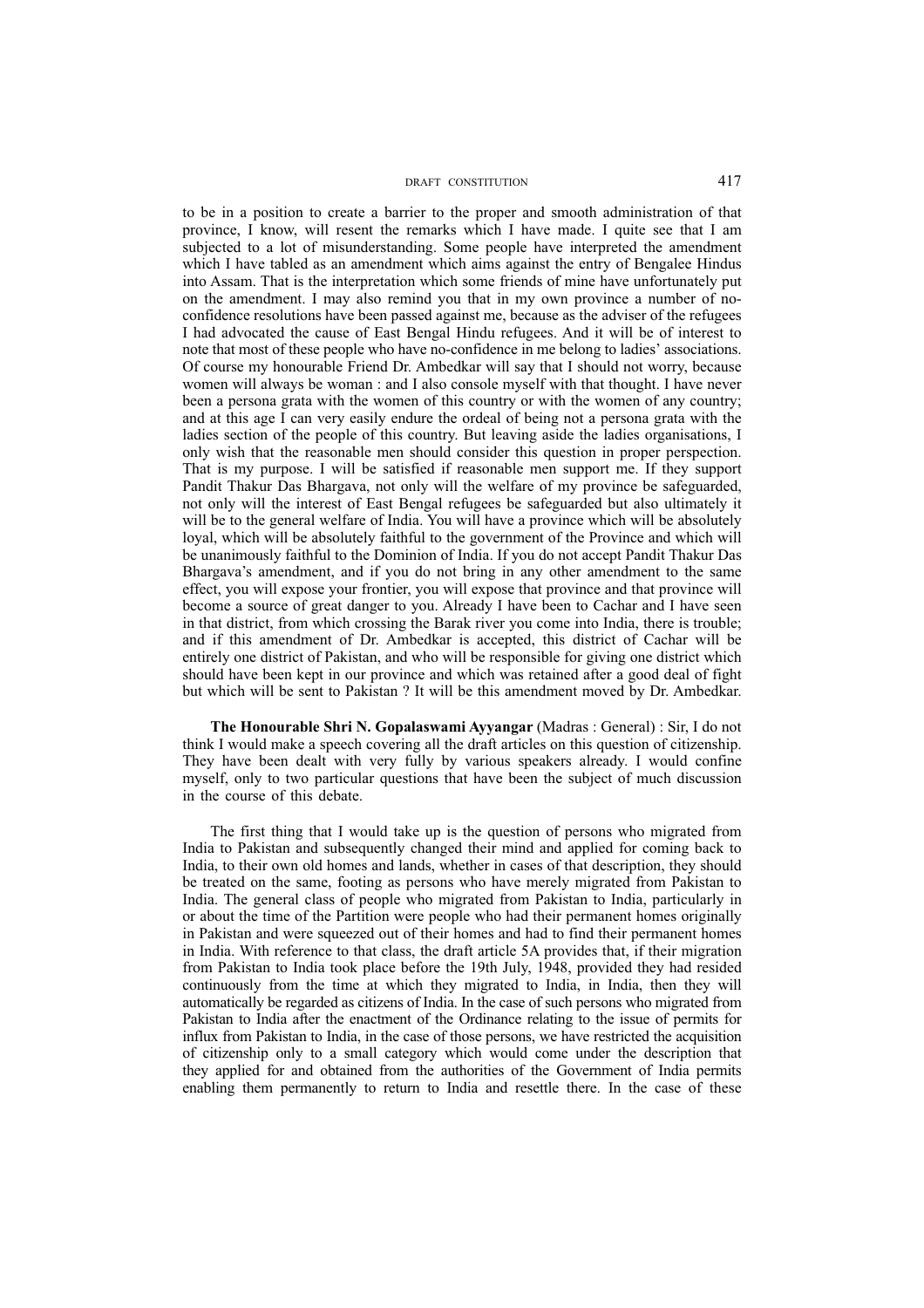to be in a position to create a barrier to the proper and smooth administration of that province, I know, will resent the remarks which I have made. I quite see that I am subjected to a lot of misunderstanding. Some people have interpreted the amendment which I have tabled as an amendment which aims against the entry of Bengalee Hindus into Assam. That is the interpretation which some friends of mine have unfortunately put on the amendment. I may also remind you that in my own province a number of no-confidence resolutions have been passed against me, because as the adviser of the refugees I had advocated the cause of East Bengal Hindu refugees. And it will be of interest to note that most of these people who have no-confidence in me belong to ladies' associations. Of course my honourable Friend Dr. Ambedkar will say that I should not worry, because women will always be woman : and I also console myself with that thought. I have never been a persona grata with the women of this country or with the women of any country; and at this age I can very easily endure the ordeal of being not a persona grata with the ladies section of the people of this country. But leaving aside the ladies organisations, I only wish that the reasonable men should consider this question in proper perspection. That is my purpose. I will be satisfied if reasonable men support me. If they support Pandit Thakur Das Bhargava, not only will the welfare of my province be safeguarded, not only will the interest of East Bengal refugees be safeguarded but also ultimately it will be to the general welfare of India. You will have a province which will be absolutely loyal, which will be absolutely faithful to the government of the Province and which will be unanimously faithful to the Dominion of India. If you do not accept Pandit Thakur Das Bhargava's amendment, and if you do not bring in any other amendment to the same effect, you will expose your frontier, you will expose that province and that province will become a source of great danger to you. Already I have been to Cachar and I have seen in that district, from which crossing the Barak river you come into India, there is trouble; and if this amendment of Dr. Ambedkar is accepted, this district of Cachar will be entirely one district of Pakistan, and who will be responsible for giving one district which should have been kept in our province and which was retained after a good deal of fight but which will be sent to Pakistan ? It will be this amendment moved by Dr. Ambedkar.

**The Honourable Shri N. Gopalaswami Ayyangar** (Madras : General) : Sir, I do not think I would make a speech covering all the draft articles on this question of citizenship. They have been dealt with very fully by various speakers already. I would confine myself, only to two particular questions that have been the subject of much discussion in the course of this debate.

The first thing that I would take up is the question of persons who migrated from India to Pakistan and subsequently changed their mind and applied for coming back to India, to their own old homes and lands, whether in cases of that description, they should be treated on the same, footing as persons who have merely migrated from Pakistan to India. The general class of people who migrated from Pakistan to India, particularly in or about the time of the Partition were people who had their permanent homes originally in Pakistan and were squeezed out of their homes and had to find their permanent homes in India. With reference to that class, the draft article 5A provides that, if their migration from Pakistan to India took place before the 19th July, 1948, provided they had resided continuously from the time at which they migrated to India, in India, then they will automatically be regarded as citizens of India. In the case of such persons who migrated from Pakistan to India after the enactment of the Ordinance relating to the issue of permits for influx from Pakistan to India, in the case of those persons, we have restricted the acquisition of citizenship only to a small category which would come under the description that they applied for and obtained from the authorities of the Government of India permits enabling them permanently to return to India and resettle there. In the case of these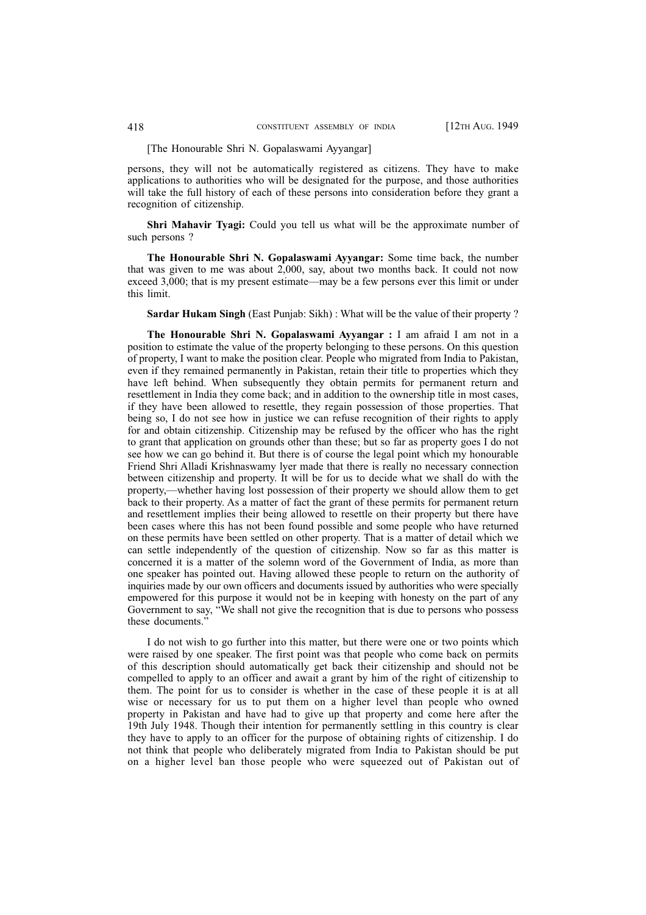[The Honourable Shri N. Gopalaswami Ayyangar]

persons, they will not be automatically registered as citizens. They have to make applications to authorities who will be designated for the purpose, and those authorities will take the full history of each of these persons into consideration before they grant a recognition of citizenship.

**Shri Mahavir Tyagi:** Could you tell us what will be the approximate number of such persons ?

**The Honourable Shri N. Gopalaswami Ayyangar:** Some time back, the number that was given to me was about 2,000, say, about two months back. It could not now exceed 3,000; that is my present estimate—may be a few persons ever this limit or under this limit.

**Sardar Hukam Singh** (East Punjab: Sikh) : What will be the value of their property ?

**The Honourable Shri N. Gopalaswami Ayyangar :** I am afraid I am not in a position to estimate the value of the property belonging to these persons. On this question of property, I want to make the position clear. People who migrated from India to Pakistan, even if they remained permanently in Pakistan, retain their title to properties which they have left behind. When subsequently they obtain permits for permanent return and resettlement in India they come back; and in addition to the ownership title in most cases, if they have been allowed to resettle, they regain possession of those properties. That being so, I do not see how in justice we can refuse recognition of their rights to apply for and obtain citizenship. Citizenship may be refused by the officer who has the right to grant that application on grounds other than these; but so far as property goes I do not see how we can go behind it. But there is of course the legal point which my honourable Friend Shri Alladi Krishnaswamy Iyer made that there is really no necessary connection between citizenship and property. It will be for us to decide what we shall do with the property,—whether having lost possession of their property we should allow them to get back to their property. As a matter of fact the grant of these permits for permanent return and resettlement implies their being allowed to resettle on their property but there have been cases where this has not been found possible and some people who have returned on these permits have been settled on other property. That is a matter of detail which we can settle independently of the question of citizenship. Now so far as this matter is concerned it is a matter of the solemn word of the Government of India, as more than one speaker has pointed out. Having allowed these people to return on the authority of inquiries made by our own officers and documents issued by authorities who were specially empowered for this purpose it would not be in keeping with honesty on the part of any Government to say, "We shall not give the recognition that is due to persons who possess these documents."

I do not wish to go further into this matter, but there were one or two points which were raised by one speaker. The first point was that people who come back on permits of this description should automatically get back their citizenship and should not be compelled to apply to an officer and await a grant by him of the right of citizenship to them. The point for us to consider is whether in the case of these people it is at all wise or necessary for us to put them on a higher level than people who owned property in Pakistan and have had to give up that property and come here after the 19th July 1948. Though their intention for permanently settling in this country is clear they have to apply to an officer for the purpose of obtaining rights of citizenship. I do not think that people who deliberately migrated from India to Pakistan should be put on a higher level ban those people who were squeezed out of Pakistan out of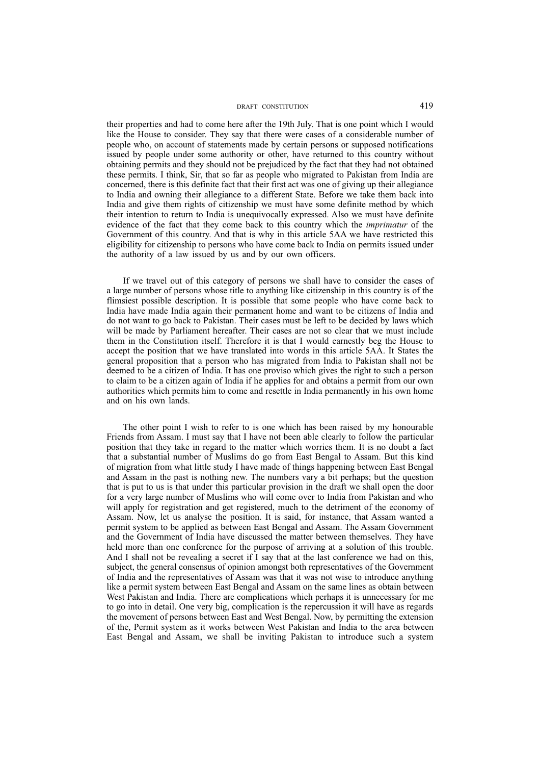their properties and had to come here after the 19th July. That is one point which I would like the House to consider. They say that there were cases of a considerable number of people who, on account of statements made by certain persons or supposed notifications issued by people under some authority or other, have returned to this country without obtaining permits and they should not be prejudiced by the fact that they had not obtained these permits. I think, Sir, that so far as people who migrated to Pakistan from India are concerned, there is this definite fact that their first act was one of giving up their allegiance to India and owning their allegiance to a different State. Before we take them back into India and give them rights of citizenship we must have some definite method by which their intention to return to India is unequivocally expressed. Also we must have definite evidence of the fact that they come back to this country which the *imprimatur* of the Government of this country. And that is why in this article 5AA we have restricted this eligibility for citizenship to persons who have come back to India on permits issued under the authority of a law issued by us and by our own officers.

If we travel out of this category of persons we shall have to consider the cases of a large number of persons whose title to anything like citizenship in this country is of the flimsiest possible description. It is possible that some people who have come back to India have made India again their permanent home and want to be citizens of India and do not want to go back to Pakistan. Their cases must be left to be decided by laws which will be made by Parliament hereafter. Their cases are not so clear that we must include them in the Constitution itself. Therefore it is that I would earnestly beg the House to accept the position that we have translated into words in this article 5AA. It States the general proposition that a person who has migrated from India to Pakistan shall not be deemed to be a citizen of India. It has one proviso which gives the right to such a person to claim to be a citizen again of India if he applies for and obtains a permit from our own authorities which permits him to come and resettle in India permanently in his own home and on his own lands.

The other point I wish to refer to is one which has been raised by my honourable Friends from Assam. I must say that I have not been able clearly to follow the particular position that they take in regard to the matter which worries them. It is no doubt a fact that a substantial number of Muslims do go from East Bengal to Assam. But this kind of migration from what little study I have made of things happening between East Bengal and Assam in the past is nothing new. The numbers vary a bit perhaps; but the question that is put to us is that under this particular provision in the draft we shall open the door for a very large number of Muslims who will come over to India from Pakistan and who will apply for registration and get registered, much to the detriment of the economy of Assam. Now, let us analyse the position. It is said, for instance, that Assam wanted a permit system to be applied as between East Bengal and Assam. The Assam Government and the Government of India have discussed the matter between themselves. They have held more than one conference for the purpose of arriving at a solution of this trouble. And I shall not be revealing a secret if I say that at the last conference we had on this, subject, the general consensus of opinion amongst both representatives of the Government of India and the representatives of Assam was that it was not wise to introduce anything like a permit system between East Bengal and Assam on the same lines as obtain between West Pakistan and India. There are complications which perhaps it is unnecessary for me to go into in detail. One very big, complication is the repercussion it will have as regards the movement of persons between East and West Bengal. Now, by permitting the extension of the, Permit system as it works between West Pakistan and India to the area between East Bengal and Assam, we shall be inviting Pakistan to introduce such a system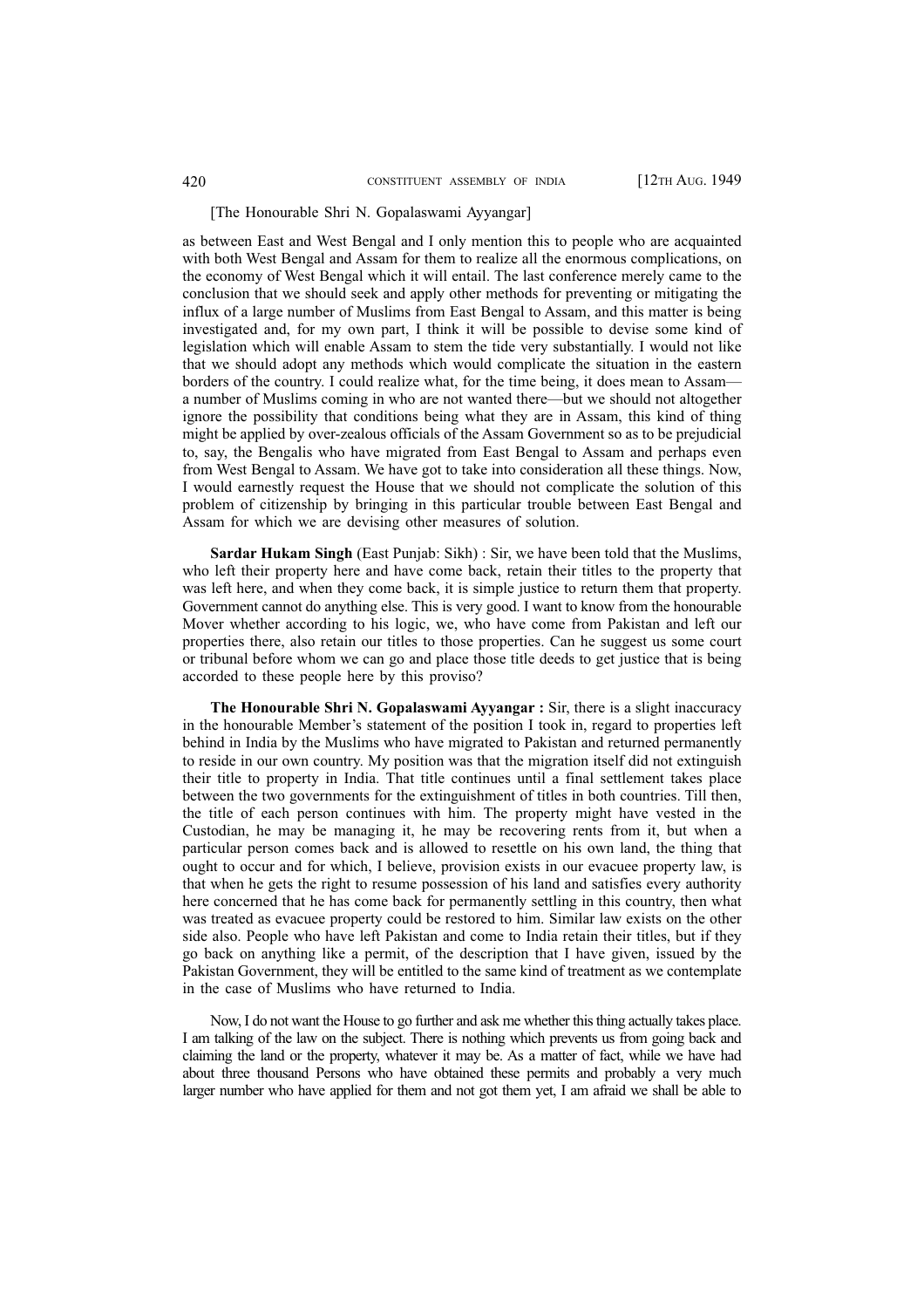[The Honourable Shri N. Gopalaswami Ayyangar]

as between East and West Bengal and I only mention this to people who are acquainted with both West Bengal and Assam for them to realize all the enormous complications, on the economy of West Bengal which it will entail. The last conference merely came to the conclusion that we should seek and apply other methods for preventing or mitigating the influx of a large number of Muslims from East Bengal to Assam, and this matter is being investigated and, for my own part, I think it will be possible to devise some kind of legislation which will enable Assam to stem the tide very substantially. I would not like that we should adopt any methods which would complicate the situation in the eastern borders of the country. I could realize what, for the time being, it does mean to Assam—a number of Muslims coming in who are not wanted there—but we should not altogether ignore the possibility that conditions being what they are in Assam, this kind of thing might be applied by over-zealous officials of the Assam Government so as to be prejudicial to, say, the Bengalis who have migrated from East Bengal to Assam and perhaps even from West Bengal to Assam. We have got to take into consideration all these things. Now, I would earnestly request the House that we should not complicate the solution of this problem of citizenship by bringing in this particular trouble between East Bengal and Assam for which we are devising other measures of solution.

**Sardar Hukam Singh** (East Punjab: Sikh) : Sir, we have been told that the Muslims, who left their property here and have come back, retain their titles to the property that was left here, and when they come back, it is simple justice to return them that property. Government cannot do anything else. This is very good. I want to know from the honourable Mover whether according to his logic, we, who have come from Pakistan and left our properties there, also retain our titles to those properties. Can he suggest us some court or tribunal before whom we can go and place those title deeds to get justice that is being accorded to these people here by this proviso?

**The Honourable Shri N. Gopalaswami Ayyangar :** Sir, there is a slight inaccuracy in the honourable Member's statement of the position I took in, regard to properties left behind in India by the Muslims who have migrated to Pakistan and returned permanently to reside in our own country. My position was that the migration itself did not extinguish their title to property in India. That title continues until a final settlement takes place between the two governments for the extinguishment of titles in both countries. Till then, the title of each person continues with him. The property might have vested in the Custodian, he may be managing it, he may be recovering rents from it, but when a particular person comes back and is allowed to resettle on his own land, the thing that ought to occur and for which, I believe, provision exists in our evacuee property law, is that when he gets the right to resume possession of his land and satisfies every authority here concerned that he has come back for permanently settling in this country, then what was treated as evacuee property could be restored to him. Similar law exists on the other side also. People who have left Pakistan and come to India retain their titles, but if they go back on anything like a permit, of the description that I have given, issued by the Pakistan Government, they will be entitled to the same kind of treatment as we contemplate in the case of Muslims who have returned to India.

Now, I do not want the House to go further and ask me whether this thing actually takes place. I am talking of the law on the subject. There is nothing which prevents us from going back and claiming the land or the property, whatever it may be. As a matter of fact, while we have had about three thousand Persons who have obtained these permits and probably a very much larger number who have applied for them and not got them yet, I am afraid we shall be able to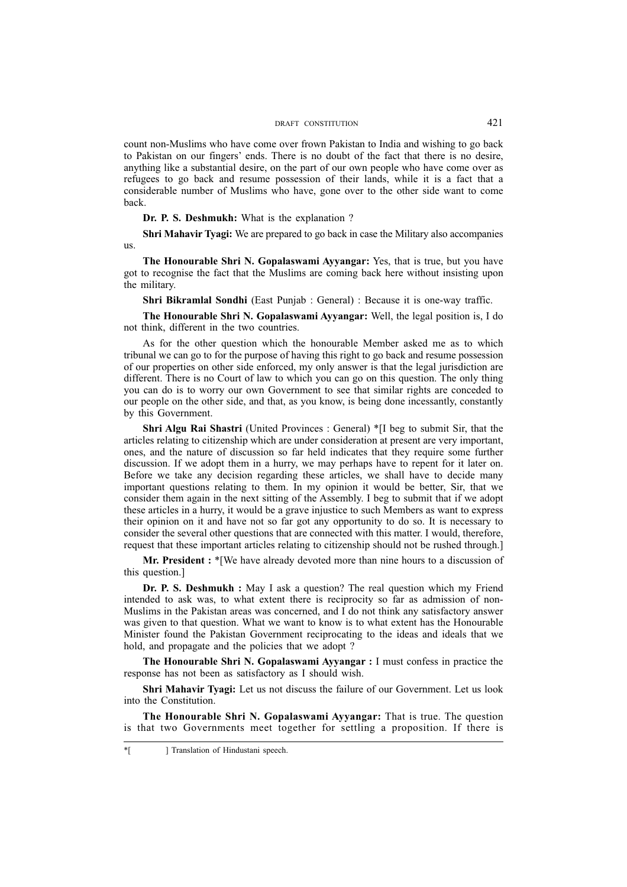count non-Muslims who have come over frown Pakistan to India and wishing to go back to Pakistan on our fingers' ends. There is no doubt of the fact that there is no desire, anything like a substantial desire, on the part of our own people who have come over as refugees to go back and resume possession of their lands, while it is a fact that a considerable number of Muslims who have, gone over to the other side want to come back.

**Dr. P. S. Deshmukh:** What is the explanation ?

**Shri Mahavir Tyagi:** We are prepared to go back in case the Military also accompanies us.

**The Honourable Shri N. Gopalaswami Ayyangar:** Yes, that is true, but you have got to recognise the fact that the Muslims are coming back here without insisting upon the military.

**Shri Bikramlal Sondhi** (East Punjab : General) : Because it is one-way traffic.

**The Honourable Shri N. Gopalaswami Ayyangar:** Well, the legal position is, I do not think, different in the two countries.

As for the other question which the honourable Member asked me as to which tribunal we can go to for the purpose of having this right to go back and resume possession of our properties on other side enforced, my only answer is that the legal jurisdiction are different. There is no Court of law to which you can go on this question. The only thing you can do is to worry our own Government to see that similar rights are conceded to our people on the other side, and that, as you know, is being done incessantly, constantly by this Government.

**Shri Algu Rai Shastri** (United Provinces : General) *[I beg to submit Sir, that the articles relating to citizenship which are under consideration at present are very important, ones, and the nature of discussion so far held indicates that they require some further discussion. If we adopt them in a hurry, we may perhaps have to repent for it later on. Before we take any decision regarding these articles, we shall have to decide many important questions relating to them. In my opinion it would be better, Sir, that we consider them again in the next sitting of the Assembly. I beg to submit that if we adopt these articles in a hurry, it would be a grave injustice to such Members as want to express their opinion on it and have not so far got any opportunity to do so. It is necessary to consider the several other questions that are connected with this matter. I would, therefore, request that these important articles relating to citizenship should not be rushed through.]

**Mr. President :** *[We have already devoted more than nine hours to a discussion of this question.]

**Dr. P. S. Deshmukh :** May I ask a question? The real question which my Friend intended to ask was, to what extent there is reciprocity so far as admission of non-Muslims in the Pakistan areas was concerned, and I do not think any satisfactory answer was given to that question. What we want to know is to what extent has the Honourable Minister found the Pakistan Government reciprocating to the ideas and ideals that we hold, and propagate and the policies that we adopt ?

**The Honourable Shri N. Gopalaswami Ayyangar :** I must confess in practice the response has not been as satisfactory as I should wish.

**Shri Mahavir Tyagi:** Let us not discuss the failure of our Government. Let us look into the Constitution.

**The Honourable Shri N. Gopalaswami Ayyangar:** That is true. The question is that two Governments meet together for settling a proposition. If there is

*[ ] Translation of Hindustani speech.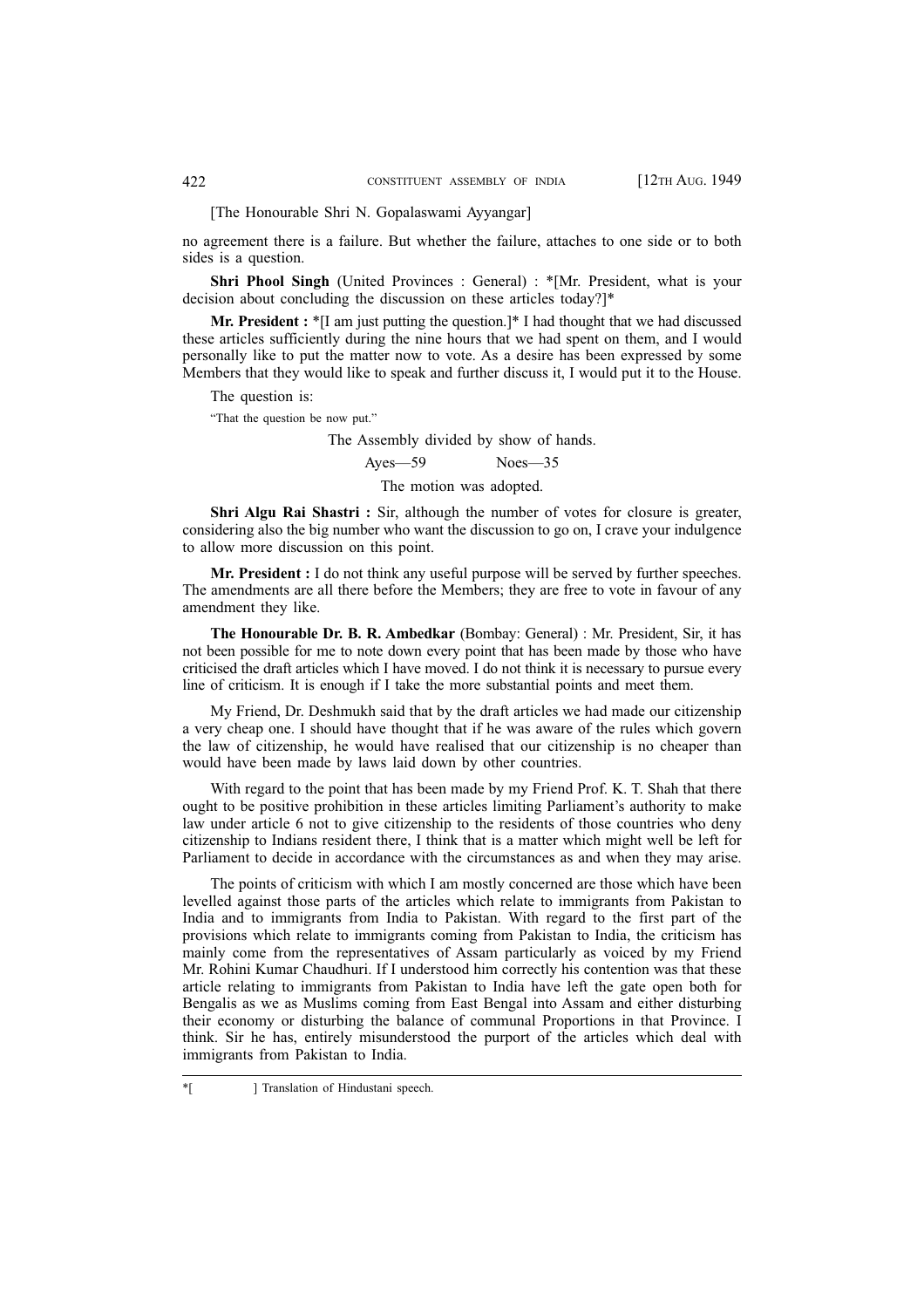[The Honourable Shri N. Gopalaswami Ayyangar]

no agreement there is a failure. But whether the failure, attaches to one side or to both sides is a question.

**Shri Phool Singh** (United Provinces : General) : *[Mr. President, what is your decision about concluding the discussion on these articles today?]*

**Mr. President :** *[I am just putting the question.]* I had thought that we had discussed these articles sufficiently during the nine hours that we had spent on them, and I would personally like to put the matter now to vote. As a desire has been expressed by some Members that they would like to speak and further discuss it, I would put it to the House.

The question is:

"That the question be now put."

The Assembly divided by show of hands.

Ayes—59 Noes—35

The motion was adopted.

**Shri Algu Rai Shastri :** Sir, although the number of votes for closure is greater, considering also the big number who want the discussion to go on, I crave your indulgence to allow more discussion on this point.

**Mr. President :** I do not think any useful purpose will be served by further speeches. The amendments are all there before the Members; they are free to vote in favour of any amendment they like.

**The Honourable Dr. B. R. Ambedkar** (Bombay: General) : Mr. President, Sir, it has not been possible for me to note down every point that has been made by those who have criticised the draft articles which I have moved. I do not think it is necessary to pursue every line of criticism. It is enough if I take the more substantial points and meet them.

My Friend, Dr. Deshmukh said that by the draft articles we had made our citizenship a very cheap one. I should have thought that if he was aware of the rules which govern the law of citizenship, he would have realised that our citizenship is no cheaper than would have been made by laws laid down by other countries.

With regard to the point that has been made by my Friend Prof. K. T. Shah that there ought to be positive prohibition in these articles limiting Parliament's authority to make law under article 6 not to give citizenship to the residents of those countries who deny citizenship to Indians resident there, I think that is a matter which might well be left for Parliament to decide in accordance with the circumstances as and when they may arise.

The points of criticism with which I am mostly concerned are those which have been levelled against those parts of the articles which relate to immigrants from Pakistan to India and to immigrants from India to Pakistan. With regard to the first part of the provisions which relate to immigrants coming from Pakistan to India, the criticism has mainly come from the representatives of Assam particularly as voiced by my Friend Mr. Rohini Kumar Chaudhuri. If I understood him correctly his contention was that these article relating to immigrants from Pakistan to India have left the gate open both for Bengalis as we as Muslims coming from East Bengal into Assam and either disturbing their economy or disturbing the balance of communal Proportions in that Province. I think. Sir he has, entirely misunderstood the purport of the articles which deal with immigrants from Pakistan to India.

*[ ] Translation of Hindustani speech.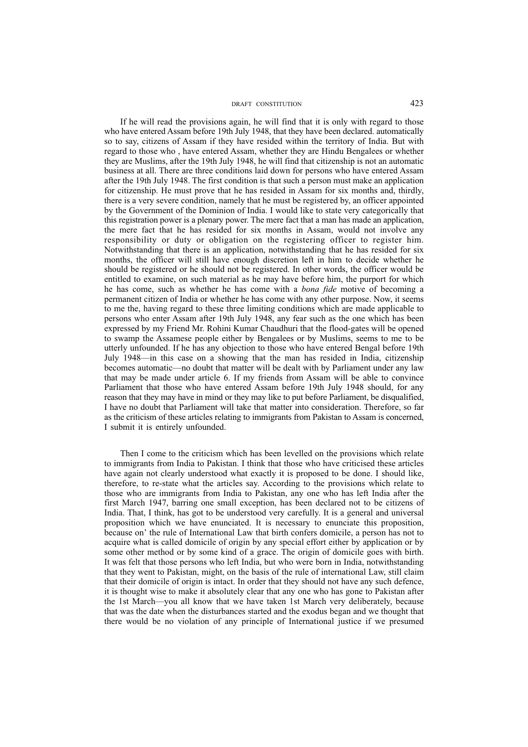If he will read the provisions again, he will find that it is only with regard to those who have entered Assam before 19th July 1948, that they have been declared. automatically so to say, citizens of Assam if they have resided within the territory of India. But with regard to those who , have entered Assam, whether they are Hindu Bengalees or whether they are Muslims, after the 19th July 1948, he will find that citizenship is not an automatic business at all. There are three conditions laid down for persons who have entered Assam after the 19th July 1948. The first condition is that such a person must make an application for citizenship. He must prove that he has resided in Assam for six months and, thirdly, there is a very severe condition, namely that he must be registered by, an officer appointed by the Government of the Dominion of India. I would like to state very categorically that this registration power is a plenary power. The mere fact that a man has made an application, the mere fact that he has resided for six months in Assam, would not involve any responsibility or duty or obligation on the registering officer to register him. Notwithstanding that there is an application, notwithstanding that he has resided for six months, the officer will still have enough discretion left in him to decide whether he should be registered or he should not be registered. In other words, the officer would be entitled to examine, on such material as he may have before him, the purport for which he has come, such as whether he has come with a *bona fide* motive of becoming a permanent citizen of India or whether he has come with any other purpose. Now, it seems to me the, having regard to these three limiting conditions which are made applicable to persons who enter Assam after 19th July 1948, any fear such as the one which has been expressed by my Friend Mr. Rohini Kumar Chaudhuri that the flood-gates will be opened to swamp the Assamese people either by Bengalees or by Muslims, seems to me to be utterly unfounded. If he has any objection to those who have entered Bengal before 19th July 1948—in this case on a showing that the man has resided in India, citizenship becomes automatic—no doubt that matter will be dealt with by Parliament under any law that may be made under article 6. If my friends from Assam will be able to convince Parliament that those who have entered Assam before 19th July 1948 should, for any reason that they may have in mind or they may like to put before Parliament, be disqualified, I have no doubt that Parliament will take that matter into consideration. Therefore, so far as the criticism of these articles relating to immigrants from Pakistan to Assam is concerned, I submit it is entirely unfounded.

Then I come to the criticism which has been levelled on the provisions which relate to immigrants from India to Pakistan. I think that those who have criticised these articles have again not clearly understood what exactly it is proposed to be done. I should like, therefore, to re-state what the articles say. According to the provisions which relate to those who are immigrants from India to Pakistan, any one who has left India after the first March 1947, barring one small exception, has been declared not to be citizens of India. That, I think, has got to be understood very carefully. It is a general and universal proposition which we have enunciated. It is necessary to enunciate this proposition, because on' the rule of International Law that birth confers domicile, a person has not to acquire what is called domicile of origin by any special effort either by application or by some other method or by some kind of a grace. The origin of domicile goes with birth. It was felt that those persons who left India, but who were born in India, notwithstanding that they went to Pakistan, might, on the basis of the rule of international Law, still claim that their domicile of origin is intact. In order that they should not have any such defence, it is thought wise to make it absolutely clear that any one who has gone to Pakistan after the 1st March—you all know that we have taken 1st March very deliberately, because that was the date when the disturbances started and the exodus began and we thought that there would be no violation of any principle of International justice if we presumed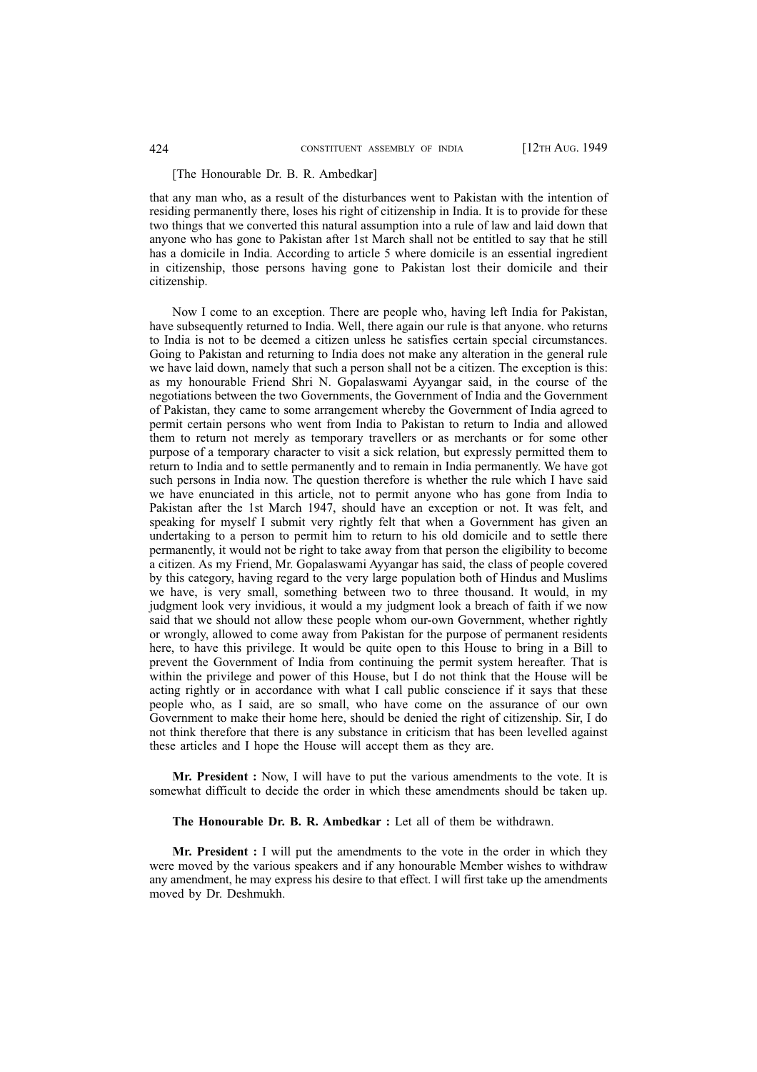[The Honourable Dr. B. R. Ambedkar]

that any man who, as a result of the disturbances went to Pakistan with the intention of residing permanently there, loses his right of citizenship in India. It is to provide for these two things that we converted this natural assumption into a rule of law and laid down that anyone who has gone to Pakistan after 1st March shall not be entitled to say that he still has a domicile in India. According to article 5 where domicile is an essential ingredient in citizenship, those persons having gone to Pakistan lost their domicile and their citizenship.

Now I come to an exception. There are people who, having left India for Pakistan, have subsequently returned to India. Well, there again our rule is that anyone. who returns to India is not to be deemed a citizen unless he satisfies certain special circumstances. Going to Pakistan and returning to India does not make any alteration in the general rule we have laid down, namely that such a person shall not be a citizen. The exception is this: as my honourable Friend Shri N. Gopalaswami Ayyangar said, in the course of the negotiations between the two Governments, the Government of India and the Government of Pakistan, they came to some arrangement whereby the Government of India agreed to permit certain persons who went from India to Pakistan to return to India and allowed them to return not merely as temporary travellers or as merchants or for some other purpose of a temporary character to visit a sick relation, but expressly permitted them to return to India and to settle permanently and to remain in India permanently. We have got such persons in India now. The question therefore is whether the rule which I have said we have enunciated in this article, not to permit anyone who has gone from India to Pakistan after the 1st March 1947, should have an exception or not. It was felt, and speaking for myself I submit very rightly felt that when a Government has given an undertaking to a person to permit him to return to his old domicile and to settle there permanently, it would not be right to take away from that person the eligibility to become a citizen. As my Friend, Mr. Gopalaswami Ayyangar has said, the class of people covered by this category, having regard to the very large population both of Hindus and Muslims we have, is very small, something between two to three thousand. It would, in my judgment look very invidious, it would a my judgment look a breach of faith if we now said that we should not allow these people whom our-own Government, whether rightly or wrongly, allowed to come away from Pakistan for the purpose of permanent residents here, to have this privilege. It would be quite open to this House to bring in a Bill to prevent the Government of India from continuing the permit system hereafter. That is within the privilege and power of this House, but I do not think that the House will be acting rightly or in accordance with what I call public conscience if it says that these people who, as I said, are so small, who have come on the assurance of our own Government to make their home here, should be denied the right of citizenship. Sir, I do not think therefore that there is any substance in criticism that has been levelled against these articles and I hope the House will accept them as they are.

**Mr. President :** Now, I will have to put the various amendments to the vote. It is somewhat difficult to decide the order in which these amendments should be taken up.

**The Honourable Dr. B. R. Ambedkar :** Let all of them be withdrawn.

**Mr. President :** I will put the amendments to the vote in the order in which they were moved by the various speakers and if any honourable Member wishes to withdraw any amendment, he may express his desire to that effect. I will first take up the amendments moved by Dr. Deshmukh.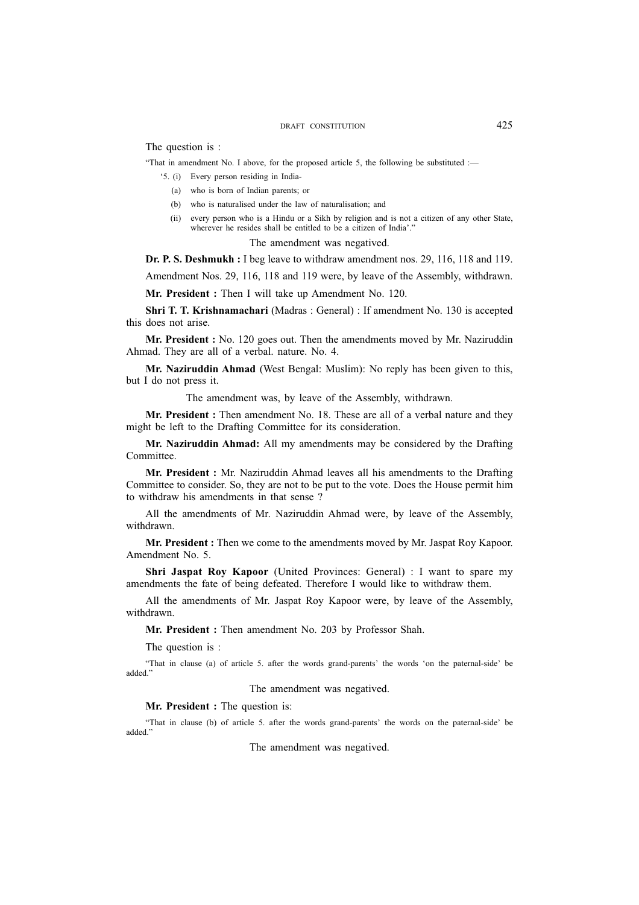The question is :

"That in amendment No. I above, for the proposed article 5, the following be substituted :—

'5. (i) Every person residing in India-

(a) who is born of Indian parents; or

(b) who is naturalised under the law of naturalisation; and

(ii) every person who is a Hindu or a Sikh by religion and is not a citizen of any other State, wherever he resides shall be entitled to be a citizen of India'."

The amendment was negatived.

**Dr. P. S. Deshmukh :** I beg leave to withdraw amendment nos. 29, 116, 118 and 119.

Amendment Nos. 29, 116, 118 and 119 were, by leave of the Assembly, withdrawn.

**Mr. President :** Then I will take up Amendment No. 120.

**Shri T. T. Krishnamachari** (Madras : General) : If amendment No. 130 is accepted this does not arise.

**Mr. President :** No. 120 goes out. Then the amendments moved by Mr. Naziruddin Ahmad. They are all of a verbal. nature. No. 4.

**Mr. Naziruddin Ahmad** (West Bengal: Muslim): No reply has been given to this, but I do not press it.

The amendment was, by leave of the Assembly, withdrawn.

**Mr. President :** Then amendment No. 18. These are all of a verbal nature and they might be left to the Drafting Committee for its consideration.

**Mr. Naziruddin Ahmad:** All my amendments may be considered by the Drafting Committee.

**Mr. President :** Mr. Naziruddin Ahmad leaves all his amendments to the Drafting Committee to consider. So, they are not to be put to the vote. Does the House permit him to withdraw his amendments in that sense ?

All the amendments of Mr. Naziruddin Ahmad were, by leave of the Assembly, withdrawn.

**Mr. President :** Then we come to the amendments moved by Mr. Jaspat Roy Kapoor. Amendment No. 5.

**Shri Jaspat Roy Kapoor** (United Provinces: General) : I want to spare my amendments the fate of being defeated. Therefore I would like to withdraw them.

All the amendments of Mr. Jaspat Roy Kapoor were, by leave of the Assembly, withdrawn.

**Mr. President :** Then amendment No. 203 by Professor Shah.

The question is :

"That in clause (a) of article 5. after the words grand-parents' the words 'on the paternal-side' be added."

The amendment was negatived.

**Mr. President :** The question is:

"That in clause (b) of article 5. after the words grand-parents' the words on the paternal-side' be added."

The amendment was negatived.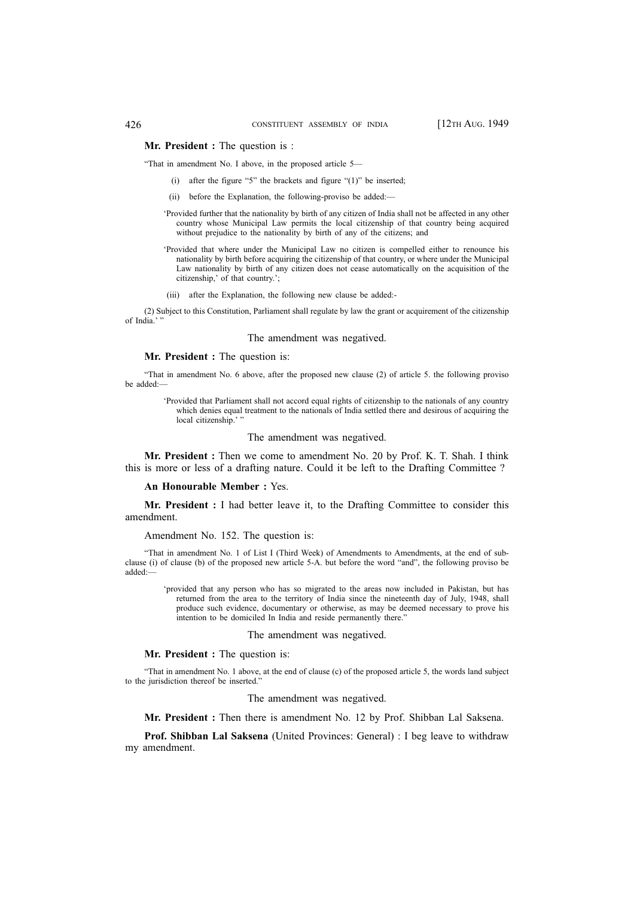**Mr. President :** The question is :

"That in amendment No. I above, in the proposed article 5—

(i) after the figure "5" the brackets and figure "(1)" be inserted;

(ii) before the Explanation, the following-proviso be added:—

'Provided further that the nationality by birth of any citizen of India shall not be affected in any other country whose Municipal Law permits the local citizenship of that country being acquired without prejudice to the nationality by birth of any of the citizens; and

'Provided that where under the Municipal Law no citizen is compelled either to renounce his nationality by birth before acquiring the citizenship of that country, or where under the Municipal Law nationality by birth of any citizen does not cease automatically on the acquisition of the citizenship,' of that country.';

(iii) after the Explanation, the following new clause be added:-

(2) Subject to this Constitution, Parliament shall regulate by law the grant or acquirement of the citizenship of India.' "

The amendment was negatived.

**Mr. President :** The question is:

"That in amendment No. 6 above, after the proposed new clause (2) of article 5. the following proviso be added:—

'Provided that Parliament shall not accord equal rights of citizenship to the nationals of any country which denies equal treatment to the nationals of India settled there and desirous of acquiring the local citizenship.' "

The amendment was negatived.

**Mr. President :** Then we come to amendment No. 20 by Prof. K. T. Shah. I think this is more or less of a drafting nature. Could it be left to the Drafting Committee ?

**An Honourable Member :** Yes.

**Mr. President :** I had better leave it, to the Drafting Committee to consider this amendment.

Amendment No. 152. The question is:

"That in amendment No. 1 of List I (Third Week) of Amendments to Amendments, at the end of sub-clause (i) of clause (b) of the proposed new article 5-A. but before the word "and", the following proviso be added:—

'provided that any person who has so migrated to the areas now included in Pakistan, but has returned from the area to the territory of India since the nineteenth day of July, 1948, shall produce such evidence, documentary or otherwise, as may be deemed necessary to prove his intention to be domiciled In India and reside permanently there."

The amendment was negatived.

**Mr. President :** The question is:

"That in amendment No. 1 above, at the end of clause (c) of the proposed article 5, the words land subject to the jurisdiction thereof be inserted."

The amendment was negatived.

**Mr. President :** Then there is amendment No. 12 by Prof. Shibban Lal Saksena.

**Prof. Shibban Lal Saksena** (United Provinces: General) : I beg leave to withdraw my amendment.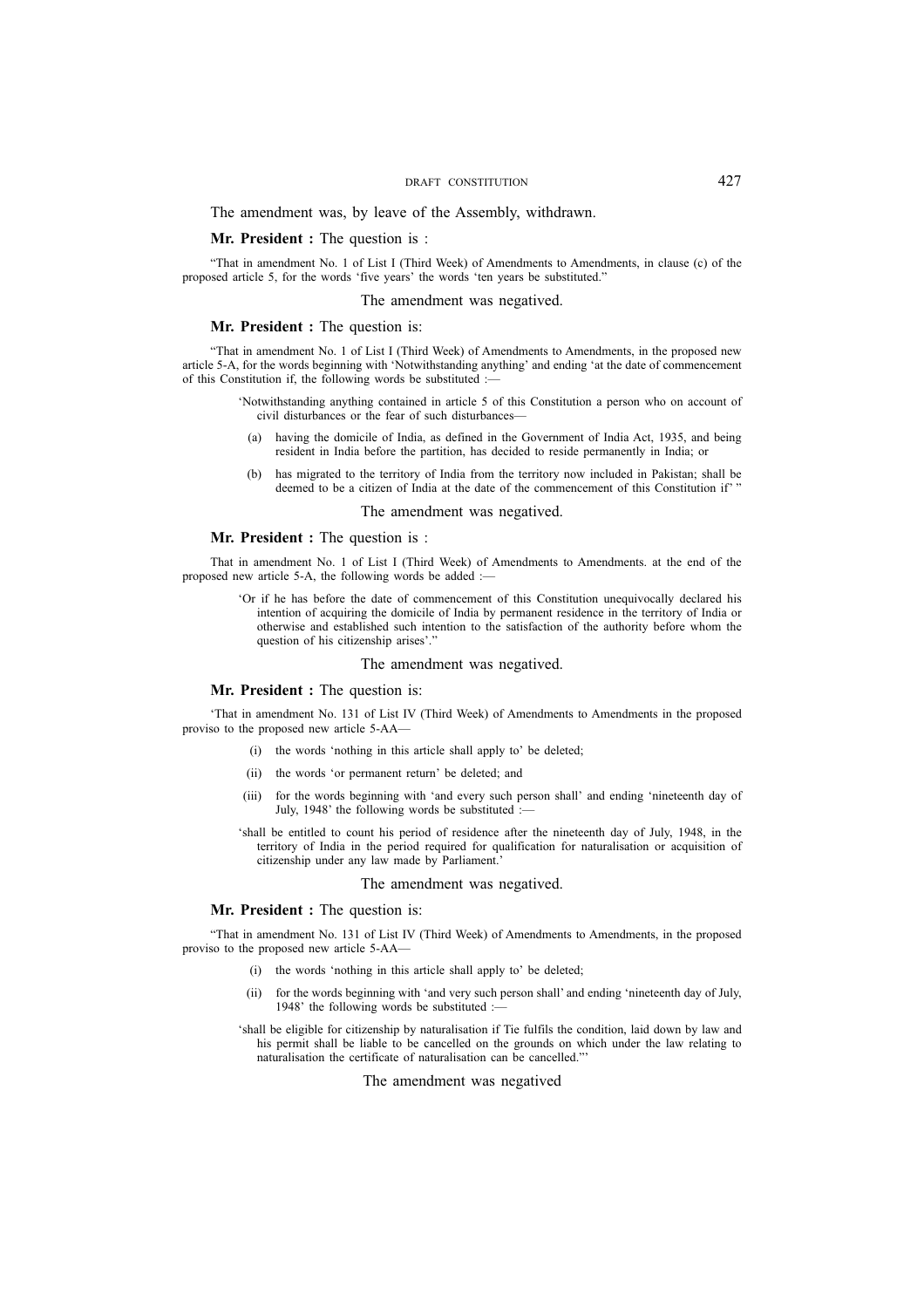The amendment was, by leave of the Assembly, withdrawn.

**Mr. President :** The question is :

"That in amendment No. 1 of List I (Third Week) of Amendments to Amendments, in clause (c) of the proposed article 5, for the words 'five years' the words 'ten years be substituted."

The amendment was negatived.

**Mr. President :** The question is:

"That in amendment No. 1 of List I (Third Week) of Amendments to Amendments, in the proposed new article 5-A, for the words beginning with 'Notwithstanding anything' and ending 'at the date of commencement of this Constitution if, the following words be substituted :—

'Notwithstanding anything contained in article 5 of this Constitution a person who on account of civil disturbances or the fear of such disturbances—

(a) having the domicile of India, as defined in the Government of India Act, 1935, and being resident in India before the partition, has decided to reside permanently in India; or

(b) has migrated to the territory of India from the territory now included in Pakistan; shall be deemed to be a citizen of India at the date of the commencement of this Constitution if' "

The amendment was negatived.

**Mr. President :** The question is :

That in amendment No. 1 of List I (Third Week) of Amendments to Amendments. at the end of the proposed new article 5-A, the following words be added :—

'Or if he has before the date of commencement of this Constitution unequivocally declared his intention of acquiring the domicile of India by permanent residence in the territory of India or otherwise and established such intention to the satisfaction of the authority before whom the question of his citizenship arises'."

The amendment was negatived.

**Mr. President :** The question is:

'That in amendment No. 131 of List IV (Third Week) of Amendments to Amendments in the proposed proviso to the proposed new article 5-AA—

(i) the words 'nothing in this article shall apply to' be deleted;

(ii) the words 'or permanent return' be deleted; and

(iii) for the words beginning with 'and every such person shall' and ending 'nineteenth day of July, 1948' the following words be substituted :—

'shall be entitled to count his period of residence after the nineteenth day of July, 1948, in the territory of India in the period required for qualification for naturalisation or acquisition of citizenship under any law made by Parliament.'

The amendment was negatived.

**Mr. President :** The question is:

"That in amendment No. 131 of List IV (Third Week) of Amendments to Amendments, in the proposed proviso to the proposed new article 5-AA—

(i) the words 'nothing in this article shall apply to' be deleted;

(ii) for the words beginning with 'and very such person shall' and ending 'nineteenth day of July, 1948' the following words be substituted :—

'shall be eligible for citizenship by naturalisation if Tie fulfils the condition, laid down by law and his permit shall be liable to be cancelled on the grounds on which under the law relating to naturalisation the certificate of naturalisation can be cancelled."'

The amendment was negatived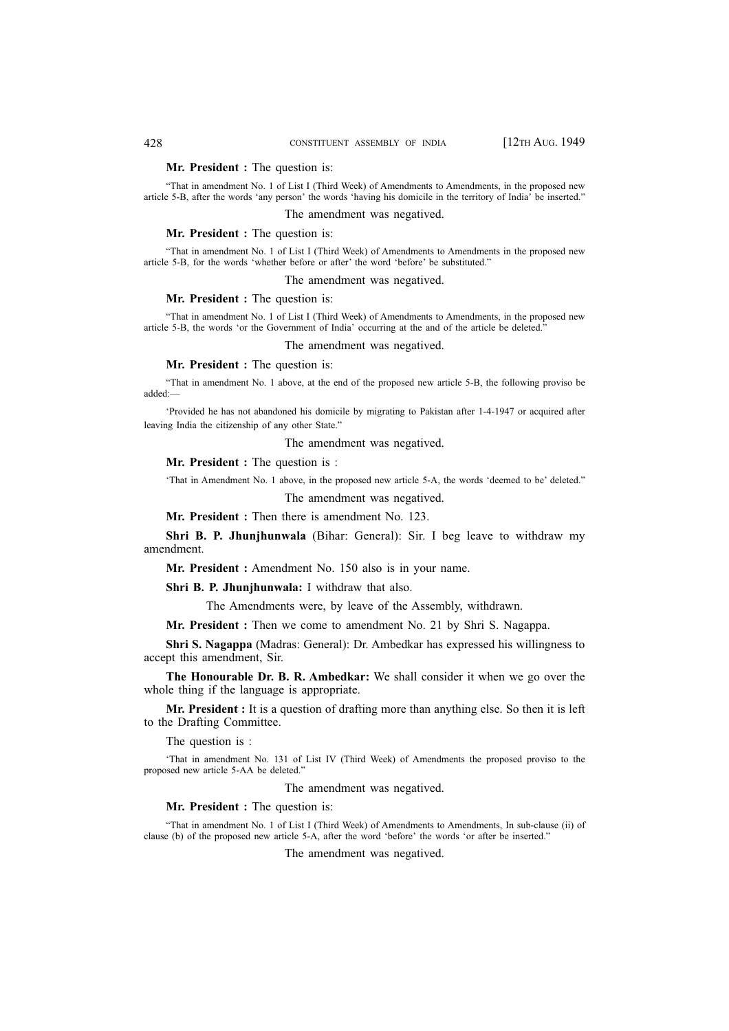**Mr. President :** The question is:

"That in amendment No. 1 of List I (Third Week) of Amendments to Amendments, in the proposed new article 5-B, after the words 'any person' the words 'having his domicile in the territory of India' be inserted."

The amendment was negatived.

**Mr. President :** The question is:

"That in amendment No. 1 of List I (Third Week) of Amendments to Amendments in the proposed new article 5-B, for the words 'whether before or after' the word 'before' be substituted."

The amendment was negatived.

**Mr. President :** The question is:

"That in amendment No. 1 of List I (Third Week) of Amendments to Amendments, in the proposed new article 5-B, the words 'or the Government of India' occurring at the and of the article be deleted."

The amendment was negatived.

**Mr. President :** The question is:

"That in amendment No. 1 above, at the end of the proposed new article 5-B, the following proviso be added:—

'Provided he has not abandoned his domicile by migrating to Pakistan after 1-4-1947 or acquired after leaving India the citizenship of any other State."

The amendment was negatived.

**Mr. President :** The question is :

'That in Amendment No. 1 above, in the proposed new article 5-A, the words 'deemed to be' deleted."

The amendment was negatived.

**Mr. President :** Then there is amendment No. 123.

**Shri B. P. Jhunjhunwala** (Bihar: General): Sir. I beg leave to withdraw my amendment.

**Mr. President :** Amendment No. 150 also is in your name.

**Shri B. P. Jhunjhunwala:** I withdraw that also.

The Amendments were, by leave of the Assembly, withdrawn.

**Mr. President :** Then we come to amendment No. 21 by Shri S. Nagappa.

**Shri S. Nagappa** (Madras: General): Dr. Ambedkar has expressed his willingness to accept this amendment, Sir.

**The Honourable Dr. B. R. Ambedkar:** We shall consider it when we go over the whole thing if the language is appropriate.

**Mr. President :** It is a question of drafting more than anything else. So then it is left to the Drafting Committee.

The question is :

'That in amendment No. 131 of List IV (Third Week) of Amendments the proposed proviso to the proposed new article 5-AA be deleted."

The amendment was negatived.

**Mr. President :** The question is:

"That in amendment No. 1 of List I (Third Week) of Amendments to Amendments, In sub-clause (ii) of clause (b) of the proposed new article 5-A, after the word 'before' the words 'or after be inserted."

The amendment was negatived.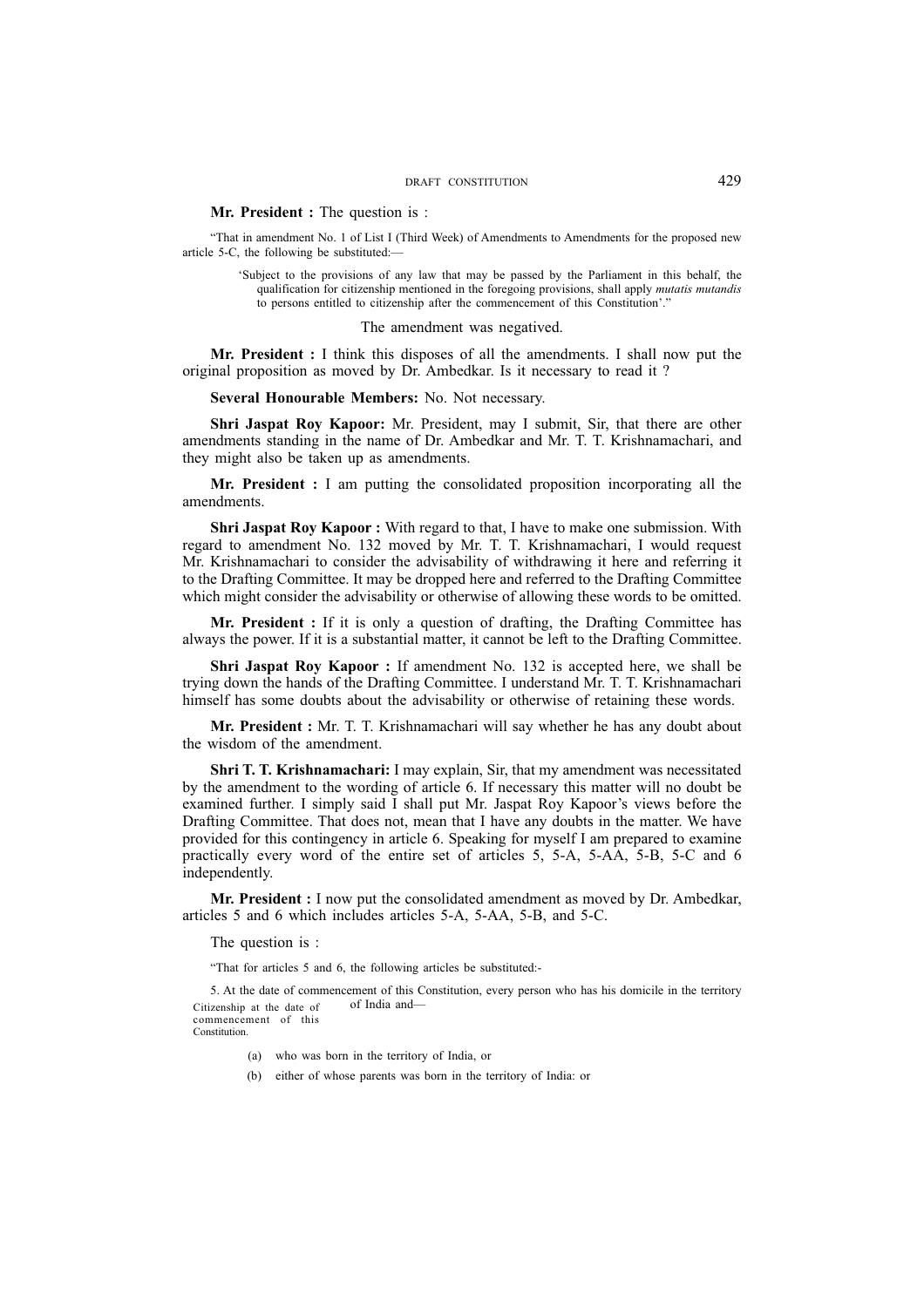**Mr. President :** The question is :

"That in amendment No. 1 of List I (Third Week) of Amendments to Amendments for the proposed new article 5-C, the following be substituted:—

> 'Subject to the provisions of any law that may be passed by the Parliament in this behalf, the qualification for citizenship mentioned in the foregoing provisions, shall apply *mutatis mutandis* to persons entitled to citizenship after the commencement of this Constitution'."

The amendment was negatived.

**Mr. President :** I think this disposes of all the amendments. I shall now put the original proposition as moved by Dr. Ambedkar. Is it necessary to read it ?

**Several Honourable Members:** No. Not necessary.

**Shri Jaspat Roy Kapoor:** Mr. President, may I submit, Sir, that there are other amendments standing in the name of Dr. Ambedkar and Mr. T. T. Krishnamachari, and they might also be taken up as amendments.

**Mr. President :** I am putting the consolidated proposition incorporating all the amendments.

**Shri Jaspat Roy Kapoor :** With regard to that, I have to make one submission. With regard to amendment No. 132 moved by Mr. T. T. Krishnamachari, I would request Mr. Krishnamachari to consider the advisability of withdrawing it here and referring it to the Drafting Committee. It may be dropped here and referred to the Drafting Committee which might consider the advisability or otherwise of allowing these words to be omitted.

**Mr. President :** If it is only a question of drafting, the Drafting Committee has always the power. If it is a substantial matter, it cannot be left to the Drafting Committee.

**Shri Jaspat Roy Kapoor :** If amendment No. 132 is accepted here, we shall be trying down the hands of the Drafting Committee. I understand Mr. T. T. Krishnamachari himself has some doubts about the advisability or otherwise of retaining these words.

**Mr. President :** Mr. T. T. Krishnamachari will say whether he has any doubt about the wisdom of the amendment.

**Shri T. T. Krishnamachari:** I may explain, Sir, that my amendment was necessitated by the amendment to the wording of article 6. If necessary this matter will no doubt be examined further. I simply said I shall put Mr. Jaspat Roy Kapoor's views before the Drafting Committee. That does not, mean that I have any doubts in the matter. We have provided for this contingency in article 6. Speaking for myself I am prepared to examine practically every word of the entire set of articles 5, 5-A, 5-AA, 5-B, 5-C and 6 independently.

**Mr. President :** I now put the consolidated amendment as moved by Dr. Ambedkar, articles 5 and 6 which includes articles 5-A, 5-AA, 5-B, and 5-C.

The question is :

"That for articles 5 and 6, the following articles be substituted:-

Citizenship at the date of commencement of this Constitution.

5. At the date of commencement of this Constitution, every person who has his domicile in the territory of India and—

(a) who was born in the territory of India, or

(b) either of whose parents was born in the territory of India: or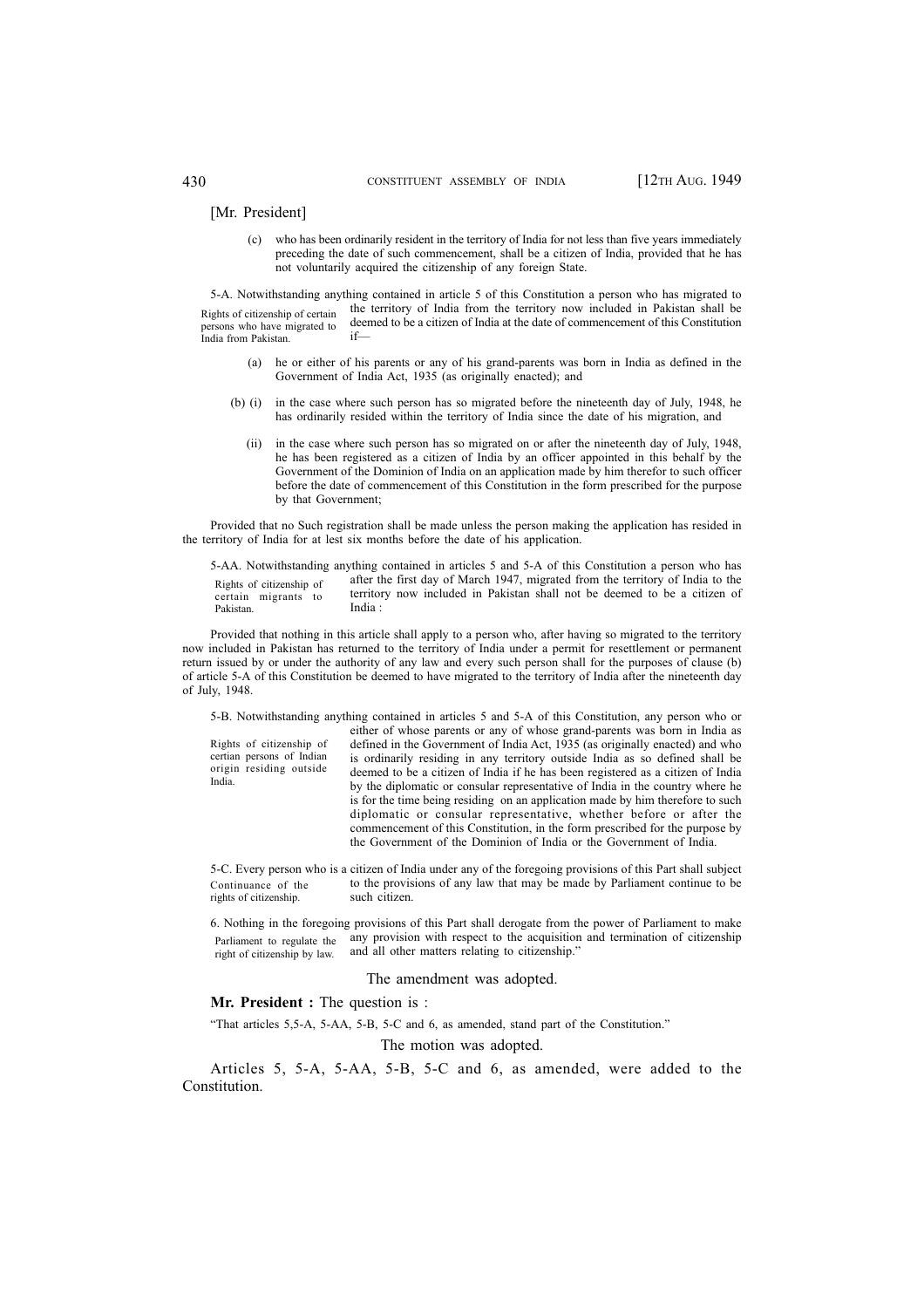[Mr. President]

(c) who has been ordinarily resident in the territory of India for not less than five years immediately preceding the date of such commencement, shall be a citizen of India, provided that he has not voluntarily acquired the citizenship of any foreign State.

5-A. Notwithstanding anything contained in article 5 of this Constitution a person who has migrated to the territory of India from the territory now included in Pakistan shall be deemed to be a citizen of India at the date of commencement of this Constitution if—

*Rights of citizenship of certain persons who have migrated to India from Pakistan.*

(a) he or either of his parents or any of his grand-parents was born in India as defined in the Government of India Act, 1935 (as originally enacted); and

(b) (i) in the case where such person has so migrated before the nineteenth day of July, 1948, he has ordinarily resided within the territory of India since the date of his migration, and

(ii) in the case where such person has so migrated on or after the nineteenth day of July, 1948, he has been registered as a citizen of India by an officer appointed in this behalf by the Government of the Dominion of India on an application made by him therefor to such officer before the date of commencement of this Constitution in the form prescribed for the purpose by that Government;

Provided that no Such registration shall be made unless the person making the application has resided in the territory of India for at lest six months before the date of his application.

5-AA. Notwithstanding anything contained in articles 5 and 5-A of this Constitution a person who has after the first day of March 1947, migrated from the territory of India to the territory now included in Pakistan shall not be deemed to be a citizen of India :

*Rights of citizenship of certain migrants to Pakistan.*

Provided that nothing in this article shall apply to a person who, after having so migrated to the territory now included in Pakistan has returned to the territory of India under a permit for resettlement or permanent return issued by or under the authority of any law and every such person shall for the purposes of clause (b) of article 5-A of this Constitution be deemed to have migrated to the territory of India after the nineteenth day of July, 1948.

5-B. Notwithstanding anything contained in articles 5 and 5-A of this Constitution, any person who or either of whose parents or any of whose grand-parents was born in India as defined in the Government of India Act, 1935 (as originally enacted) and who is ordinarily residing in any territory outside India as so defined shall be deemed to be a citizen of India if he has been registered as a citizen of India by the diplomatic or consular representative of India in the country where he is for the time being residing on an application made by him therefore to such diplomatic or consular representative, whether before or after the commencement of this Constitution, in the form prescribed for the purpose by the Government of the Dominion of India or the Government of India.

*Rights of citizenship of certian persons of Indian origin residing outside India.*

5-C. Every person who is a citizen of India under any of the foregoing provisions of this Part shall subject to the provisions of any law that may be made by Parliament continue to be such citizen.

*Continuance of the rights of citizenship.*

6. Nothing in the foregoing provisions of this Part shall derogate from the power of Parliament to make any provision with respect to the acquisition and termination of citizenship and all other matters relating to citizenship."

*Parliament to regulate the right of citizenship by law.*

The amendment was adopted.

**Mr. President :** The question is :

"That articles 5,5-A, 5-AA, 5-B, 5-C and 6, as amended, stand part of the Constitution."

The motion was adopted.

Articles 5, 5-A, 5-AA, 5-B, 5-C and 6, as amended, were added to the Constitution.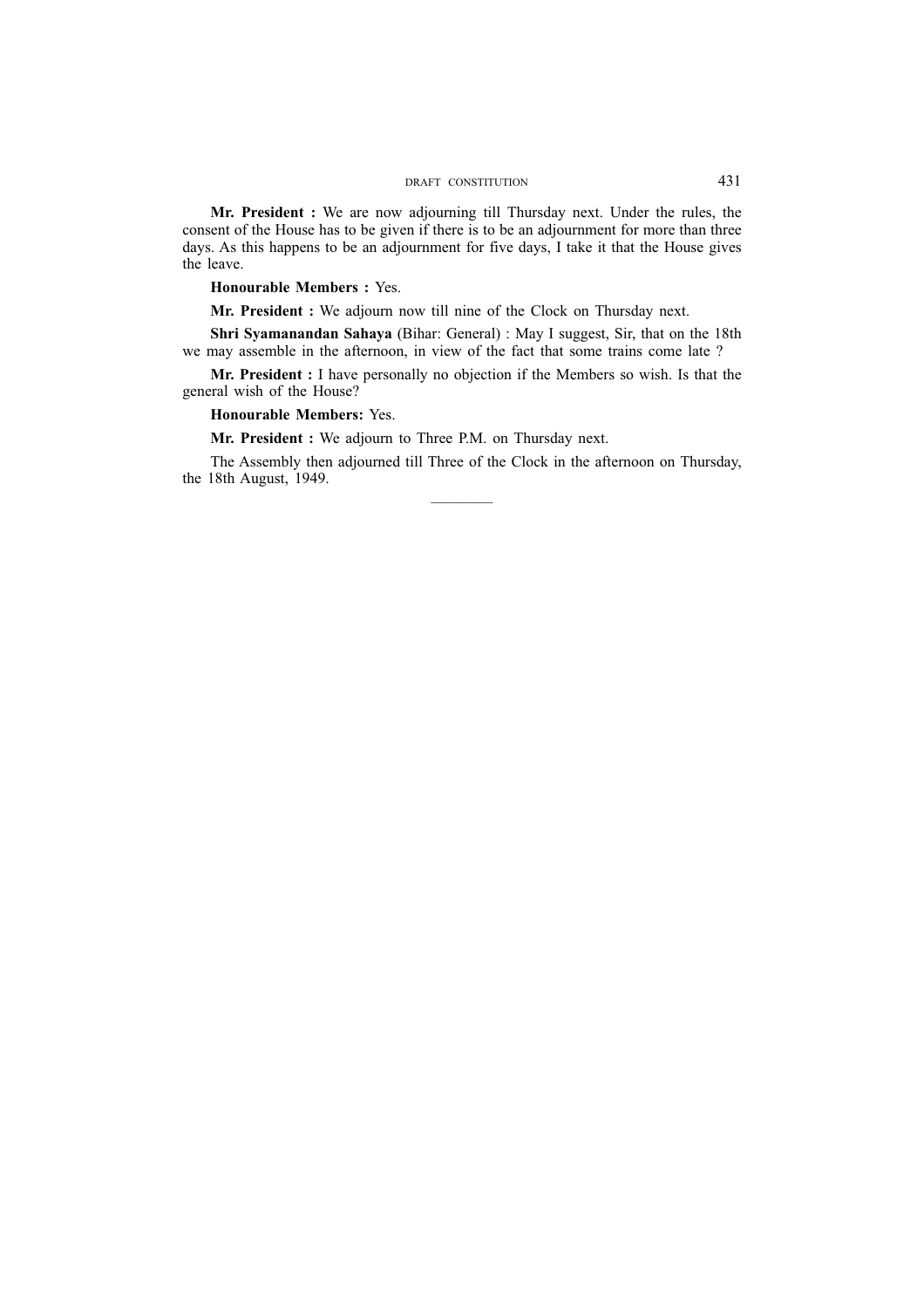**Mr. President :** We are now adjourning till Thursday next. Under the rules, the consent of the House has to be given if there is to be an adjournment for more than three days. As this happens to be an adjournment for five days, I take it that the House gives the leave.

**Honourable Members :** Yes.

**Mr. President :** We adjourn now till nine of the Clock on Thursday next.

**Shri Syamanandan Sahaya** (Bihar: General) : May I suggest, Sir, that on the 18th we may assemble in the afternoon, in view of the fact that some trains come late ?

**Mr. President :** I have personally no objection if the Members so wish. Is that the general wish of the House?

**Honourable Members:** Yes.

**Mr. President :** We adjourn to Three P.M. on Thursday next.

The Assembly then adjourned till Three of the Clock in the afternoon on Thursday, the 18th August, 1949.

---